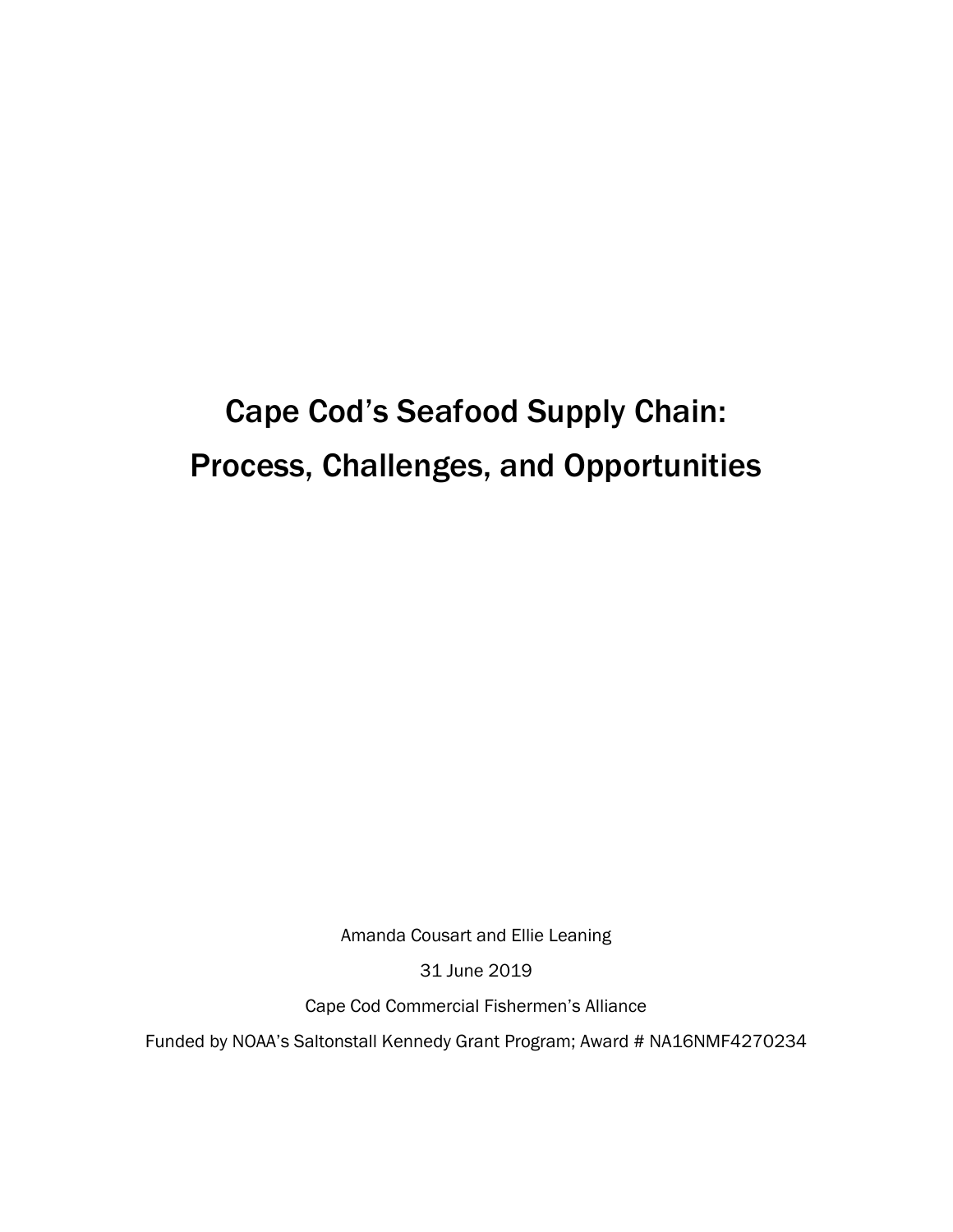# Cape Cod's Seafood Supply Chain: Process, Challenges, and Opportunities

Amanda Cousart and Ellie Leaning

31 June 2019

Cape Cod Commercial Fishermen's Alliance

Funded by NOAA's Saltonstall Kennedy Grant Program; Award # NA16NMF4270234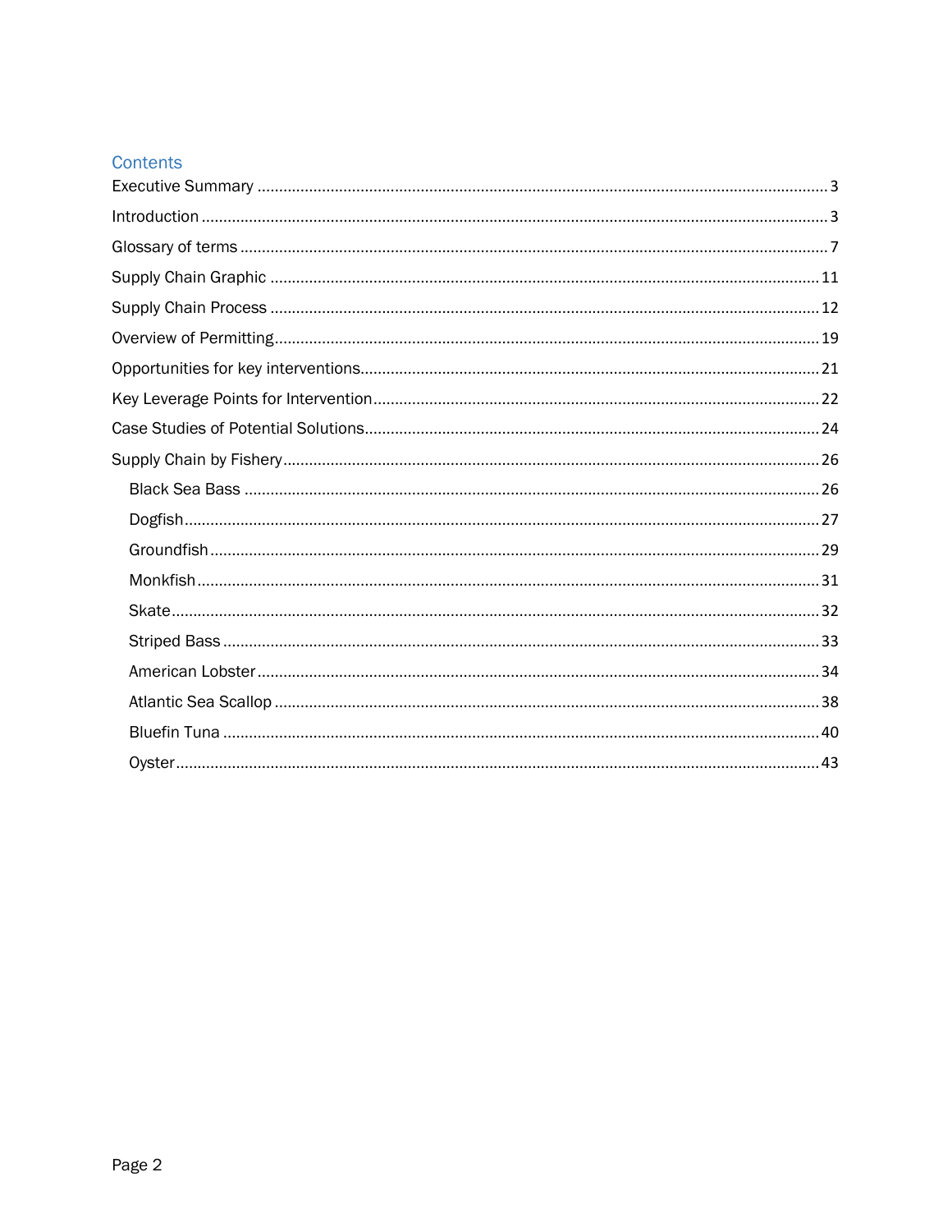## Contents

- Executive Summary ... 3
- Introduction ... 3
- Glossary of terms ... 7
- Supply Chain Graphic ... 11
- Supply Chain Process ... 12
- Overview of Permitting ... 19
- Opportunities for key interventions ... 21
- Key Leverage Points for Intervention ... 22
- Case Studies of Potential Solutions ... 24
- Supply Chain by Fishery ... 26
  - Black Sea Bass ... 26
  - Dogfish ... 27
  - Groundfish ... 29
  - Monkfish ... 31
  - Skate ... 32
  - Striped Bass ... 33
  - American Lobster ... 34
  - Atlantic Sea Scallop ... 38
  - Bluefin Tuna ... 40
  - Oyster ... 43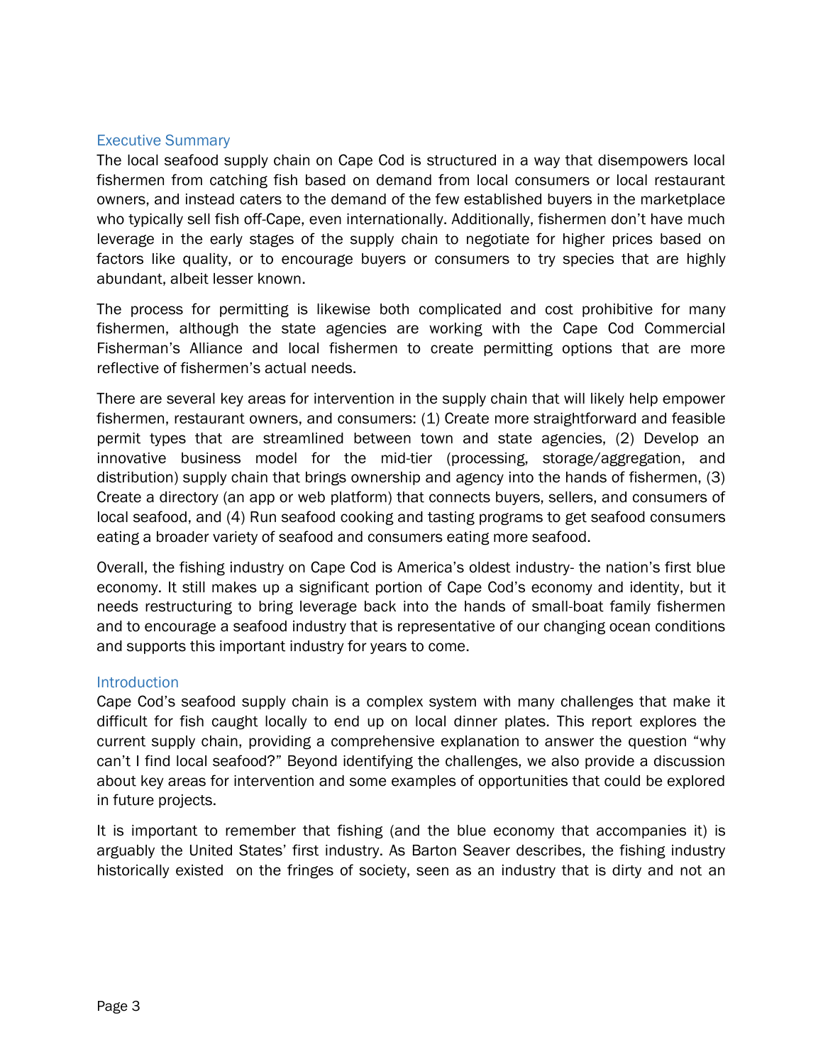## Executive Summary

The local seafood supply chain on Cape Cod is structured in a way that disempowers local fishermen from catching fish based on demand from local consumers or local restaurant owners, and instead caters to the demand of the few established buyers in the marketplace who typically sell fish off-Cape, even internationally. Additionally, fishermen don't have much leverage in the early stages of the supply chain to negotiate for higher prices based on factors like quality, or to encourage buyers or consumers to try species that are highly abundant, albeit lesser known.

The process for permitting is likewise both complicated and cost prohibitive for many fishermen, although the state agencies are working with the Cape Cod Commercial Fisherman's Alliance and local fishermen to create permitting options that are more reflective of fishermen's actual needs.

There are several key areas for intervention in the supply chain that will likely help empower fishermen, restaurant owners, and consumers: (1) Create more straightforward and feasible permit types that are streamlined between town and state agencies, (2) Develop an innovative business model for the mid-tier (processing, storage/aggregation, and distribution) supply chain that brings ownership and agency into the hands of fishermen, (3) Create a directory (an app or web platform) that connects buyers, sellers, and consumers of local seafood, and (4) Run seafood cooking and tasting programs to get seafood consumers eating a broader variety of seafood and consumers eating more seafood.

Overall, the fishing industry on Cape Cod is America's oldest industry- the nation's first blue economy. It still makes up a significant portion of Cape Cod's economy and identity, but it needs restructuring to bring leverage back into the hands of small-boat family fishermen and to encourage a seafood industry that is representative of our changing ocean conditions and supports this important industry for years to come.

## Introduction

Cape Cod's seafood supply chain is a complex system with many challenges that make it difficult for fish caught locally to end up on local dinner plates. This report explores the current supply chain, providing a comprehensive explanation to answer the question "why can't I find local seafood?" Beyond identifying the challenges, we also provide a discussion about key areas for intervention and some examples of opportunities that could be explored in future projects.

It is important to remember that fishing (and the blue economy that accompanies it) is arguably the United States' first industry. As Barton Seaver describes, the fishing industry historically existed on the fringes of society, seen as an industry that is dirty and not an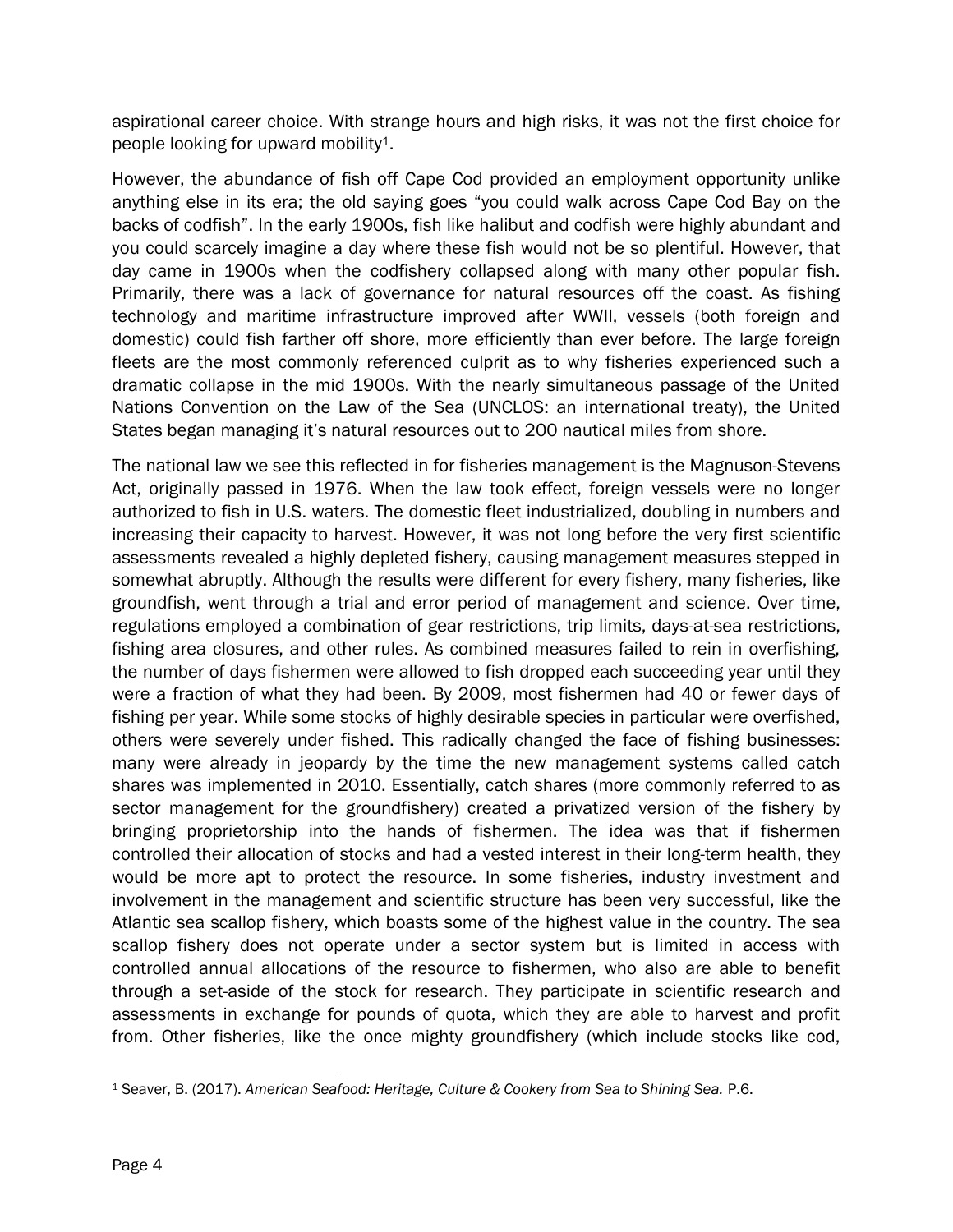aspirational career choice. With strange hours and high risks, it was not the first choice for people looking for upward mobility[1].

However, the abundance of fish off Cape Cod provided an employment opportunity unlike anything else in its era; the old saying goes "you could walk across Cape Cod Bay on the backs of codfish". In the early 1900s, fish like halibut and codfish were highly abundant and you could scarcely imagine a day where these fish would not be so plentiful. However, that day came in 1900s when the codfishery collapsed along with many other popular fish. Primarily, there was a lack of governance for natural resources off the coast. As fishing technology and maritime infrastructure improved after WWII, vessels (both foreign and domestic) could fish farther off shore, more efficiently than ever before. The large foreign fleets are the most commonly referenced culprit as to why fisheries experienced such a dramatic collapse in the mid 1900s. With the nearly simultaneous passage of the United Nations Convention on the Law of the Sea (UNCLOS: an international treaty), the United States began managing it's natural resources out to 200 nautical miles from shore.

The national law we see this reflected in for fisheries management is the Magnuson-Stevens Act, originally passed in 1976. When the law took effect, foreign vessels were no longer authorized to fish in U.S. waters. The domestic fleet industrialized, doubling in numbers and increasing their capacity to harvest. However, it was not long before the very first scientific assessments revealed a highly depleted fishery, causing management measures stepped in somewhat abruptly. Although the results were different for every fishery, many fisheries, like groundfish, went through a trial and error period of management and science. Over time, regulations employed a combination of gear restrictions, trip limits, days-at-sea restrictions, fishing area closures, and other rules. As combined measures failed to rein in overfishing, the number of days fishermen were allowed to fish dropped each succeeding year until they were a fraction of what they had been. By 2009, most fishermen had 40 or fewer days of fishing per year. While some stocks of highly desirable species in particular were overfished, others were severely under fished. This radically changed the face of fishing businesses: many were already in jeopardy by the time the new management systems called catch shares was implemented in 2010. Essentially, catch shares (more commonly referred to as sector management for the groundfishery) created a privatized version of the fishery by bringing proprietorship into the hands of fishermen. The idea was that if fishermen controlled their allocation of stocks and had a vested interest in their long-term health, they would be more apt to protect the resource. In some fisheries, industry investment and involvement in the management and scientific structure has been very successful, like the Atlantic sea scallop fishery, which boasts some of the highest value in the country. The sea scallop fishery does not operate under a sector system but is limited in access with controlled annual allocations of the resource to fishermen, who also are able to benefit through a set-aside of the stock for research. They participate in scientific research and assessments in exchange for pounds of quota, which they are able to harvest and profit from. Other fisheries, like the once mighty groundfishery (which include stocks like cod,

---

[1] Seaver, B. (2017). *American Seafood: Heritage, Culture & Cookery from Sea to Shining Sea.* P.6.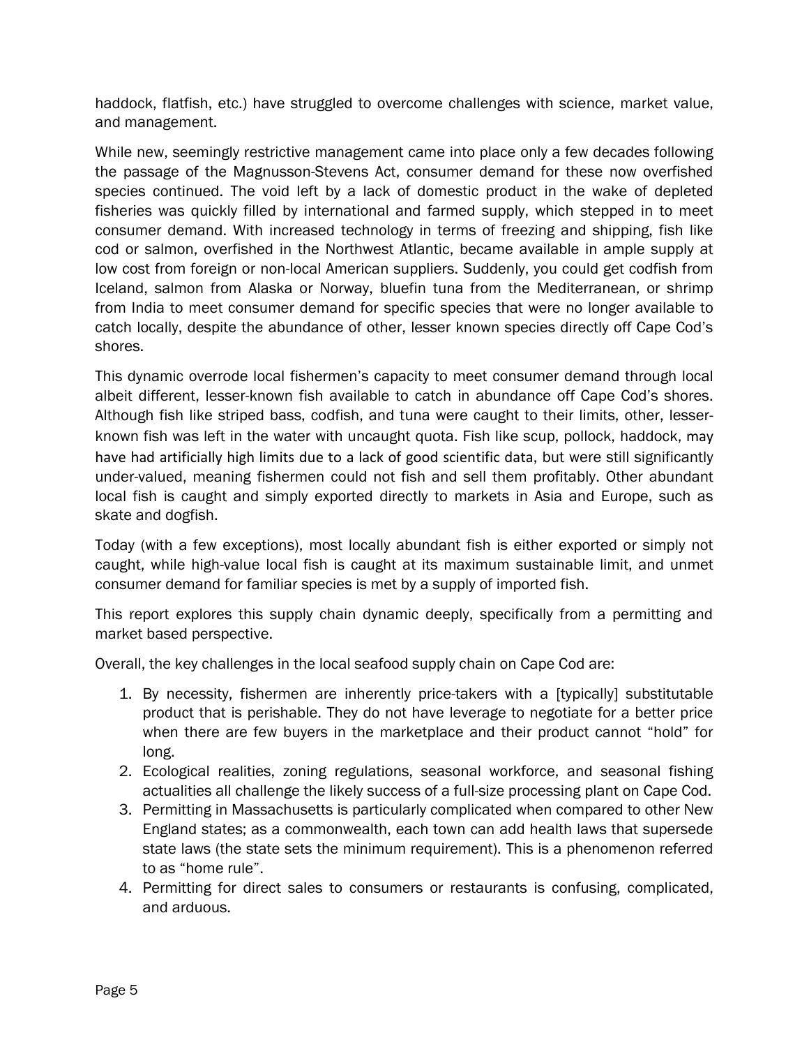haddock, flatfish, etc.) have struggled to overcome challenges with science, market value, and management.

While new, seemingly restrictive management came into place only a few decades following the passage of the Magnusson-Stevens Act, consumer demand for these now overfished species continued. The void left by a lack of domestic product in the wake of depleted fisheries was quickly filled by international and farmed supply, which stepped in to meet consumer demand. With increased technology in terms of freezing and shipping, fish like cod or salmon, overfished in the Northwest Atlantic, became available in ample supply at low cost from foreign or non-local American suppliers. Suddenly, you could get codfish from Iceland, salmon from Alaska or Norway, bluefin tuna from the Mediterranean, or shrimp from India to meet consumer demand for specific species that were no longer available to catch locally, despite the abundance of other, lesser known species directly off Cape Cod's shores.

This dynamic overrode local fishermen's capacity to meet consumer demand through local albeit different, lesser-known fish available to catch in abundance off Cape Cod's shores. Although fish like striped bass, codfish, and tuna were caught to their limits, other, lesser-known fish was left in the water with uncaught quota. Fish like scup, pollock, haddock, may have had artificially high limits due to a lack of good scientific data, but were still significantly under-valued, meaning fishermen could not fish and sell them profitably. Other abundant local fish is caught and simply exported directly to markets in Asia and Europe, such as skate and dogfish.

Today (with a few exceptions), most locally abundant fish is either exported or simply not caught, while high-value local fish is caught at its maximum sustainable limit, and unmet consumer demand for familiar species is met by a supply of imported fish.

This report explores this supply chain dynamic deeply, specifically from a permitting and market based perspective.

Overall, the key challenges in the local seafood supply chain on Cape Cod are:

1. By necessity, fishermen are inherently price-takers with a [typically] substitutable product that is perishable. They do not have leverage to negotiate for a better price when there are few buyers in the marketplace and their product cannot "hold" for long.
2. Ecological realities, zoning regulations, seasonal workforce, and seasonal fishing actualities all challenge the likely success of a full-size processing plant on Cape Cod.
3. Permitting in Massachusetts is particularly complicated when compared to other New England states; as a commonwealth, each town can add health laws that supersede state laws (the state sets the minimum requirement). This is a phenomenon referred to as "home rule".
4. Permitting for direct sales to consumers or restaurants is confusing, complicated, and arduous.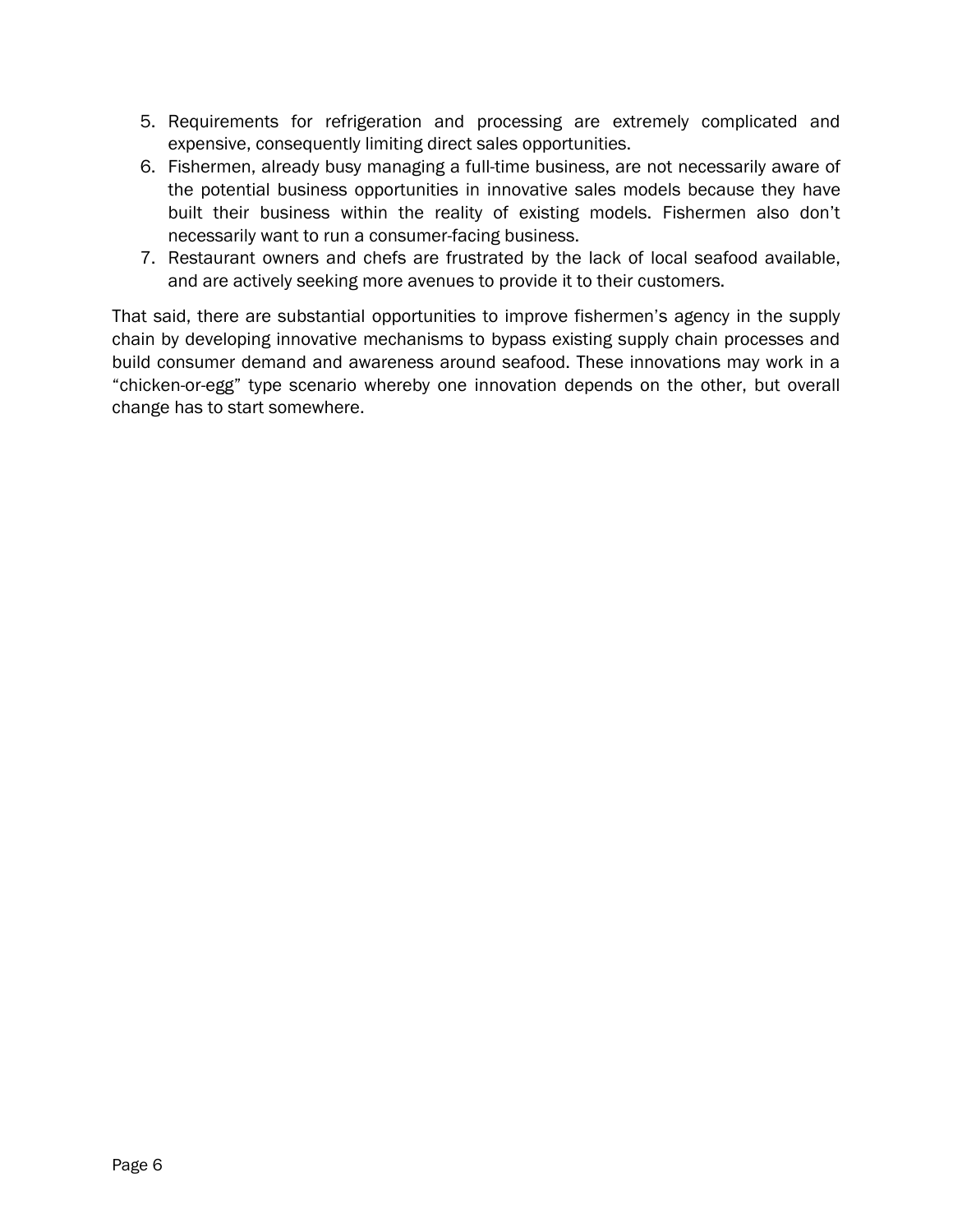5. Requirements for refrigeration and processing are extremely complicated and expensive, consequently limiting direct sales opportunities.
6. Fishermen, already busy managing a full-time business, are not necessarily aware of the potential business opportunities in innovative sales models because they have built their business within the reality of existing models. Fishermen also don't necessarily want to run a consumer-facing business.
7. Restaurant owners and chefs are frustrated by the lack of local seafood available, and are actively seeking more avenues to provide it to their customers.

That said, there are substantial opportunities to improve fishermen's agency in the supply chain by developing innovative mechanisms to bypass existing supply chain processes and build consumer demand and awareness around seafood. These innovations may work in a "chicken-or-egg" type scenario whereby one innovation depends on the other, but overall change has to start somewhere.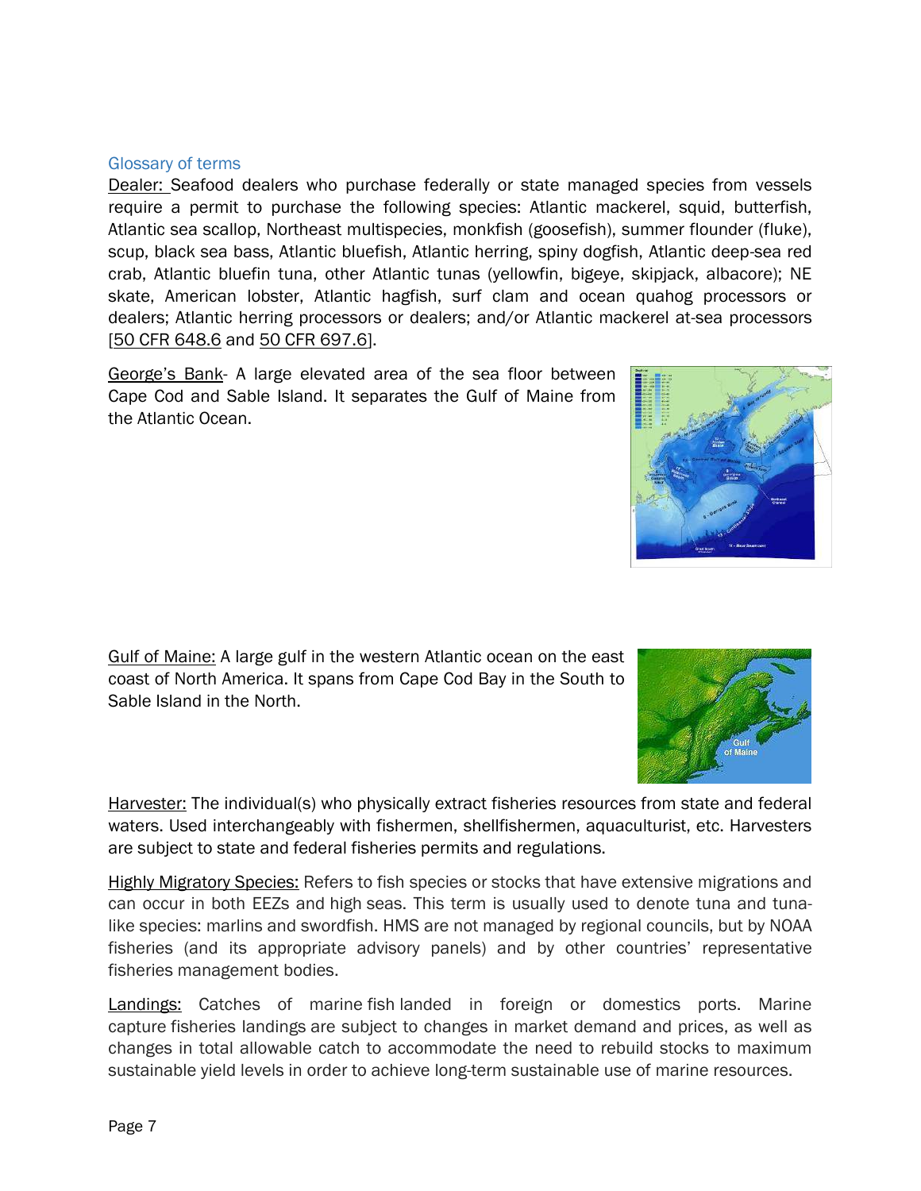## Glossary of terms

<u>Dealer:</u> Seafood dealers who purchase federally or state managed species from vessels require a permit to purchase the following species: Atlantic mackerel, squid, butterfish, Atlantic sea scallop, Northeast multispecies, monkfish (goosefish), summer flounder (fluke), scup, black sea bass, Atlantic bluefish, Atlantic herring, spiny dogfish, Atlantic deep-sea red crab, Atlantic bluefin tuna, other Atlantic tunas (yellowfin, bigeye, skipjack, albacore); NE skate, American lobster, Atlantic hagfish, surf clam and ocean quahog processors or dealers; Atlantic herring processors or dealers; and/or Atlantic mackerel at-sea processors [50 CFR 648.6 and 50 CFR 697.6].

<u>George's Bank</u>- A large elevated area of the sea floor between Cape Cod and Sable Island. It separates the Gulf of Maine from the Atlantic Ocean.

<u>Gulf of Maine:</u> A large gulf in the western Atlantic ocean on the east coast of North America. It spans from Cape Cod Bay in the South to Sable Island in the North.

<u>Harvester:</u> The individual(s) who physically extract fisheries resources from state and federal waters. Used interchangeably with fishermen, shellfishermen, aquaculturist, etc. Harvesters are subject to state and federal fisheries permits and regulations.

<u>Highly Migratory Species:</u> Refers to fish species or stocks that have extensive migrations and can occur in both EEZs and high seas. This term is usually used to denote tuna and tuna-like species: marlins and swordfish. HMS are not managed by regional councils, but by NOAA fisheries (and its appropriate advisory panels) and by other countries' representative fisheries management bodies.

<u>Landings:</u> Catches of marine fish landed in foreign or domestics ports. Marine capture fisheries landings are subject to changes in market demand and prices, as well as changes in total allowable catch to accommodate the need to rebuild stocks to maximum sustainable yield levels in order to achieve long-term sustainable use of marine resources.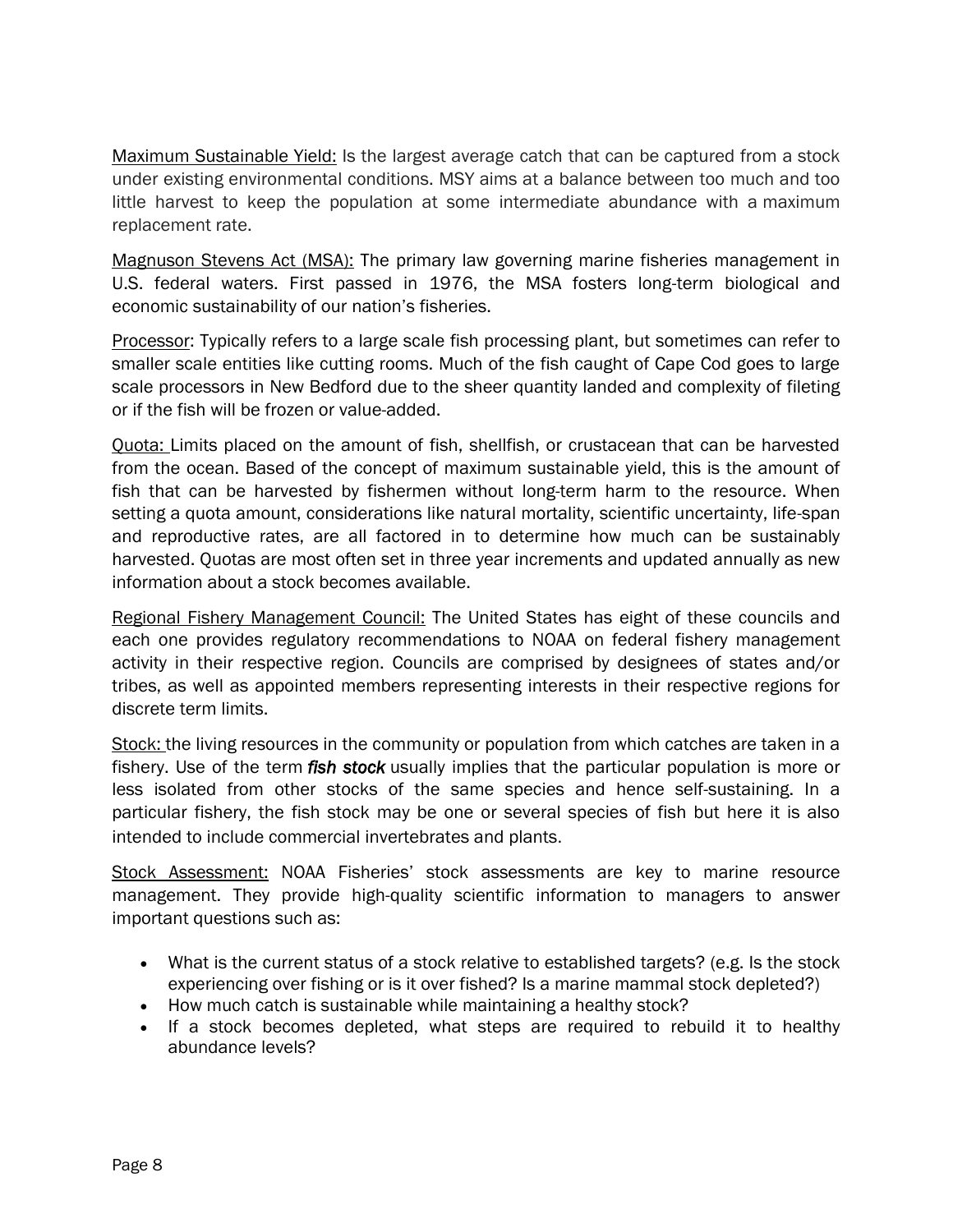<u>Maximum Sustainable Yield:</u> Is the largest average catch that can be captured from a stock under existing environmental conditions. MSY aims at a balance between too much and too little harvest to keep the population at some intermediate abundance with a maximum replacement rate.

<u>Magnuson Stevens Act (MSA):</u> The primary law governing marine fisheries management in U.S. federal waters. First passed in 1976, the MSA fosters long-term biological and economic sustainability of our nation's fisheries.

<u>Processor</u>: Typically refers to a large scale fish processing plant, but sometimes can refer to smaller scale entities like cutting rooms. Much of the fish caught of Cape Cod goes to large scale processors in New Bedford due to the sheer quantity landed and complexity of fileting or if the fish will be frozen or value-added.

<u>Quota:</u> Limits placed on the amount of fish, shellfish, or crustacean that can be harvested from the ocean. Based of the concept of maximum sustainable yield, this is the amount of fish that can be harvested by fishermen without long-term harm to the resource. When setting a quota amount, considerations like natural mortality, scientific uncertainty, life-span and reproductive rates, are all factored in to determine how much can be sustainably harvested. Quotas are most often set in three year increments and updated annually as new information about a stock becomes available.

<u>Regional Fishery Management Council:</u> The United States has eight of these councils and each one provides regulatory recommendations to NOAA on federal fishery management activity in their respective region. Councils are comprised by designees of states and/or tribes, as well as appointed members representing interests in their respective regions for discrete term limits.

<u>Stock:</u> the living resources in the community or population from which catches are taken in a fishery. Use of the term ***fish stock*** usually implies that the particular population is more or less isolated from other stocks of the same species and hence self-sustaining. In a particular fishery, the fish stock may be one or several species of fish but here it is also intended to include commercial invertebrates and plants.

<u>Stock Assessment:</u> NOAA Fisheries' stock assessments are key to marine resource management. They provide high-quality scientific information to managers to answer important questions such as:

- What is the current status of a stock relative to established targets? (e.g. Is the stock experiencing over fishing or is it over fished? Is a marine mammal stock depleted?)
- How much catch is sustainable while maintaining a healthy stock?
- If a stock becomes depleted, what steps are required to rebuild it to healthy abundance levels?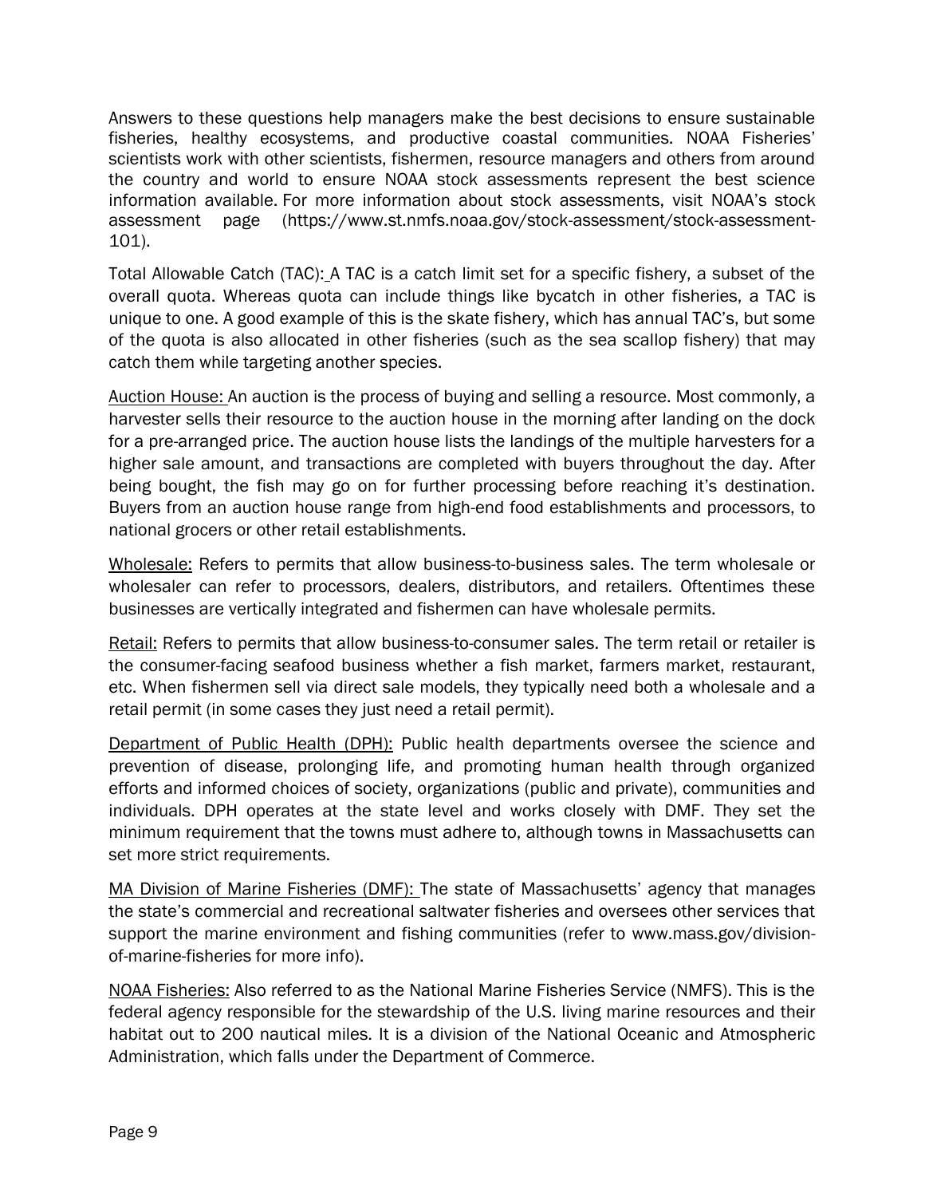Answers to these questions help managers make the best decisions to ensure sustainable fisheries, healthy ecosystems, and productive coastal communities. NOAA Fisheries' scientists work with other scientists, fishermen, resource managers and others from around the country and world to ensure NOAA stock assessments represent the best science information available. For more information about stock assessments, visit NOAA's stock assessment page (https://www.st.nmfs.noaa.gov/stock-assessment/stock-assessment-101).

Total Allowable Catch (TAC): A TAC is a catch limit set for a specific fishery, a subset of the overall quota. Whereas quota can include things like bycatch in other fisheries, a TAC is unique to one. A good example of this is the skate fishery, which has annual TAC's, but some of the quota is also allocated in other fisheries (such as the sea scallop fishery) that may catch them while targeting another species.

Auction House: An auction is the process of buying and selling a resource. Most commonly, a harvester sells their resource to the auction house in the morning after landing on the dock for a pre-arranged price. The auction house lists the landings of the multiple harvesters for a higher sale amount, and transactions are completed with buyers throughout the day. After being bought, the fish may go on for further processing before reaching it's destination. Buyers from an auction house range from high-end food establishments and processors, to national grocers or other retail establishments.

Wholesale: Refers to permits that allow business-to-business sales. The term wholesale or wholesaler can refer to processors, dealers, distributors, and retailers. Oftentimes these businesses are vertically integrated and fishermen can have wholesale permits.

Retail: Refers to permits that allow business-to-consumer sales. The term retail or retailer is the consumer-facing seafood business whether a fish market, farmers market, restaurant, etc. When fishermen sell via direct sale models, they typically need both a wholesale and a retail permit (in some cases they just need a retail permit).

Department of Public Health (DPH): Public health departments oversee the science and prevention of disease, prolonging life, and promoting human health through organized efforts and informed choices of society, organizations (public and private), communities and individuals. DPH operates at the state level and works closely with DMF. They set the minimum requirement that the towns must adhere to, although towns in Massachusetts can set more strict requirements.

MA Division of Marine Fisheries (DMF): The state of Massachusetts' agency that manages the state's commercial and recreational saltwater fisheries and oversees other services that support the marine environment and fishing communities (refer to www.mass.gov/division-of-marine-fisheries for more info).

NOAA Fisheries: Also referred to as the National Marine Fisheries Service (NMFS). This is the federal agency responsible for the stewardship of the U.S. living marine resources and their habitat out to 200 nautical miles. It is a division of the National Oceanic and Atmospheric Administration, which falls under the Department of Commerce.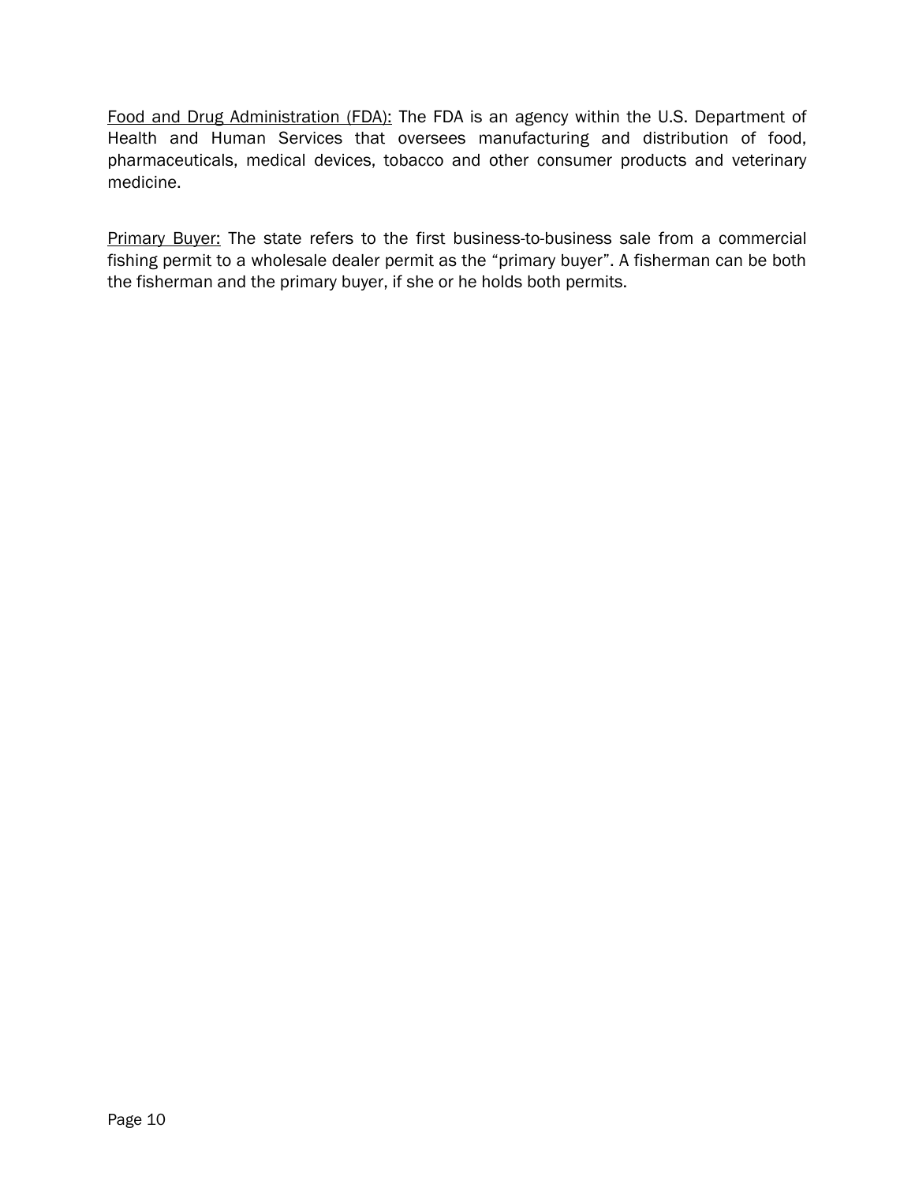<u>Food and Drug Administration (FDA):</u> The FDA is an agency within the U.S. Department of Health and Human Services that oversees manufacturing and distribution of food, pharmaceuticals, medical devices, tobacco and other consumer products and veterinary medicine.

<u>Primary Buyer:</u> The state refers to the first business-to-business sale from a commercial fishing permit to a wholesale dealer permit as the "primary buyer". A fisherman can be both the fisherman and the primary buyer, if she or he holds both permits.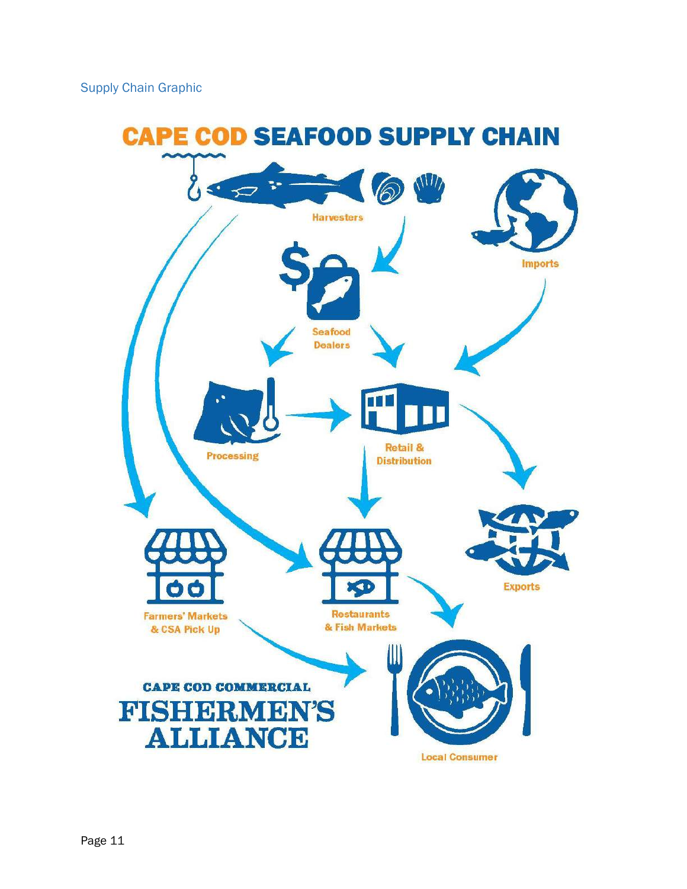Supply Chain Graphic

# CAPE COD SEAFOOD SUPPLY CHAIN

Harvesters

Imports

Seafood Dealers

Processing

Retail & Distribution

Exports

Farmers' Markets & CSA Pick Up

Restaurants & Fish Markets

Local Consumer

CAPE COD COMMERCIAL FISHERMEN'S ALLIANCE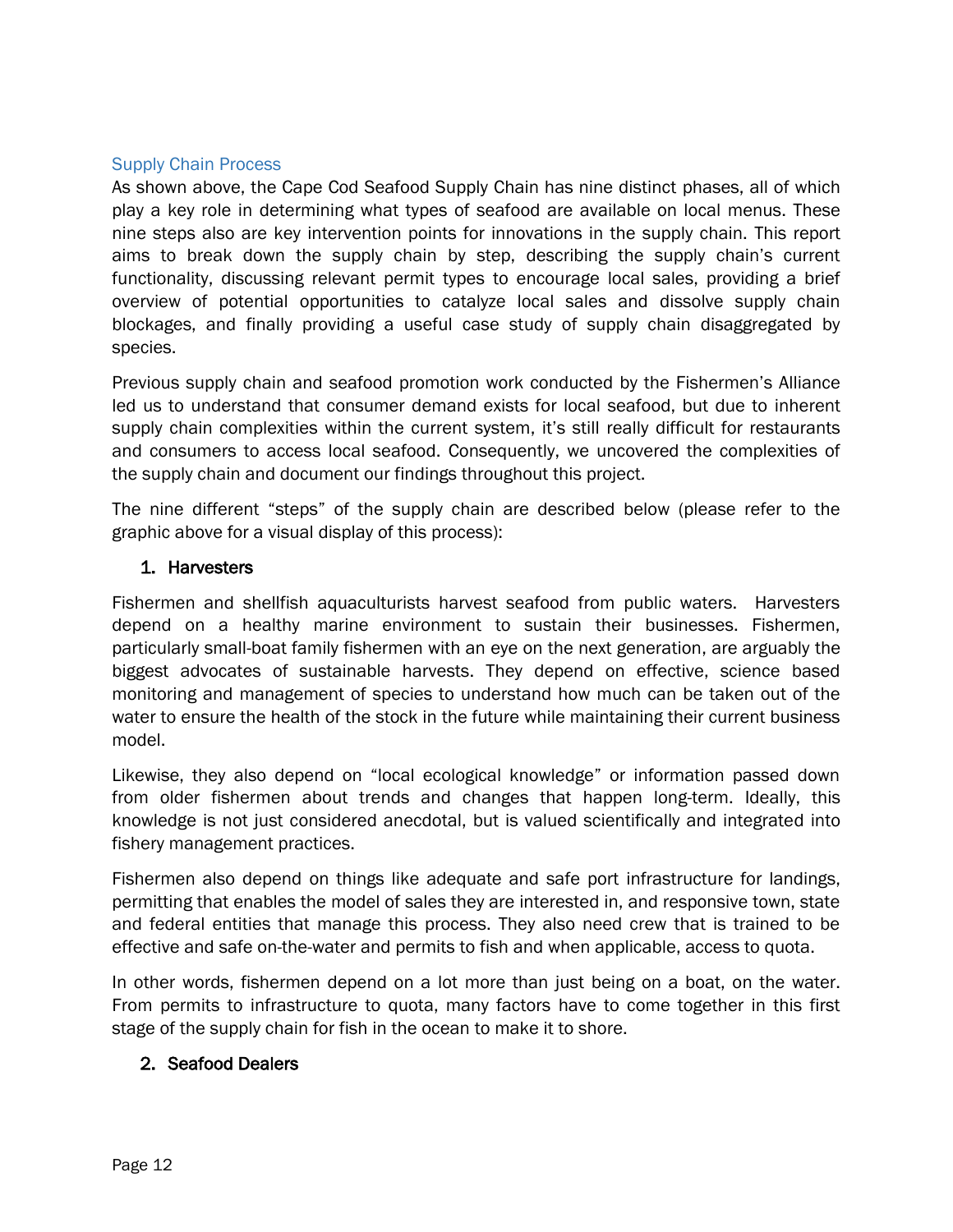## Supply Chain Process

As shown above, the Cape Cod Seafood Supply Chain has nine distinct phases, all of which play a key role in determining what types of seafood are available on local menus. These nine steps also are key intervention points for innovations in the supply chain. This report aims to break down the supply chain by step, describing the supply chain's current functionality, discussing relevant permit types to encourage local sales, providing a brief overview of potential opportunities to catalyze local sales and dissolve supply chain blockages, and finally providing a useful case study of supply chain disaggregated by species.

Previous supply chain and seafood promotion work conducted by the Fishermen's Alliance led us to understand that consumer demand exists for local seafood, but due to inherent supply chain complexities within the current system, it's still really difficult for restaurants and consumers to access local seafood. Consequently, we uncovered the complexities of the supply chain and document our findings throughout this project.

The nine different "steps" of the supply chain are described below (please refer to the graphic above for a visual display of this process):

### 1. Harvesters

Fishermen and shellfish aquaculturists harvest seafood from public waters. Harvesters depend on a healthy marine environment to sustain their businesses. Fishermen, particularly small-boat family fishermen with an eye on the next generation, are arguably the biggest advocates of sustainable harvests. They depend on effective, science based monitoring and management of species to understand how much can be taken out of the water to ensure the health of the stock in the future while maintaining their current business model.

Likewise, they also depend on "local ecological knowledge" or information passed down from older fishermen about trends and changes that happen long-term. Ideally, this knowledge is not just considered anecdotal, but is valued scientifically and integrated into fishery management practices.

Fishermen also depend on things like adequate and safe port infrastructure for landings, permitting that enables the model of sales they are interested in, and responsive town, state and federal entities that manage this process. They also need crew that is trained to be effective and safe on-the-water and permits to fish and when applicable, access to quota.

In other words, fishermen depend on a lot more than just being on a boat, on the water. From permits to infrastructure to quota, many factors have to come together in this first stage of the supply chain for fish in the ocean to make it to shore.

### 2. Seafood Dealers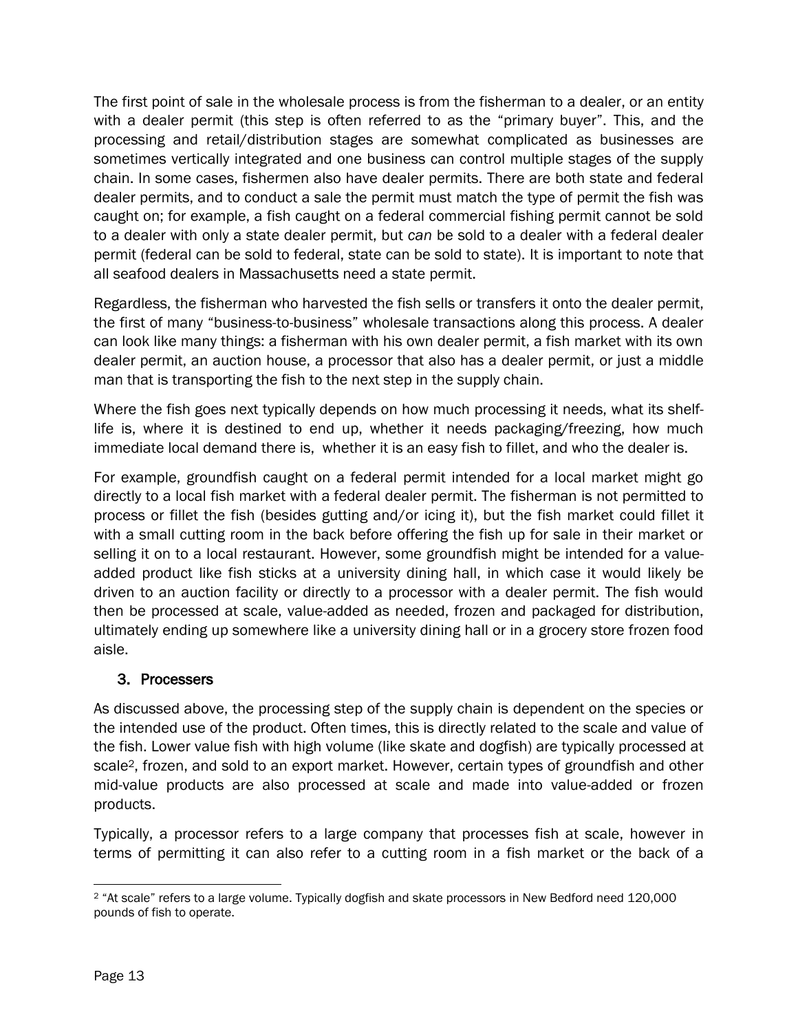The first point of sale in the wholesale process is from the fisherman to a dealer, or an entity with a dealer permit (this step is often referred to as the "primary buyer". This, and the processing and retail/distribution stages are somewhat complicated as businesses are sometimes vertically integrated and one business can control multiple stages of the supply chain. In some cases, fishermen also have dealer permits. There are both state and federal dealer permits, and to conduct a sale the permit must match the type of permit the fish was caught on; for example, a fish caught on a federal commercial fishing permit cannot be sold to a dealer with only a state dealer permit, but *can* be sold to a dealer with a federal dealer permit (federal can be sold to federal, state can be sold to state). It is important to note that all seafood dealers in Massachusetts need a state permit.

Regardless, the fisherman who harvested the fish sells or transfers it onto the dealer permit, the first of many "business-to-business" wholesale transactions along this process. A dealer can look like many things: a fisherman with his own dealer permit, a fish market with its own dealer permit, an auction house, a processor that also has a dealer permit, or just a middle man that is transporting the fish to the next step in the supply chain.

Where the fish goes next typically depends on how much processing it needs, what its shelf-life is, where it is destined to end up, whether it needs packaging/freezing, how much immediate local demand there is, whether it is an easy fish to fillet, and who the dealer is.

For example, groundfish caught on a federal permit intended for a local market might go directly to a local fish market with a federal dealer permit. The fisherman is not permitted to process or fillet the fish (besides gutting and/or icing it), but the fish market could fillet it with a small cutting room in the back before offering the fish up for sale in their market or selling it on to a local restaurant. However, some groundfish might be intended for a value-added product like fish sticks at a university dining hall, in which case it would likely be driven to an auction facility or directly to a processor with a dealer permit. The fish would then be processed at scale, value-added as needed, frozen and packaged for distribution, ultimately ending up somewhere like a university dining hall or in a grocery store frozen food aisle.

## 3. Processers

As discussed above, the processing step of the supply chain is dependent on the species or the intended use of the product. Often times, this is directly related to the scale and value of the fish. Lower value fish with high volume (like skate and dogfish) are typically processed at scale[2], frozen, and sold to an export market. However, certain types of groundfish and other mid-value products are also processed at scale and made into value-added or frozen products.

Typically, a processor refers to a large company that processes fish at scale, however in terms of permitting it can also refer to a cutting room in a fish market or the back of a

[2] "At scale" refers to a large volume. Typically dogfish and skate processors in New Bedford need 120,000 pounds of fish to operate.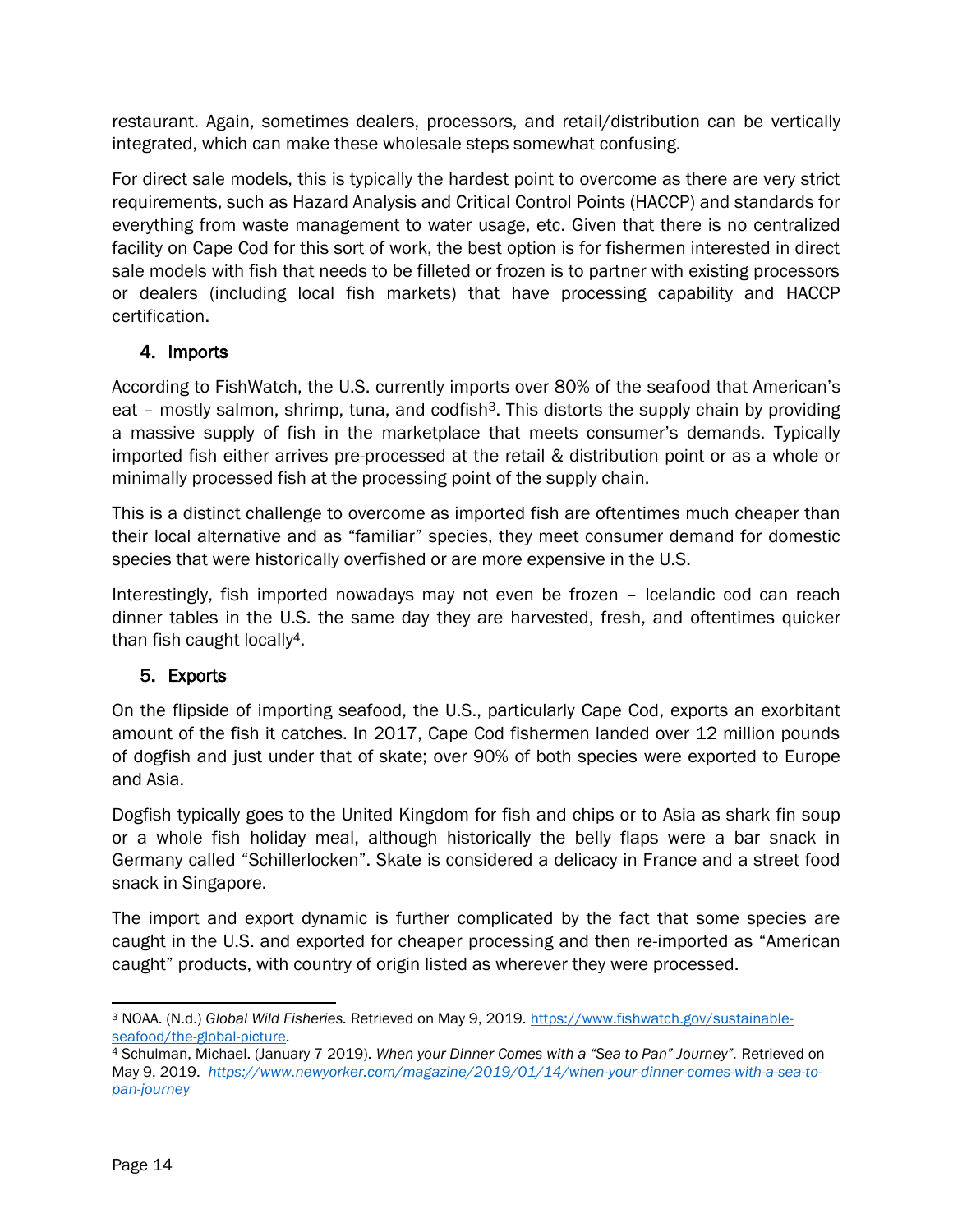restaurant. Again, sometimes dealers, processors, and retail/distribution can be vertically integrated, which can make these wholesale steps somewhat confusing.

For direct sale models, this is typically the hardest point to overcome as there are very strict requirements, such as Hazard Analysis and Critical Control Points (HACCP) and standards for everything from waste management to water usage, etc. Given that there is no centralized facility on Cape Cod for this sort of work, the best option is for fishermen interested in direct sale models with fish that needs to be filleted or frozen is to partner with existing processors or dealers (including local fish markets) that have processing capability and HACCP certification.

### 4. Imports

According to FishWatch, the U.S. currently imports over 80% of the seafood that American's eat – mostly salmon, shrimp, tuna, and codfish[3]. This distorts the supply chain by providing a massive supply of fish in the marketplace that meets consumer's demands. Typically imported fish either arrives pre-processed at the retail & distribution point or as a whole or minimally processed fish at the processing point of the supply chain.

This is a distinct challenge to overcome as imported fish are oftentimes much cheaper than their local alternative and as "familiar" species, they meet consumer demand for domestic species that were historically overfished or are more expensive in the U.S.

Interestingly, fish imported nowadays may not even be frozen – Icelandic cod can reach dinner tables in the U.S. the same day they are harvested, fresh, and oftentimes quicker than fish caught locally[4].

### 5. Exports

On the flipside of importing seafood, the U.S., particularly Cape Cod, exports an exorbitant amount of the fish it catches. In 2017, Cape Cod fishermen landed over 12 million pounds of dogfish and just under that of skate; over 90% of both species were exported to Europe and Asia.

Dogfish typically goes to the United Kingdom for fish and chips or to Asia as shark fin soup or a whole fish holiday meal, although historically the belly flaps were a bar snack in Germany called "Schillerlocken". Skate is considered a delicacy in France and a street food snack in Singapore.

The import and export dynamic is further complicated by the fact that some species are caught in the U.S. and exported for cheaper processing and then re-imported as "American caught" products, with country of origin listed as wherever they were processed.

---

[3] NOAA. (N.d.) *Global Wild Fisheries.* Retrieved on May 9, 2019. https://www.fishwatch.gov/sustainable-seafood/the-global-picture.

[4] Schulman, Michael. (January 7 2019). *When your Dinner Comes with a "Sea to Pan" Journey".* Retrieved on May 9, 2019. *https://www.newyorker.com/magazine/2019/01/14/when-your-dinner-comes-with-a-sea-to-pan-journey*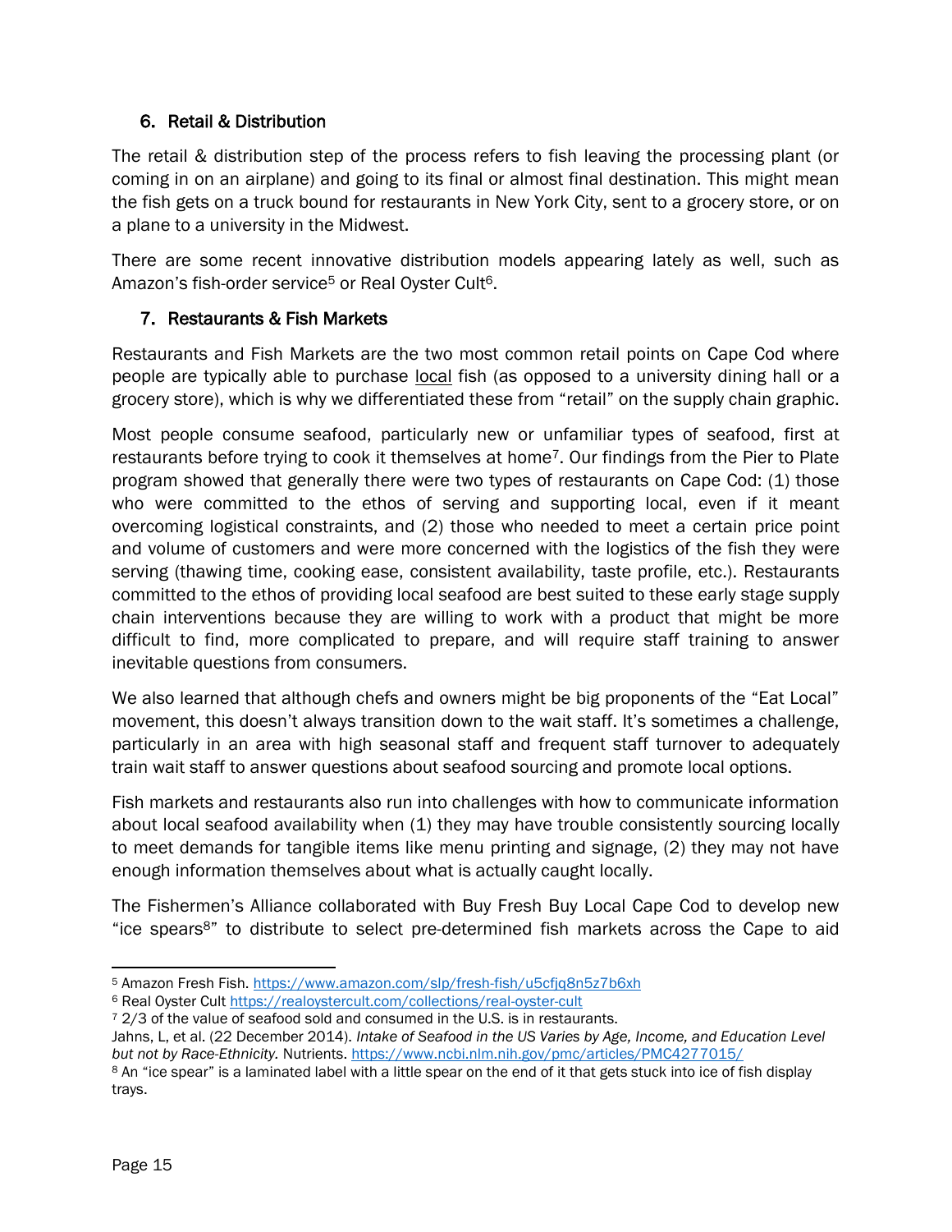### 6. Retail & Distribution

The retail & distribution step of the process refers to fish leaving the processing plant (or coming in on an airplane) and going to its final or almost final destination. This might mean the fish gets on a truck bound for restaurants in New York City, sent to a grocery store, or on a plane to a university in the Midwest.

There are some recent innovative distribution models appearing lately as well, such as Amazon's fish-order service[5] or Real Oyster Cult[6].

### 7. Restaurants & Fish Markets

Restaurants and Fish Markets are the two most common retail points on Cape Cod where people are typically able to purchase local fish (as opposed to a university dining hall or a grocery store), which is why we differentiated these from "retail" on the supply chain graphic.

Most people consume seafood, particularly new or unfamiliar types of seafood, first at restaurants before trying to cook it themselves at home[7]. Our findings from the Pier to Plate program showed that generally there were two types of restaurants on Cape Cod: (1) those who were committed to the ethos of serving and supporting local, even if it meant overcoming logistical constraints, and (2) those who needed to meet a certain price point and volume of customers and were more concerned with the logistics of the fish they were serving (thawing time, cooking ease, consistent availability, taste profile, etc.). Restaurants committed to the ethos of providing local seafood are best suited to these early stage supply chain interventions because they are willing to work with a product that might be more difficult to find, more complicated to prepare, and will require staff training to answer inevitable questions from consumers.

We also learned that although chefs and owners might be big proponents of the "Eat Local" movement, this doesn't always transition down to the wait staff. It's sometimes a challenge, particularly in an area with high seasonal staff and frequent staff turnover to adequately train wait staff to answer questions about seafood sourcing and promote local options.

Fish markets and restaurants also run into challenges with how to communicate information about local seafood availability when (1) they may have trouble consistently sourcing locally to meet demands for tangible items like menu printing and signage, (2) they may not have enough information themselves about what is actually caught locally.

The Fishermen's Alliance collaborated with Buy Fresh Buy Local Cape Cod to develop new "ice spears[8]" to distribute to select pre-determined fish markets across the Cape to aid

---

[5] Amazon Fresh Fish. https://www.amazon.com/slp/fresh-fish/u5cfjq8n5z7b6xh

[6] Real Oyster Cult https://realoystercult.com/collections/real-oyster-cult

[7] 2/3 of the value of seafood sold and consumed in the U.S. is in restaurants.
Jahns, L, et al. (22 December 2014). *Intake of Seafood in the US Varies by Age, Income, and Education Level but not by Race-Ethnicity.* Nutrients. https://www.ncbi.nlm.nih.gov/pmc/articles/PMC4277015/

[8] An "ice spear" is a laminated label with a little spear on the end of it that gets stuck into ice of fish display trays.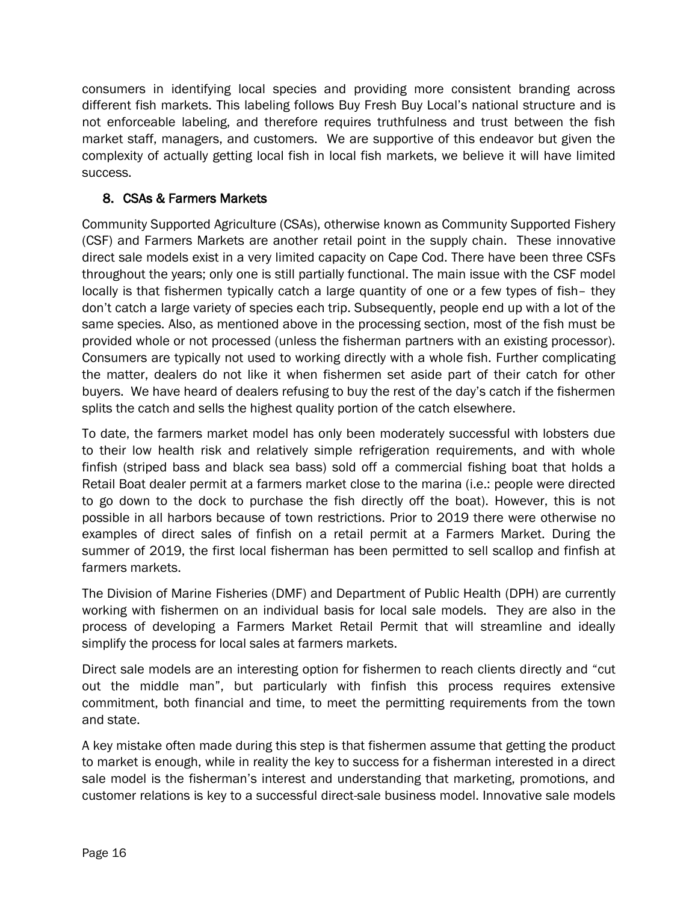consumers in identifying local species and providing more consistent branding across different fish markets. This labeling follows Buy Fresh Buy Local's national structure and is not enforceable labeling, and therefore requires truthfulness and trust between the fish market staff, managers, and customers. We are supportive of this endeavor but given the complexity of actually getting local fish in local fish markets, we believe it will have limited success.

## 8. CSAs & Farmers Markets

Community Supported Agriculture (CSAs), otherwise known as Community Supported Fishery (CSF) and Farmers Markets are another retail point in the supply chain. These innovative direct sale models exist in a very limited capacity on Cape Cod. There have been three CSFs throughout the years; only one is still partially functional. The main issue with the CSF model locally is that fishermen typically catch a large quantity of one or a few types of fish– they don't catch a large variety of species each trip. Subsequently, people end up with a lot of the same species. Also, as mentioned above in the processing section, most of the fish must be provided whole or not processed (unless the fisherman partners with an existing processor). Consumers are typically not used to working directly with a whole fish. Further complicating the matter, dealers do not like it when fishermen set aside part of their catch for other buyers. We have heard of dealers refusing to buy the rest of the day's catch if the fishermen splits the catch and sells the highest quality portion of the catch elsewhere.

To date, the farmers market model has only been moderately successful with lobsters due to their low health risk and relatively simple refrigeration requirements, and with whole finfish (striped bass and black sea bass) sold off a commercial fishing boat that holds a Retail Boat dealer permit at a farmers market close to the marina (i.e.: people were directed to go down to the dock to purchase the fish directly off the boat). However, this is not possible in all harbors because of town restrictions. Prior to 2019 there were otherwise no examples of direct sales of finfish on a retail permit at a Farmers Market. During the summer of 2019, the first local fisherman has been permitted to sell scallop and finfish at farmers markets.

The Division of Marine Fisheries (DMF) and Department of Public Health (DPH) are currently working with fishermen on an individual basis for local sale models. They are also in the process of developing a Farmers Market Retail Permit that will streamline and ideally simplify the process for local sales at farmers markets.

Direct sale models are an interesting option for fishermen to reach clients directly and "cut out the middle man", but particularly with finfish this process requires extensive commitment, both financial and time, to meet the permitting requirements from the town and state.

A key mistake often made during this step is that fishermen assume that getting the product to market is enough, while in reality the key to success for a fisherman interested in a direct sale model is the fisherman's interest and understanding that marketing, promotions, and customer relations is key to a successful direct-sale business model. Innovative sale models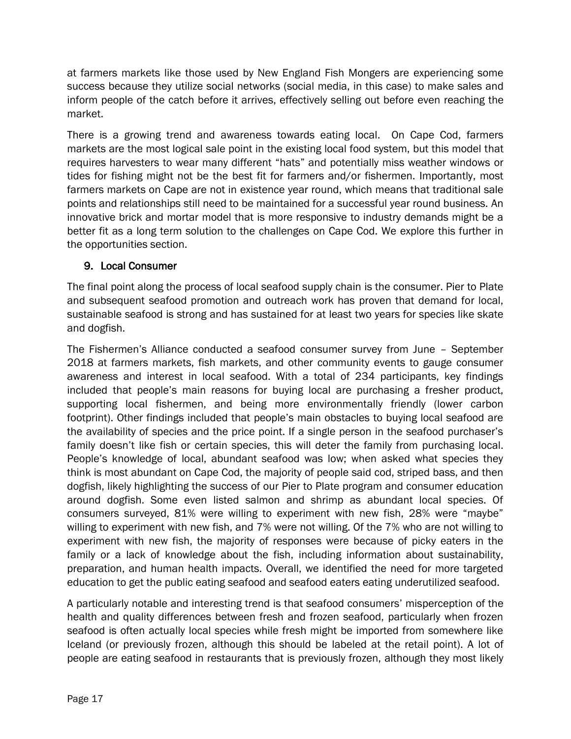at farmers markets like those used by New England Fish Mongers are experiencing some success because they utilize social networks (social media, in this case) to make sales and inform people of the catch before it arrives, effectively selling out before even reaching the market.

There is a growing trend and awareness towards eating local. On Cape Cod, farmers markets are the most logical sale point in the existing local food system, but this model that requires harvesters to wear many different "hats" and potentially miss weather windows or tides for fishing might not be the best fit for farmers and/or fishermen. Importantly, most farmers markets on Cape are not in existence year round, which means that traditional sale points and relationships still need to be maintained for a successful year round business. An innovative brick and mortar model that is more responsive to industry demands might be a better fit as a long term solution to the challenges on Cape Cod. We explore this further in the opportunities section.

### 9. Local Consumer

The final point along the process of local seafood supply chain is the consumer. Pier to Plate and subsequent seafood promotion and outreach work has proven that demand for local, sustainable seafood is strong and has sustained for at least two years for species like skate and dogfish.

The Fishermen's Alliance conducted a seafood consumer survey from June – September 2018 at farmers markets, fish markets, and other community events to gauge consumer awareness and interest in local seafood. With a total of 234 participants, key findings included that people's main reasons for buying local are purchasing a fresher product, supporting local fishermen, and being more environmentally friendly (lower carbon footprint). Other findings included that people's main obstacles to buying local seafood are the availability of species and the price point. If a single person in the seafood purchaser's family doesn't like fish or certain species, this will deter the family from purchasing local. People's knowledge of local, abundant seafood was low; when asked what species they think is most abundant on Cape Cod, the majority of people said cod, striped bass, and then dogfish, likely highlighting the success of our Pier to Plate program and consumer education around dogfish. Some even listed salmon and shrimp as abundant local species. Of consumers surveyed, 81% were willing to experiment with new fish, 28% were "maybe" willing to experiment with new fish, and 7% were not willing. Of the 7% who are not willing to experiment with new fish, the majority of responses were because of picky eaters in the family or a lack of knowledge about the fish, including information about sustainability, preparation, and human health impacts. Overall, we identified the need for more targeted education to get the public eating seafood and seafood eaters eating underutilized seafood.

A particularly notable and interesting trend is that seafood consumers' misperception of the health and quality differences between fresh and frozen seafood, particularly when frozen seafood is often actually local species while fresh might be imported from somewhere like Iceland (or previously frozen, although this should be labeled at the retail point). A lot of people are eating seafood in restaurants that is previously frozen, although they most likely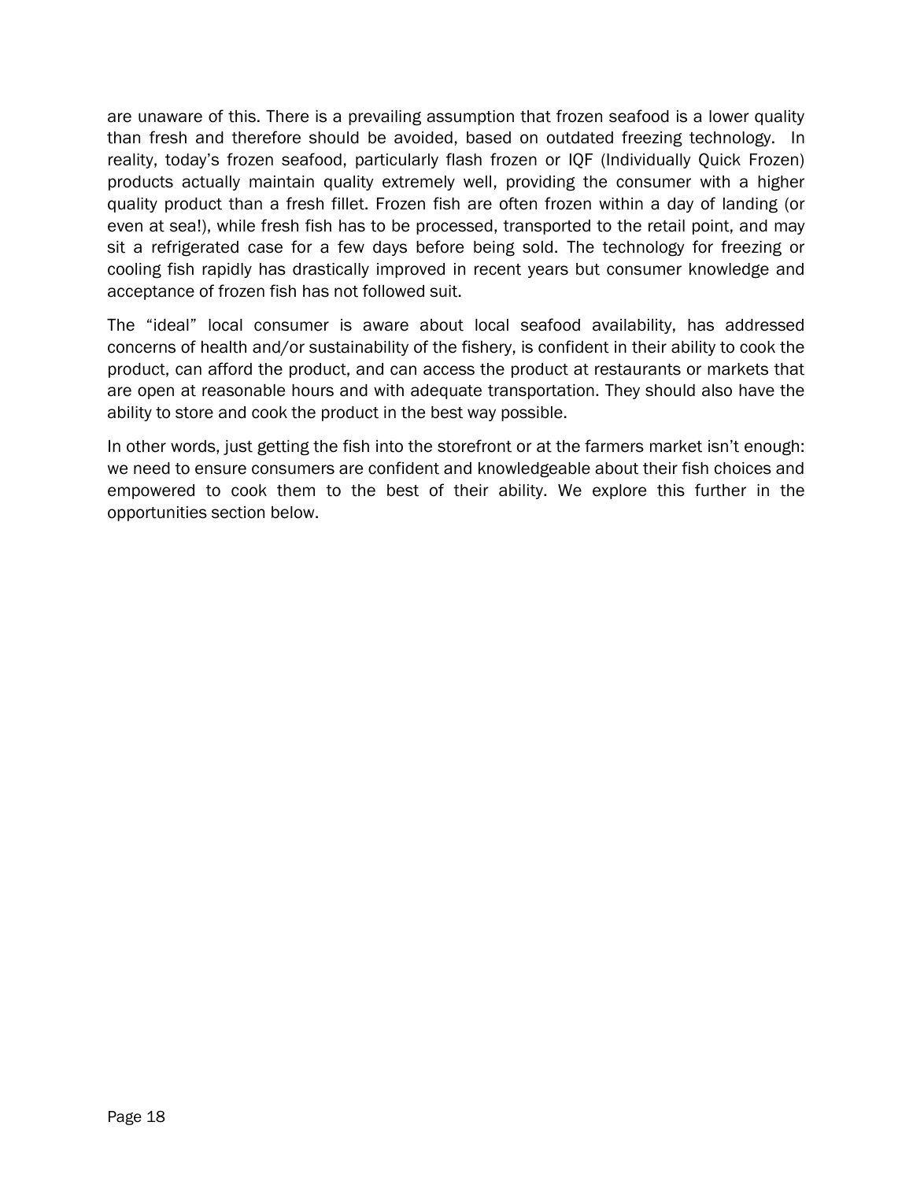are unaware of this. There is a prevailing assumption that frozen seafood is a lower quality than fresh and therefore should be avoided, based on outdated freezing technology. In reality, today's frozen seafood, particularly flash frozen or IQF (Individually Quick Frozen) products actually maintain quality extremely well, providing the consumer with a higher quality product than a fresh fillet. Frozen fish are often frozen within a day of landing (or even at sea!), while fresh fish has to be processed, transported to the retail point, and may sit a refrigerated case for a few days before being sold. The technology for freezing or cooling fish rapidly has drastically improved in recent years but consumer knowledge and acceptance of frozen fish has not followed suit.

The "ideal" local consumer is aware about local seafood availability, has addressed concerns of health and/or sustainability of the fishery, is confident in their ability to cook the product, can afford the product, and can access the product at restaurants or markets that are open at reasonable hours and with adequate transportation. They should also have the ability to store and cook the product in the best way possible.

In other words, just getting the fish into the storefront or at the farmers market isn't enough: we need to ensure consumers are confident and knowledgeable about their fish choices and empowered to cook them to the best of their ability. We explore this further in the opportunities section below.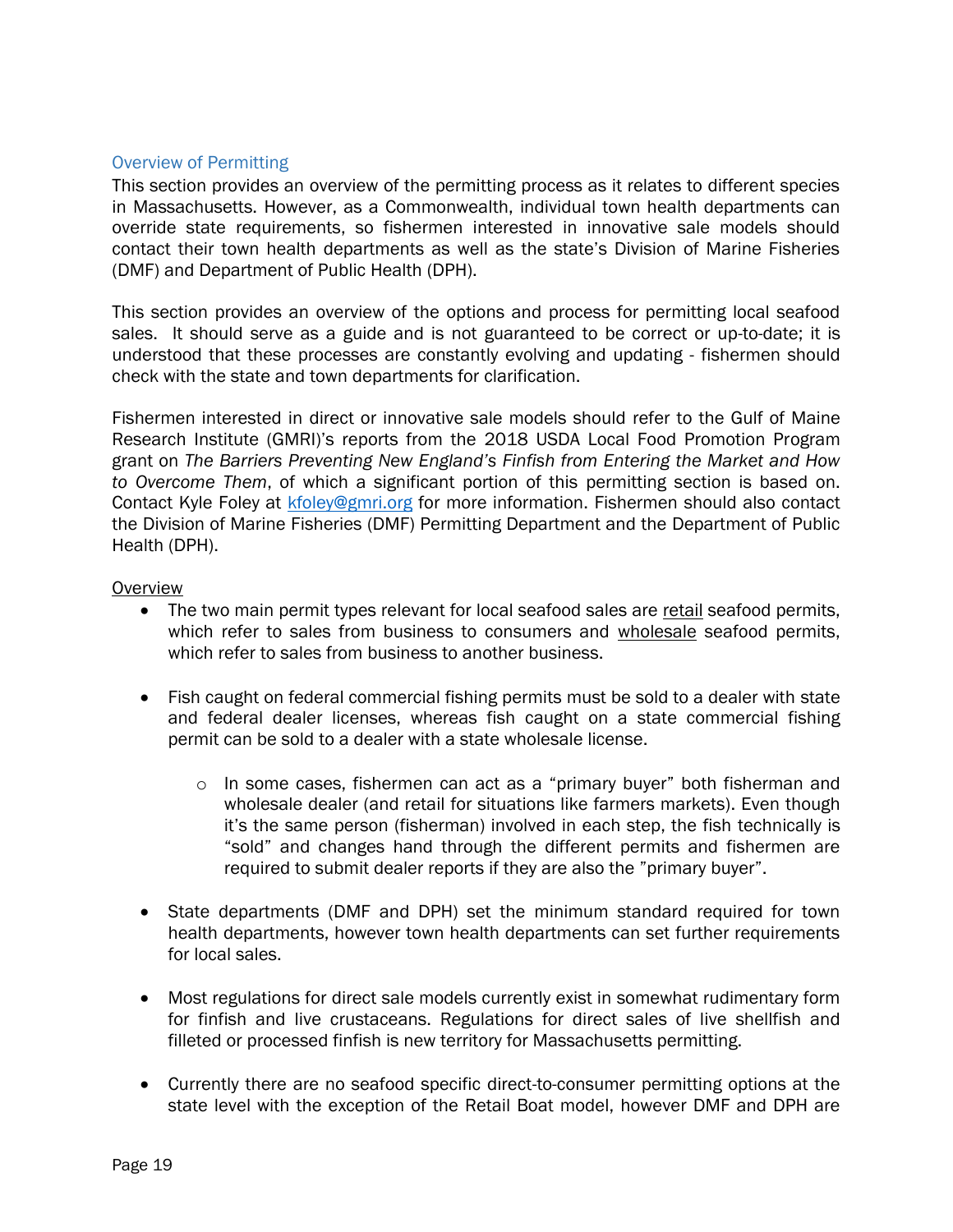## Overview of Permitting

This section provides an overview of the permitting process as it relates to different species in Massachusetts. However, as a Commonwealth, individual town health departments can override state requirements, so fishermen interested in innovative sale models should contact their town health departments as well as the state's Division of Marine Fisheries (DMF) and Department of Public Health (DPH).

This section provides an overview of the options and process for permitting local seafood sales. It should serve as a guide and is not guaranteed to be correct or up-to-date; it is understood that these processes are constantly evolving and updating - fishermen should check with the state and town departments for clarification.

Fishermen interested in direct or innovative sale models should refer to the Gulf of Maine Research Institute (GMRI)'s reports from the 2018 USDA Local Food Promotion Program grant on *The Barriers Preventing New England's Finfish from Entering the Market and How to Overcome Them*, of which a significant portion of this permitting section is based on. Contact Kyle Foley at kfoley@gmri.org for more information. Fishermen should also contact the Division of Marine Fisheries (DMF) Permitting Department and the Department of Public Health (DPH).

### Overview

- The two main permit types relevant for local seafood sales are retail seafood permits, which refer to sales from business to consumers and wholesale seafood permits, which refer to sales from business to another business.
- Fish caught on federal commercial fishing permits must be sold to a dealer with state and federal dealer licenses, whereas fish caught on a state commercial fishing permit can be sold to a dealer with a state wholesale license.
  - In some cases, fishermen can act as a "primary buyer" both fisherman and wholesale dealer (and retail for situations like farmers markets). Even though it's the same person (fisherman) involved in each step, the fish technically is "sold" and changes hand through the different permits and fishermen are required to submit dealer reports if they are also the "primary buyer".
- State departments (DMF and DPH) set the minimum standard required for town health departments, however town health departments can set further requirements for local sales.
- Most regulations for direct sale models currently exist in somewhat rudimentary form for finfish and live crustaceans. Regulations for direct sales of live shellfish and filleted or processed finfish is new territory for Massachusetts permitting.
- Currently there are no seafood specific direct-to-consumer permitting options at the state level with the exception of the Retail Boat model, however DMF and DPH are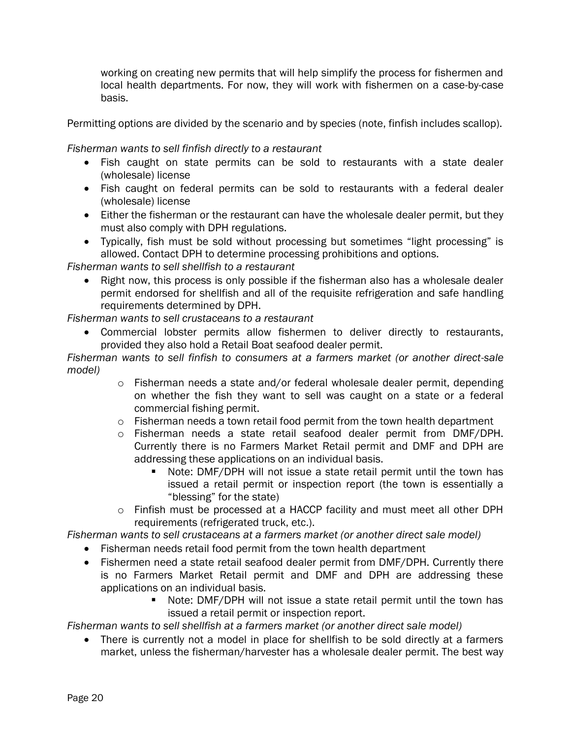working on creating new permits that will help simplify the process for fishermen and local health departments. For now, they will work with fishermen on a case-by-case basis.

Permitting options are divided by the scenario and by species (note, finfish includes scallop).

*Fisherman wants to sell finfish directly to a restaurant*

- Fish caught on state permits can be sold to restaurants with a state dealer (wholesale) license
- Fish caught on federal permits can be sold to restaurants with a federal dealer (wholesale) license
- Either the fisherman or the restaurant can have the wholesale dealer permit, but they must also comply with DPH regulations.
- Typically, fish must be sold without processing but sometimes "light processing" is allowed. Contact DPH to determine processing prohibitions and options.

*Fisherman wants to sell shellfish to a restaurant*

- Right now, this process is only possible if the fisherman also has a wholesale dealer permit endorsed for shellfish and all of the requisite refrigeration and safe handling requirements determined by DPH.

*Fisherman wants to sell crustaceans to a restaurant*

- Commercial lobster permits allow fishermen to deliver directly to restaurants, provided they also hold a Retail Boat seafood dealer permit.

*Fisherman wants to sell finfish to consumers at a farmers market (or another direct-sale model)*

- Fisherman needs a state and/or federal wholesale dealer permit, depending on whether the fish they want to sell was caught on a state or a federal commercial fishing permit.
- Fisherman needs a town retail food permit from the town health department
- Fisherman needs a state retail seafood dealer permit from DMF/DPH. Currently there is no Farmers Market Retail permit and DMF and DPH are addressing these applications on an individual basis.
  - Note: DMF/DPH will not issue a state retail permit until the town has issued a retail permit or inspection report (the town is essentially a "blessing" for the state)
- Finfish must be processed at a HACCP facility and must meet all other DPH requirements (refrigerated truck, etc.).

*Fisherman wants to sell crustaceans at a farmers market (or another direct sale model)*

- Fisherman needs retail food permit from the town health department
- Fishermen need a state retail seafood dealer permit from DMF/DPH. Currently there is no Farmers Market Retail permit and DMF and DPH are addressing these applications on an individual basis.
  - Note: DMF/DPH will not issue a state retail permit until the town has issued a retail permit or inspection report.

*Fisherman wants to sell shellfish at a farmers market (or another direct sale model)*

- There is currently not a model in place for shellfish to be sold directly at a farmers market, unless the fisherman/harvester has a wholesale dealer permit. The best way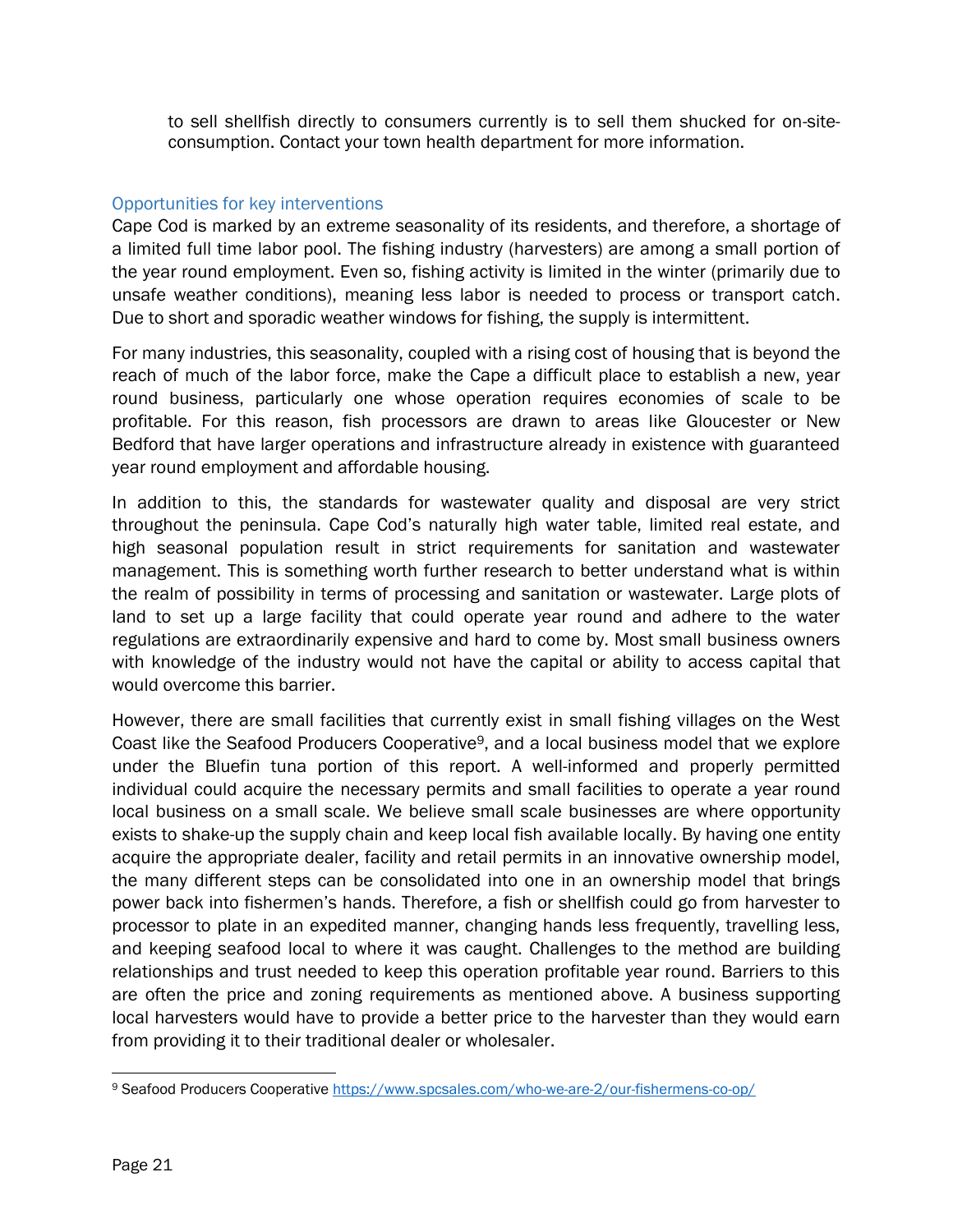to sell shellfish directly to consumers currently is to sell them shucked for on-site-consumption. Contact your town health department for more information.

### Opportunities for key interventions

Cape Cod is marked by an extreme seasonality of its residents, and therefore, a shortage of a limited full time labor pool. The fishing industry (harvesters) are among a small portion of the year round employment. Even so, fishing activity is limited in the winter (primarily due to unsafe weather conditions), meaning less labor is needed to process or transport catch. Due to short and sporadic weather windows for fishing, the supply is intermittent.

For many industries, this seasonality, coupled with a rising cost of housing that is beyond the reach of much of the labor force, make the Cape a difficult place to establish a new, year round business, particularly one whose operation requires economies of scale to be profitable. For this reason, fish processors are drawn to areas like Gloucester or New Bedford that have larger operations and infrastructure already in existence with guaranteed year round employment and affordable housing.

In addition to this, the standards for wastewater quality and disposal are very strict throughout the peninsula. Cape Cod's naturally high water table, limited real estate, and high seasonal population result in strict requirements for sanitation and wastewater management. This is something worth further research to better understand what is within the realm of possibility in terms of processing and sanitation or wastewater. Large plots of land to set up a large facility that could operate year round and adhere to the water regulations are extraordinarily expensive and hard to come by. Most small business owners with knowledge of the industry would not have the capital or ability to access capital that would overcome this barrier.

However, there are small facilities that currently exist in small fishing villages on the West Coast like the Seafood Producers Cooperative[9], and a local business model that we explore under the Bluefin tuna portion of this report. A well-informed and properly permitted individual could acquire the necessary permits and small facilities to operate a year round local business on a small scale. We believe small scale businesses are where opportunity exists to shake-up the supply chain and keep local fish available locally. By having one entity acquire the appropriate dealer, facility and retail permits in an innovative ownership model, the many different steps can be consolidated into one in an ownership model that brings power back into fishermen's hands. Therefore, a fish or shellfish could go from harvester to processor to plate in an expedited manner, changing hands less frequently, travelling less, and keeping seafood local to where it was caught. Challenges to the method are building relationships and trust needed to keep this operation profitable year round. Barriers to this are often the price and zoning requirements as mentioned above. A business supporting local harvesters would have to provide a better price to the harvester than they would earn from providing it to their traditional dealer or wholesaler.

---

[9] Seafood Producers Cooperative https://www.spcsales.com/who-we-are-2/our-fishermens-co-op/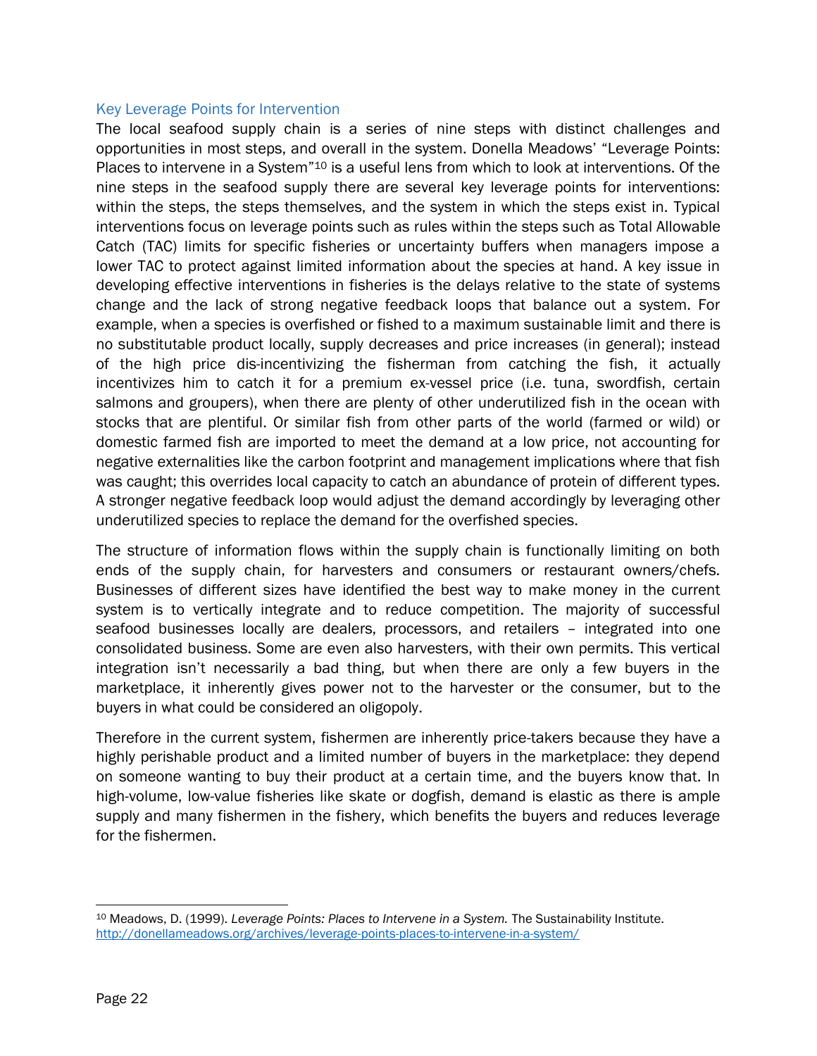### Key Leverage Points for Intervention

The local seafood supply chain is a series of nine steps with distinct challenges and opportunities in most steps, and overall in the system. Donella Meadows' "Leverage Points: Places to intervene in a System"[10] is a useful lens from which to look at interventions. Of the nine steps in the seafood supply there are several key leverage points for interventions: within the steps, the steps themselves, and the system in which the steps exist in. Typical interventions focus on leverage points such as rules within the steps such as Total Allowable Catch (TAC) limits for specific fisheries or uncertainty buffers when managers impose a lower TAC to protect against limited information about the species at hand. A key issue in developing effective interventions in fisheries is the delays relative to the state of systems change and the lack of strong negative feedback loops that balance out a system. For example, when a species is overfished or fished to a maximum sustainable limit and there is no substitutable product locally, supply decreases and price increases (in general); instead of the high price dis-incentivizing the fisherman from catching the fish, it actually incentivizes him to catch it for a premium ex-vessel price (i.e. tuna, swordfish, certain salmons and groupers), when there are plenty of other underutilized fish in the ocean with stocks that are plentiful. Or similar fish from other parts of the world (farmed or wild) or domestic farmed fish are imported to meet the demand at a low price, not accounting for negative externalities like the carbon footprint and management implications where that fish was caught; this overrides local capacity to catch an abundance of protein of different types. A stronger negative feedback loop would adjust the demand accordingly by leveraging other underutilized species to replace the demand for the overfished species.

The structure of information flows within the supply chain is functionally limiting on both ends of the supply chain, for harvesters and consumers or restaurant owners/chefs. Businesses of different sizes have identified the best way to make money in the current system is to vertically integrate and to reduce competition. The majority of successful seafood businesses locally are dealers, processors, and retailers – integrated into one consolidated business. Some are even also harvesters, with their own permits. This vertical integration isn't necessarily a bad thing, but when there are only a few buyers in the marketplace, it inherently gives power not to the harvester or the consumer, but to the buyers in what could be considered an oligopoly.

Therefore in the current system, fishermen are inherently price-takers because they have a highly perishable product and a limited number of buyers in the marketplace: they depend on someone wanting to buy their product at a certain time, and the buyers know that. In high-volume, low-value fisheries like skate or dogfish, demand is elastic as there is ample supply and many fishermen in the fishery, which benefits the buyers and reduces leverage for the fishermen.

---

[10] Meadows, D. (1999). *Leverage Points: Places to Intervene in a System.* The Sustainability Institute. http://donellameadows.org/archives/leverage-points-places-to-intervene-in-a-system/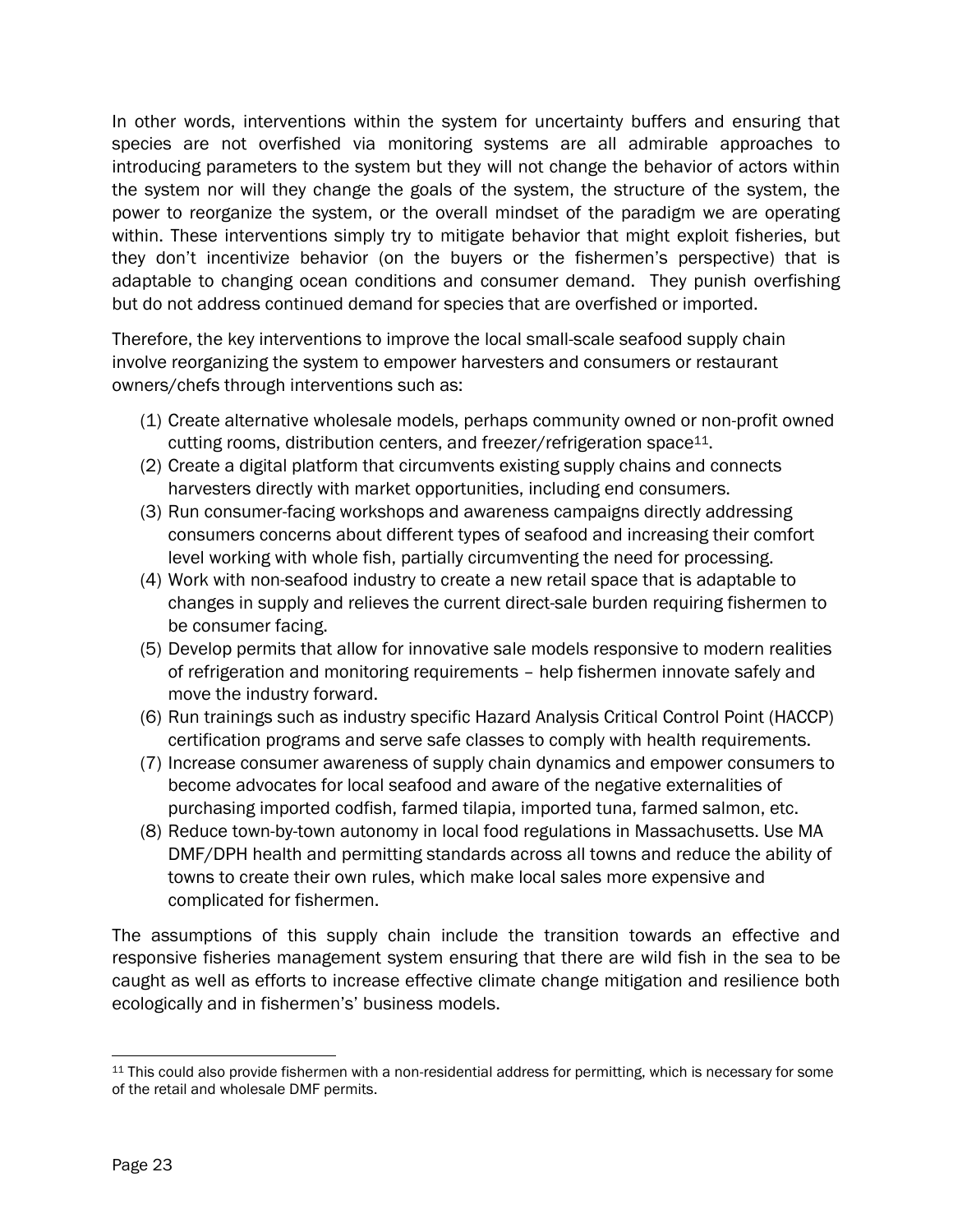In other words, interventions within the system for uncertainty buffers and ensuring that species are not overfished via monitoring systems are all admirable approaches to introducing parameters to the system but they will not change the behavior of actors within the system nor will they change the goals of the system, the structure of the system, the power to reorganize the system, or the overall mindset of the paradigm we are operating within. These interventions simply try to mitigate behavior that might exploit fisheries, but they don't incentivize behavior (on the buyers or the fishermen's perspective) that is adaptable to changing ocean conditions and consumer demand. They punish overfishing but do not address continued demand for species that are overfished or imported.

Therefore, the key interventions to improve the local small-scale seafood supply chain involve reorganizing the system to empower harvesters and consumers or restaurant owners/chefs through interventions such as:

(1) Create alternative wholesale models, perhaps community owned or non-profit owned cutting rooms, distribution centers, and freezer/refrigeration space[11].
(2) Create a digital platform that circumvents existing supply chains and connects harvesters directly with market opportunities, including end consumers.
(3) Run consumer-facing workshops and awareness campaigns directly addressing consumers concerns about different types of seafood and increasing their comfort level working with whole fish, partially circumventing the need for processing.
(4) Work with non-seafood industry to create a new retail space that is adaptable to changes in supply and relieves the current direct-sale burden requiring fishermen to be consumer facing.
(5) Develop permits that allow for innovative sale models responsive to modern realities of refrigeration and monitoring requirements – help fishermen innovate safely and move the industry forward.
(6) Run trainings such as industry specific Hazard Analysis Critical Control Point (HACCP) certification programs and serve safe classes to comply with health requirements.
(7) Increase consumer awareness of supply chain dynamics and empower consumers to become advocates for local seafood and aware of the negative externalities of purchasing imported codfish, farmed tilapia, imported tuna, farmed salmon, etc.
(8) Reduce town-by-town autonomy in local food regulations in Massachusetts. Use MA DMF/DPH health and permitting standards across all towns and reduce the ability of towns to create their own rules, which make local sales more expensive and complicated for fishermen.

The assumptions of this supply chain include the transition towards an effective and responsive fisheries management system ensuring that there are wild fish in the sea to be caught as well as efforts to increase effective climate change mitigation and resilience both ecologically and in fishermen's' business models.

[11] This could also provide fishermen with a non-residential address for permitting, which is necessary for some of the retail and wholesale DMF permits.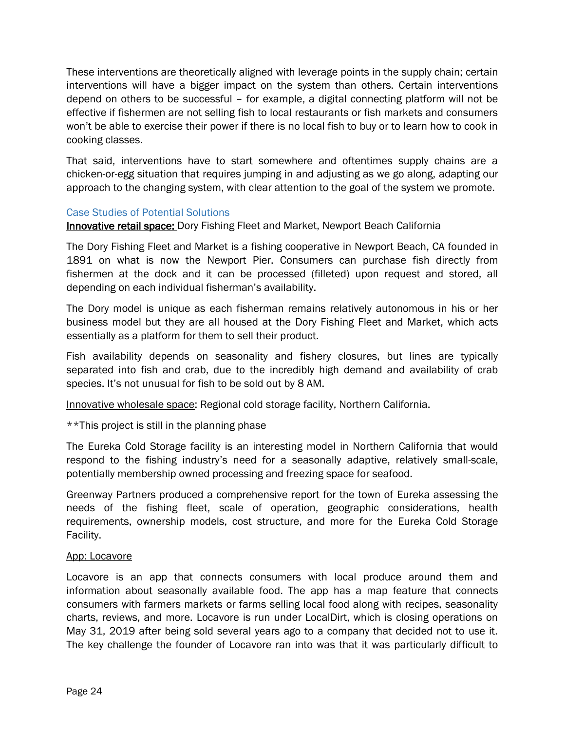These interventions are theoretically aligned with leverage points in the supply chain; certain interventions will have a bigger impact on the system than others. Certain interventions depend on others to be successful – for example, a digital connecting platform will not be effective if fishermen are not selling fish to local restaurants or fish markets and consumers won't be able to exercise their power if there is no local fish to buy or to learn how to cook in cooking classes.

That said, interventions have to start somewhere and oftentimes supply chains are a chicken-or-egg situation that requires jumping in and adjusting as we go along, adapting our approach to the changing system, with clear attention to the goal of the system we promote.

### Case Studies of Potential Solutions

**Innovative retail space:** Dory Fishing Fleet and Market, Newport Beach California

The Dory Fishing Fleet and Market is a fishing cooperative in Newport Beach, CA founded in 1891 on what is now the Newport Pier. Consumers can purchase fish directly from fishermen at the dock and it can be processed (filleted) upon request and stored, all depending on each individual fisherman's availability.

The Dory model is unique as each fisherman remains relatively autonomous in his or her business model but they are all housed at the Dory Fishing Fleet and Market, which acts essentially as a platform for them to sell their product.

Fish availability depends on seasonality and fishery closures, but lines are typically separated into fish and crab, due to the incredibly high demand and availability of crab species. It's not unusual for fish to be sold out by 8 AM.

Innovative wholesale space: Regional cold storage facility, Northern California.

**This project is still in the planning phase

The Eureka Cold Storage facility is an interesting model in Northern California that would respond to the fishing industry's need for a seasonally adaptive, relatively small-scale, potentially membership owned processing and freezing space for seafood.

Greenway Partners produced a comprehensive report for the town of Eureka assessing the needs of the fishing fleet, scale of operation, geographic considerations, health requirements, ownership models, cost structure, and more for the Eureka Cold Storage Facility.

App: Locavore

Locavore is an app that connects consumers with local produce around them and information about seasonally available food. The app has a map feature that connects consumers with farmers markets or farms selling local food along with recipes, seasonality charts, reviews, and more. Locavore is run under LocalDirt, which is closing operations on May 31, 2019 after being sold several years ago to a company that decided not to use it. The key challenge the founder of Locavore ran into was that it was particularly difficult to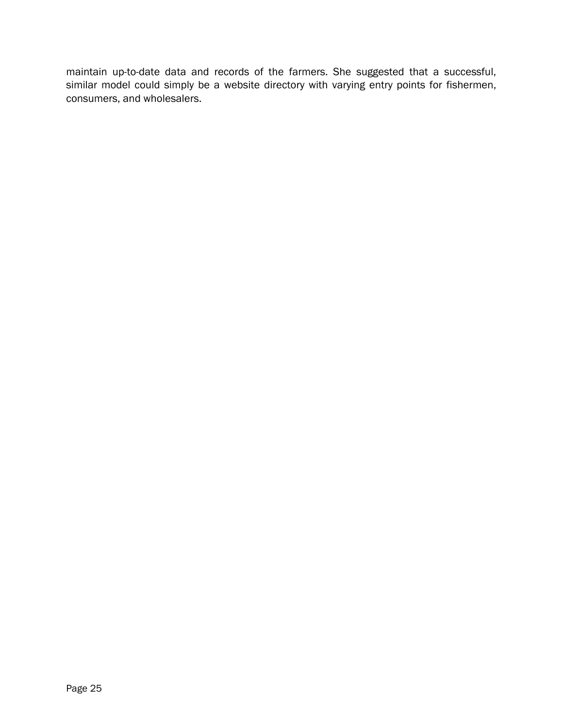maintain up-to-date data and records of the farmers. She suggested that a successful, similar model could simply be a website directory with varying entry points for fishermen, consumers, and wholesalers.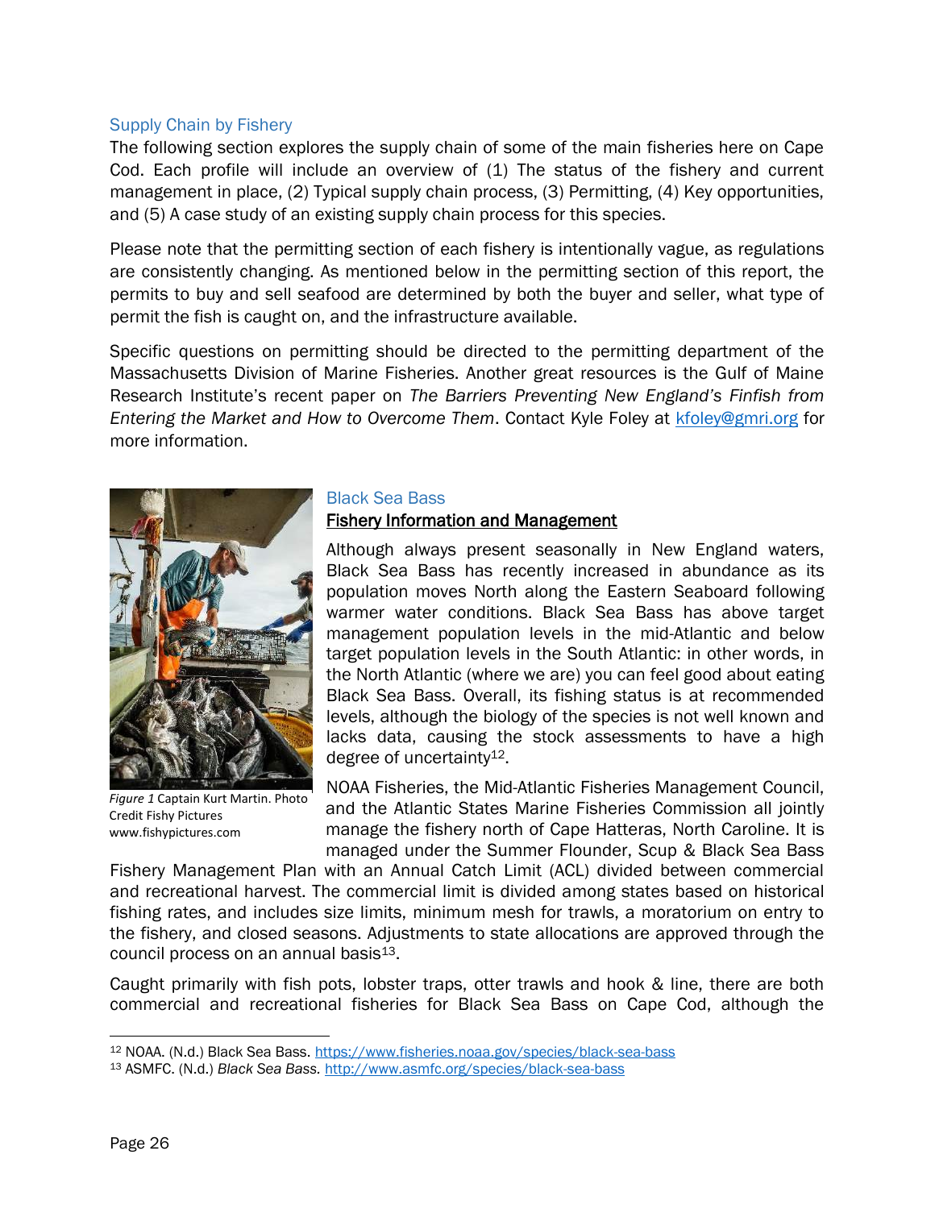## Supply Chain by Fishery

The following section explores the supply chain of some of the main fisheries here on Cape Cod. Each profile will include an overview of (1) The status of the fishery and current management in place, (2) Typical supply chain process, (3) Permitting, (4) Key opportunities, and (5) A case study of an existing supply chain process for this species.

Please note that the permitting section of each fishery is intentionally vague, as regulations are consistently changing. As mentioned below in the permitting section of this report, the permits to buy and sell seafood are determined by both the buyer and seller, what type of permit the fish is caught on, and the infrastructure available.

Specific questions on permitting should be directed to the permitting department of the Massachusetts Division of Marine Fisheries. Another great resources is the Gulf of Maine Research Institute's recent paper on *The Barriers Preventing New England's Finfish from Entering the Market and How to Overcome Them*. Contact Kyle Foley at kfoley@gmri.org for more information.

*Figure 1* Captain Kurt Martin. Photo Credit Fishy Pictures www.fishypictures.com

### Black Sea Bass

**Fishery Information and Management**

Although always present seasonally in New England waters, Black Sea Bass has recently increased in abundance as its population moves North along the Eastern Seaboard following warmer water conditions. Black Sea Bass has above target management population levels in the mid-Atlantic and below target population levels in the South Atlantic: in other words, in the North Atlantic (where we are) you can feel good about eating Black Sea Bass. Overall, its fishing status is at recommended levels, although the biology of the species is not well known and lacks data, causing the stock assessments to have a high degree of uncertainty[12].

NOAA Fisheries, the Mid-Atlantic Fisheries Management Council, and the Atlantic States Marine Fisheries Commission all jointly manage the fishery north of Cape Hatteras, North Caroline. It is managed under the Summer Flounder, Scup & Black Sea Bass Fishery Management Plan with an Annual Catch Limit (ACL) divided between commercial and recreational harvest. The commercial limit is divided among states based on historical fishing rates, and includes size limits, minimum mesh for trawls, a moratorium on entry to the fishery, and closed seasons. Adjustments to state allocations are approved through the council process on an annual basis[13].

Caught primarily with fish pots, lobster traps, otter trawls and hook & line, there are both commercial and recreational fisheries for Black Sea Bass on Cape Cod, although the

---

[12] NOAA. (N.d.) Black Sea Bass. https://www.fisheries.noaa.gov/species/black-sea-bass

[13] ASMFC. (N.d.) *Black Sea Bass.* http://www.asmfc.org/species/black-sea-bass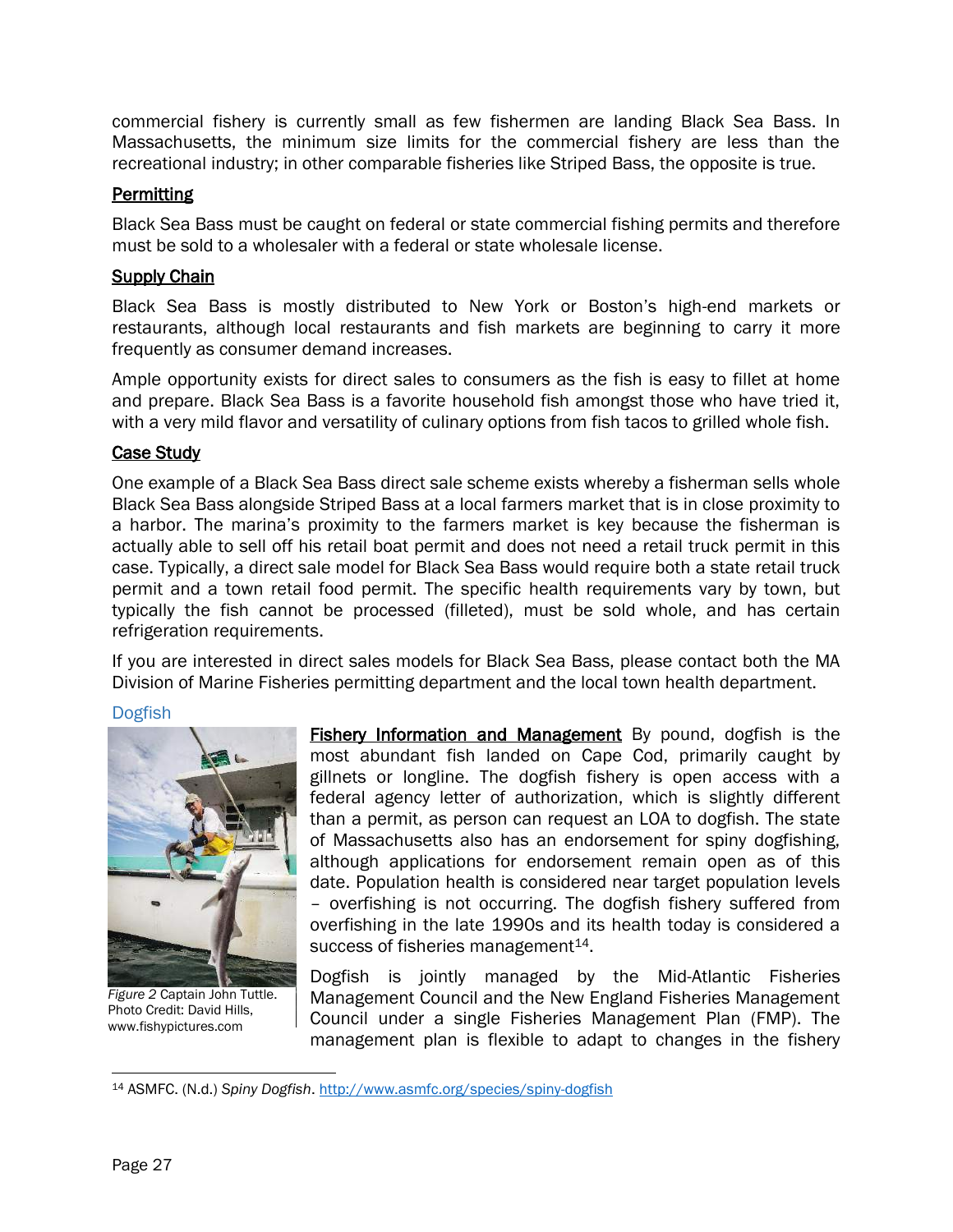commercial fishery is currently small as few fishermen are landing Black Sea Bass. In Massachusetts, the minimum size limits for the commercial fishery are less than the recreational industry; in other comparable fisheries like Striped Bass, the opposite is true.

**Permitting**

Black Sea Bass must be caught on federal or state commercial fishing permits and therefore must be sold to a wholesaler with a federal or state wholesale license.

**Supply Chain**

Black Sea Bass is mostly distributed to New York or Boston's high-end markets or restaurants, although local restaurants and fish markets are beginning to carry it more frequently as consumer demand increases.

Ample opportunity exists for direct sales to consumers as the fish is easy to fillet at home and prepare. Black Sea Bass is a favorite household fish amongst those who have tried it, with a very mild flavor and versatility of culinary options from fish tacos to grilled whole fish.

**Case Study**

One example of a Black Sea Bass direct sale scheme exists whereby a fisherman sells whole Black Sea Bass alongside Striped Bass at a local farmers market that is in close proximity to a harbor. The marina's proximity to the farmers market is key because the fisherman is actually able to sell off his retail boat permit and does not need a retail truck permit in this case. Typically, a direct sale model for Black Sea Bass would require both a state retail truck permit and a town retail food permit. The specific health requirements vary by town, but typically the fish cannot be processed (filleted), must be sold whole, and has certain refrigeration requirements.

If you are interested in direct sales models for Black Sea Bass, please contact both the MA Division of Marine Fisheries permitting department and the local town health department.

### Dogfish

*Figure 2* Captain John Tuttle. Photo Credit: David Hills, www.fishypictures.com

**Fishery Information and Management** By pound, dogfish is the most abundant fish landed on Cape Cod, primarily caught by gillnets or longline. The dogfish fishery is open access with a federal agency letter of authorization, which is slightly different than a permit, as person can request an LOA to dogfish. The state of Massachusetts also has an endorsement for spiny dogfishing, although applications for endorsement remain open as of this date. Population health is considered near target population levels – overfishing is not occurring. The dogfish fishery suffered from overfishing in the late 1990s and its health today is considered a success of fisheries management[14].

Dogfish is jointly managed by the Mid-Atlantic Fisheries Management Council and the New England Fisheries Management Council under a single Fisheries Management Plan (FMP). The management plan is flexible to adapt to changes in the fishery

[14] ASMFC. (N.d.) *Spiny Dogfish*. http://www.asmfc.org/species/spiny-dogfish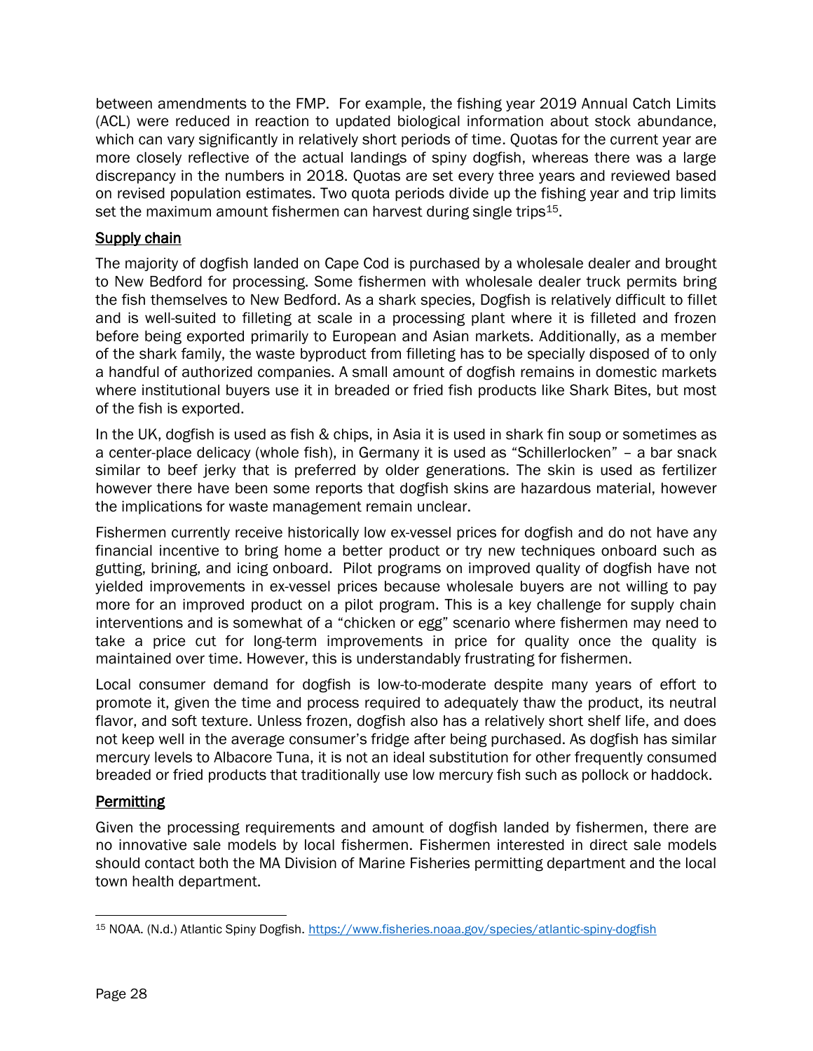between amendments to the FMP. For example, the fishing year 2019 Annual Catch Limits (ACL) were reduced in reaction to updated biological information about stock abundance, which can vary significantly in relatively short periods of time. Quotas for the current year are more closely reflective of the actual landings of spiny dogfish, whereas there was a large discrepancy in the numbers in 2018. Quotas are set every three years and reviewed based on revised population estimates. Two quota periods divide up the fishing year and trip limits set the maximum amount fishermen can harvest during single trips[15].

## Supply chain

The majority of dogfish landed on Cape Cod is purchased by a wholesale dealer and brought to New Bedford for processing. Some fishermen with wholesale dealer truck permits bring the fish themselves to New Bedford. As a shark species, Dogfish is relatively difficult to fillet and is well-suited to filleting at scale in a processing plant where it is filleted and frozen before being exported primarily to European and Asian markets. Additionally, as a member of the shark family, the waste byproduct from filleting has to be specially disposed of to only a handful of authorized companies. A small amount of dogfish remains in domestic markets where institutional buyers use it in breaded or fried fish products like Shark Bites, but most of the fish is exported.

In the UK, dogfish is used as fish & chips, in Asia it is used in shark fin soup or sometimes as a center-place delicacy (whole fish), in Germany it is used as "Schillerlocken" – a bar snack similar to beef jerky that is preferred by older generations. The skin is used as fertilizer however there have been some reports that dogfish skins are hazardous material, however the implications for waste management remain unclear.

Fishermen currently receive historically low ex-vessel prices for dogfish and do not have any financial incentive to bring home a better product or try new techniques onboard such as gutting, brining, and icing onboard. Pilot programs on improved quality of dogfish have not yielded improvements in ex-vessel prices because wholesale buyers are not willing to pay more for an improved product on a pilot program. This is a key challenge for supply chain interventions and is somewhat of a "chicken or egg" scenario where fishermen may need to take a price cut for long-term improvements in price for quality once the quality is maintained over time. However, this is understandably frustrating for fishermen.

Local consumer demand for dogfish is low-to-moderate despite many years of effort to promote it, given the time and process required to adequately thaw the product, its neutral flavor, and soft texture. Unless frozen, dogfish also has a relatively short shelf life, and does not keep well in the average consumer's fridge after being purchased. As dogfish has similar mercury levels to Albacore Tuna, it is not an ideal substitution for other frequently consumed breaded or fried products that traditionally use low mercury fish such as pollock or haddock.

## Permitting

Given the processing requirements and amount of dogfish landed by fishermen, there are no innovative sale models by local fishermen. Fishermen interested in direct sale models should contact both the MA Division of Marine Fisheries permitting department and the local town health department.

---

[15] NOAA. (N.d.) Atlantic Spiny Dogfish. https://www.fisheries.noaa.gov/species/atlantic-spiny-dogfish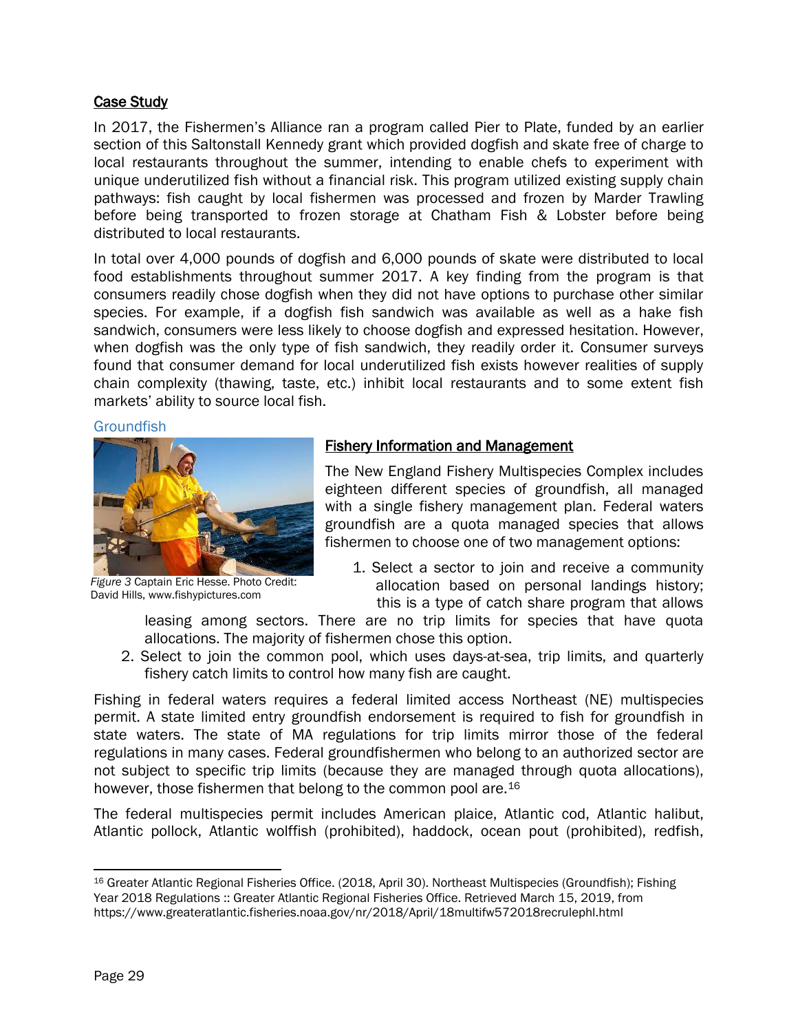### Case Study

In 2017, the Fishermen's Alliance ran a program called Pier to Plate, funded by an earlier section of this Saltonstall Kennedy grant which provided dogfish and skate free of charge to local restaurants throughout the summer, intending to enable chefs to experiment with unique underutilized fish without a financial risk. This program utilized existing supply chain pathways: fish caught by local fishermen was processed and frozen by Marder Trawling before being transported to frozen storage at Chatham Fish & Lobster before being distributed to local restaurants.

In total over 4,000 pounds of dogfish and 6,000 pounds of skate were distributed to local food establishments throughout summer 2017. A key finding from the program is that consumers readily chose dogfish when they did not have options to purchase other similar species. For example, if a dogfish fish sandwich was available as well as a hake fish sandwich, consumers were less likely to choose dogfish and expressed hesitation. However, when dogfish was the only type of fish sandwich, they readily order it. Consumer surveys found that consumer demand for local underutilized fish exists however realities of supply chain complexity (thawing, taste, etc.) inhibit local restaurants and to some extent fish markets' ability to source local fish.

## Groundfish

*Figure 3* Captain Eric Hesse. Photo Credit: David Hills, www.fishypictures.com

### Fishery Information and Management

The New England Fishery Multispecies Complex includes eighteen different species of groundfish, all managed with a single fishery management plan. Federal waters groundfish are a quota managed species that allows fishermen to choose one of two management options:

1. Select a sector to join and receive a community allocation based on personal landings history; this is a type of catch share program that allows leasing among sectors. There are no trip limits for species that have quota allocations. The majority of fishermen chose this option.
2. Select to join the common pool, which uses days-at-sea, trip limits, and quarterly fishery catch limits to control how many fish are caught.

Fishing in federal waters requires a federal limited access Northeast (NE) multispecies permit. A state limited entry groundfish endorsement is required to fish for groundfish in state waters. The state of MA regulations for trip limits mirror those of the federal regulations in many cases. Federal groundfishermen who belong to an authorized sector are not subject to specific trip limits (because they are managed through quota allocations), however, those fishermen that belong to the common pool are.[16]

The federal multispecies permit includes American plaice, Atlantic cod, Atlantic halibut, Atlantic pollock, Atlantic wolffish (prohibited), haddock, ocean pout (prohibited), redfish,

[16] Greater Atlantic Regional Fisheries Office. (2018, April 30). Northeast Multispecies (Groundfish); Fishing Year 2018 Regulations :: Greater Atlantic Regional Fisheries Office. Retrieved March 15, 2019, from https://www.greateratlantic.fisheries.noaa.gov/nr/2018/April/18multifw572018recrulephl.html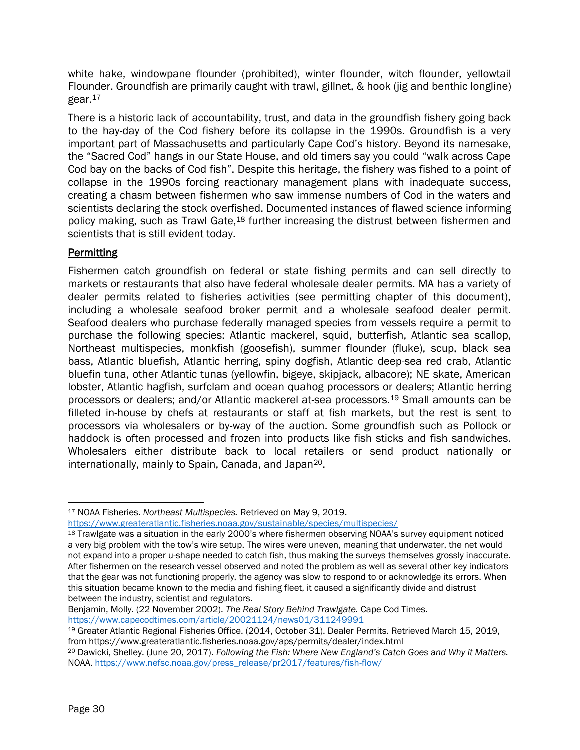white hake, windowpane flounder (prohibited), winter flounder, witch flounder, yellowtail Flounder. Groundfish are primarily caught with trawl, gillnet, & hook (jig and benthic longline) gear.[17]

There is a historic lack of accountability, trust, and data in the groundfish fishery going back to the hay-day of the Cod fishery before its collapse in the 1990s. Groundfish is a very important part of Massachusetts and particularly Cape Cod's history. Beyond its namesake, the "Sacred Cod" hangs in our State House, and old timers say you could "walk across Cape Cod bay on the backs of Cod fish". Despite this heritage, the fishery was fished to a point of collapse in the 1990s forcing reactionary management plans with inadequate success, creating a chasm between fishermen who saw immense numbers of Cod in the waters and scientists declaring the stock overfished. Documented instances of flawed science informing policy making, such as Trawl Gate,[18] further increasing the distrust between fishermen and scientists that is still evident today.

## Permitting

Fishermen catch groundfish on federal or state fishing permits and can sell directly to markets or restaurants that also have federal wholesale dealer permits. MA has a variety of dealer permits related to fisheries activities (see permitting chapter of this document), including a wholesale seafood broker permit and a wholesale seafood dealer permit. Seafood dealers who purchase federally managed species from vessels require a permit to purchase the following species: Atlantic mackerel, squid, butterfish, Atlantic sea scallop, Northeast multispecies, monkfish (goosefish), summer flounder (fluke), scup, black sea bass, Atlantic bluefish, Atlantic herring, spiny dogfish, Atlantic deep-sea red crab, Atlantic bluefin tuna, other Atlantic tunas (yellowfin, bigeye, skipjack, albacore); NE skate, American lobster, Atlantic hagfish, surfclam and ocean quahog processors or dealers; Atlantic herring processors or dealers; and/or Atlantic mackerel at-sea processors.[19] Small amounts can be filleted in-house by chefs at restaurants or staff at fish markets, but the rest is sent to processors via wholesalers or by-way of the auction. Some groundfish such as Pollock or haddock is often processed and frozen into products like fish sticks and fish sandwiches. Wholesalers either distribute back to local retailers or send product nationally or internationally, mainly to Spain, Canada, and Japan[20].

---

[17] NOAA Fisheries. *Northeast Multispecies.* Retrieved on May 9, 2019. https://www.greateratlantic.fisheries.noaa.gov/sustainable/species/multispecies/

[18] Trawlgate was a situation in the early 2000's where fishermen observing NOAA's survey equipment noticed a very big problem with the tow's wire setup. The wires were uneven, meaning that underwater, the net would not expand into a proper u-shape needed to catch fish, thus making the surveys themselves grossly inaccurate. After fishermen on the research vessel observed and noted the problem as well as several other key indicators that the gear was not functioning properly, the agency was slow to respond to or acknowledge its errors. When this situation became known to the media and fishing fleet, it caused a significantly divide and distrust between the industry, scientist and regulators.
Benjamin, Molly. (22 November 2002). *The Real Story Behind Trawlgate.* Cape Cod Times. https://www.capecodtimes.com/article/20021124/news01/311249991

[19] Greater Atlantic Regional Fisheries Office. (2014, October 31). Dealer Permits. Retrieved March 15, 2019, from https://www.greateratlantic.fisheries.noaa.gov/aps/permits/dealer/index.html

[20] Dawicki, Shelley. (June 20, 2017). *Following the Fish: Where New England's Catch Goes and Why it Matters.* NOAA. https://www.nefsc.noaa.gov/press_release/pr2017/features/fish-flow/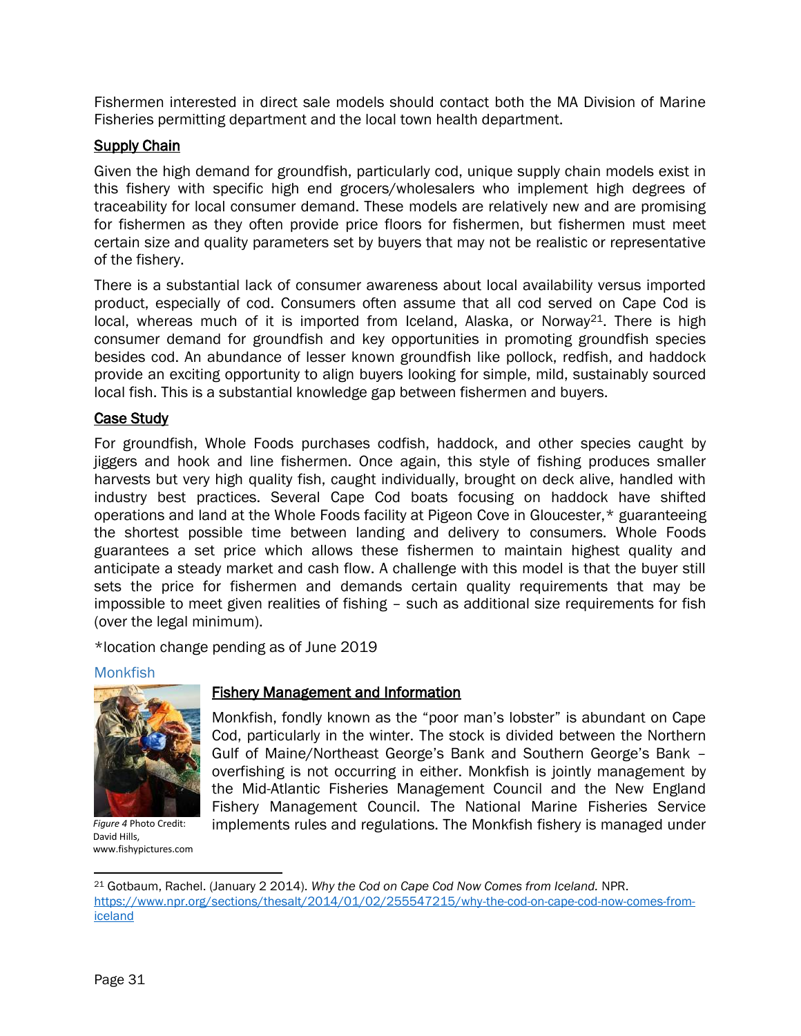Fishermen interested in direct sale models should contact both the MA Division of Marine Fisheries permitting department and the local town health department.

**Supply Chain**

Given the high demand for groundfish, particularly cod, unique supply chain models exist in this fishery with specific high end grocers/wholesalers who implement high degrees of traceability for local consumer demand. These models are relatively new and are promising for fishermen as they often provide price floors for fishermen, but fishermen must meet certain size and quality parameters set by buyers that may not be realistic or representative of the fishery.

There is a substantial lack of consumer awareness about local availability versus imported product, especially of cod. Consumers often assume that all cod served on Cape Cod is local, whereas much of it is imported from Iceland, Alaska, or Norway[21]. There is high consumer demand for groundfish and key opportunities in promoting groundfish species besides cod. An abundance of lesser known groundfish like pollock, redfish, and haddock provide an exciting opportunity to align buyers looking for simple, mild, sustainably sourced local fish. This is a substantial knowledge gap between fishermen and buyers.

**Case Study**

For groundfish, Whole Foods purchases codfish, haddock, and other species caught by jiggers and hook and line fishermen. Once again, this style of fishing produces smaller harvests but very high quality fish, caught individually, brought on deck alive, handled with industry best practices. Several Cape Cod boats focusing on haddock have shifted operations and land at the Whole Foods facility at Pigeon Cove in Gloucester,* guaranteeing the shortest possible time between landing and delivery to consumers. Whole Foods guarantees a set price which allows these fishermen to maintain highest quality and anticipate a steady market and cash flow. A challenge with this model is that the buyer still sets the price for fishermen and demands certain quality requirements that may be impossible to meet given realities of fishing – such as additional size requirements for fish (over the legal minimum).

*location change pending as of June 2019

### Monkfish

*Figure 4* Photo Credit: David Hills, www.fishypictures.com

**Fishery Management and Information**

Monkfish, fondly known as the "poor man's lobster" is abundant on Cape Cod, particularly in the winter. The stock is divided between the Northern Gulf of Maine/Northeast George's Bank and Southern George's Bank – overfishing is not occurring in either. Monkfish is jointly management by the Mid-Atlantic Fisheries Management Council and the New England Fishery Management Council. The National Marine Fisheries Service implements rules and regulations. The Monkfish fishery is managed under

[21] Gotbaum, Rachel. (January 2 2014). *Why the Cod on Cape Cod Now Comes from Iceland.* NPR. https://www.npr.org/sections/thesalt/2014/01/02/255547215/why-the-cod-on-cape-cod-now-comes-from-iceland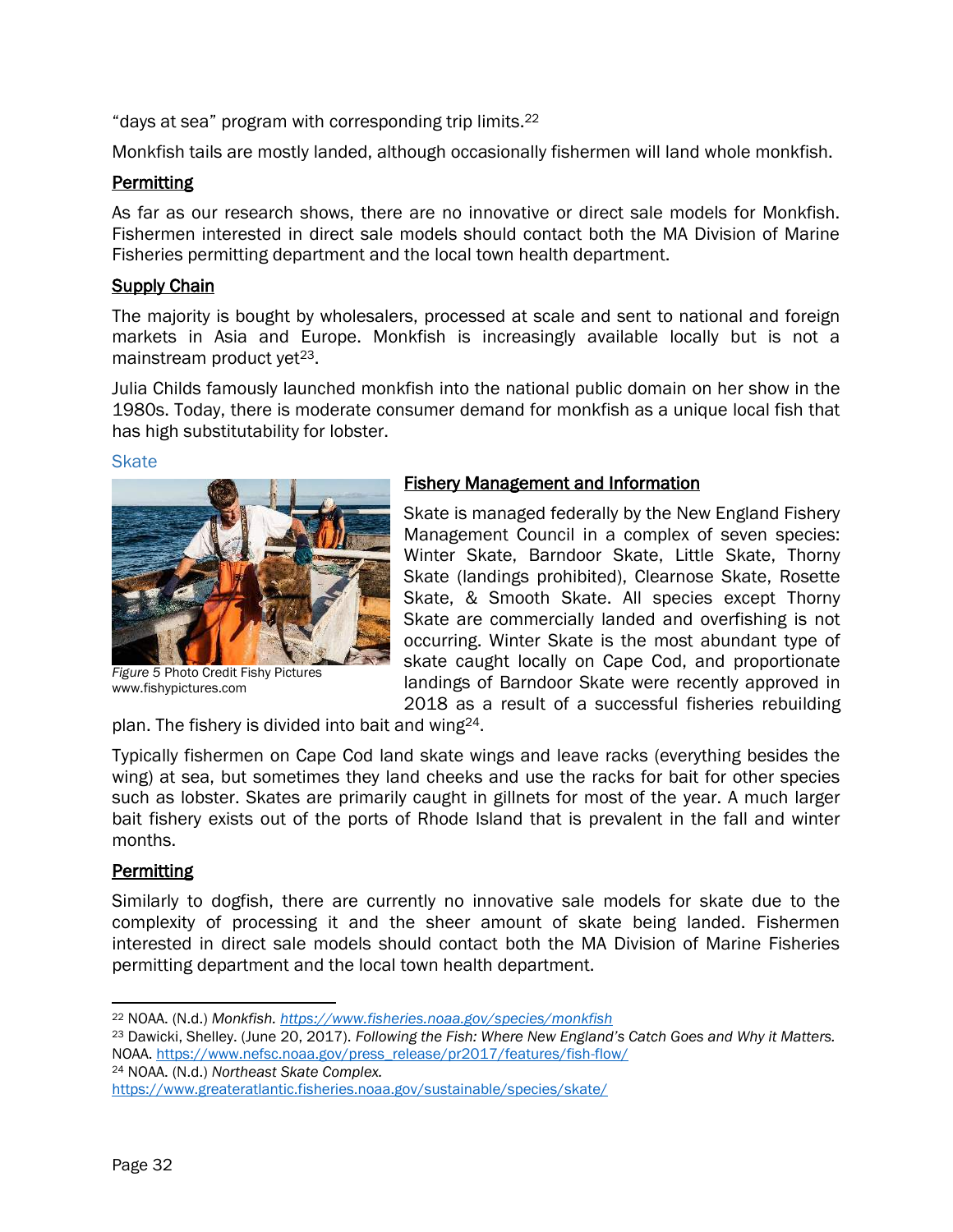"days at sea" program with corresponding trip limits.[22]

Monkfish tails are mostly landed, although occasionally fishermen will land whole monkfish.

**Permitting**

As far as our research shows, there are no innovative or direct sale models for Monkfish. Fishermen interested in direct sale models should contact both the MA Division of Marine Fisheries permitting department and the local town health department.

**Supply Chain**

The majority is bought by wholesalers, processed at scale and sent to national and foreign markets in Asia and Europe. Monkfish is increasingly available locally but is not a mainstream product yet[23].

Julia Childs famously launched monkfish into the national public domain on her show in the 1980s. Today, there is moderate consumer demand for monkfish as a unique local fish that has high substitutability for lobster.

### Skate

*Figure 5* Photo Credit Fishy Pictures www.fishypictures.com

**Fishery Management and Information**

Skate is managed federally by the New England Fishery Management Council in a complex of seven species: Winter Skate, Barndoor Skate, Little Skate, Thorny Skate (landings prohibited), Clearnose Skate, Rosette Skate, & Smooth Skate. All species except Thorny Skate are commercially landed and overfishing is not occurring. Winter Skate is the most abundant type of skate caught locally on Cape Cod, and proportionate landings of Barndoor Skate were recently approved in 2018 as a result of a successful fisheries rebuilding plan. The fishery is divided into bait and wing[24].

Typically fishermen on Cape Cod land skate wings and leave racks (everything besides the wing) at sea, but sometimes they land cheeks and use the racks for bait for other species such as lobster. Skates are primarily caught in gillnets for most of the year. A much larger bait fishery exists out of the ports of Rhode Island that is prevalent in the fall and winter months.

**Permitting**

Similarly to dogfish, there are currently no innovative sale models for skate due to the complexity of processing it and the sheer amount of skate being landed. Fishermen interested in direct sale models should contact both the MA Division of Marine Fisheries permitting department and the local town health department.

---

[22] NOAA. (N.d.) *Monkfish. https://www.fisheries.noaa.gov/species/monkfish*

[23] Dawicki, Shelley. (June 20, 2017). *Following the Fish: Where New England's Catch Goes and Why it Matters.* NOAA. https://www.nefsc.noaa.gov/press_release/pr2017/features/fish-flow/

[24] NOAA. (N.d.) *Northeast Skate Complex.* https://www.greateratlantic.fisheries.noaa.gov/sustainable/species/skate/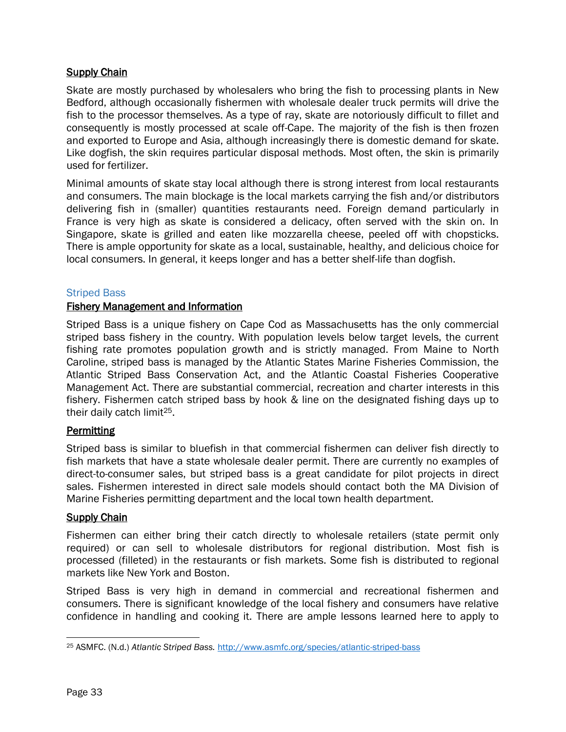## Supply Chain

Skate are mostly purchased by wholesalers who bring the fish to processing plants in New Bedford, although occasionally fishermen with wholesale dealer truck permits will drive the fish to the processor themselves. As a type of ray, skate are notoriously difficult to fillet and consequently is mostly processed at scale off-Cape. The majority of the fish is then frozen and exported to Europe and Asia, although increasingly there is domestic demand for skate. Like dogfish, the skin requires particular disposal methods. Most often, the skin is primarily used for fertilizer.

Minimal amounts of skate stay local although there is strong interest from local restaurants and consumers. The main blockage is the local markets carrying the fish and/or distributors delivering fish in (smaller) quantities restaurants need. Foreign demand particularly in France is very high as skate is considered a delicacy, often served with the skin on. In Singapore, skate is grilled and eaten like mozzarella cheese, peeled off with chopsticks. There is ample opportunity for skate as a local, sustainable, healthy, and delicious choice for local consumers. In general, it keeps longer and has a better shelf-life than dogfish.

### Striped Bass

## Fishery Management and Information

Striped Bass is a unique fishery on Cape Cod as Massachusetts has the only commercial striped bass fishery in the country. With population levels below target levels, the current fishing rate promotes population growth and is strictly managed. From Maine to North Caroline, striped bass is managed by the Atlantic States Marine Fisheries Commission, the Atlantic Striped Bass Conservation Act, and the Atlantic Coastal Fisheries Cooperative Management Act. There are substantial commercial, recreation and charter interests in this fishery. Fishermen catch striped bass by hook & line on the designated fishing days up to their daily catch limit[25].

## Permitting

Striped bass is similar to bluefish in that commercial fishermen can deliver fish directly to fish markets that have a state wholesale dealer permit. There are currently no examples of direct-to-consumer sales, but striped bass is a great candidate for pilot projects in direct sales. Fishermen interested in direct sale models should contact both the MA Division of Marine Fisheries permitting department and the local town health department.

## Supply Chain

Fishermen can either bring their catch directly to wholesale retailers (state permit only required) or can sell to wholesale distributors for regional distribution. Most fish is processed (filleted) in the restaurants or fish markets. Some fish is distributed to regional markets like New York and Boston.

Striped Bass is very high in demand in commercial and recreational fishermen and consumers. There is significant knowledge of the local fishery and consumers have relative confidence in handling and cooking it. There are ample lessons learned here to apply to

---

[25] ASMFC. (N.d.) *Atlantic Striped Bass.* http://www.asmfc.org/species/atlantic-striped-bass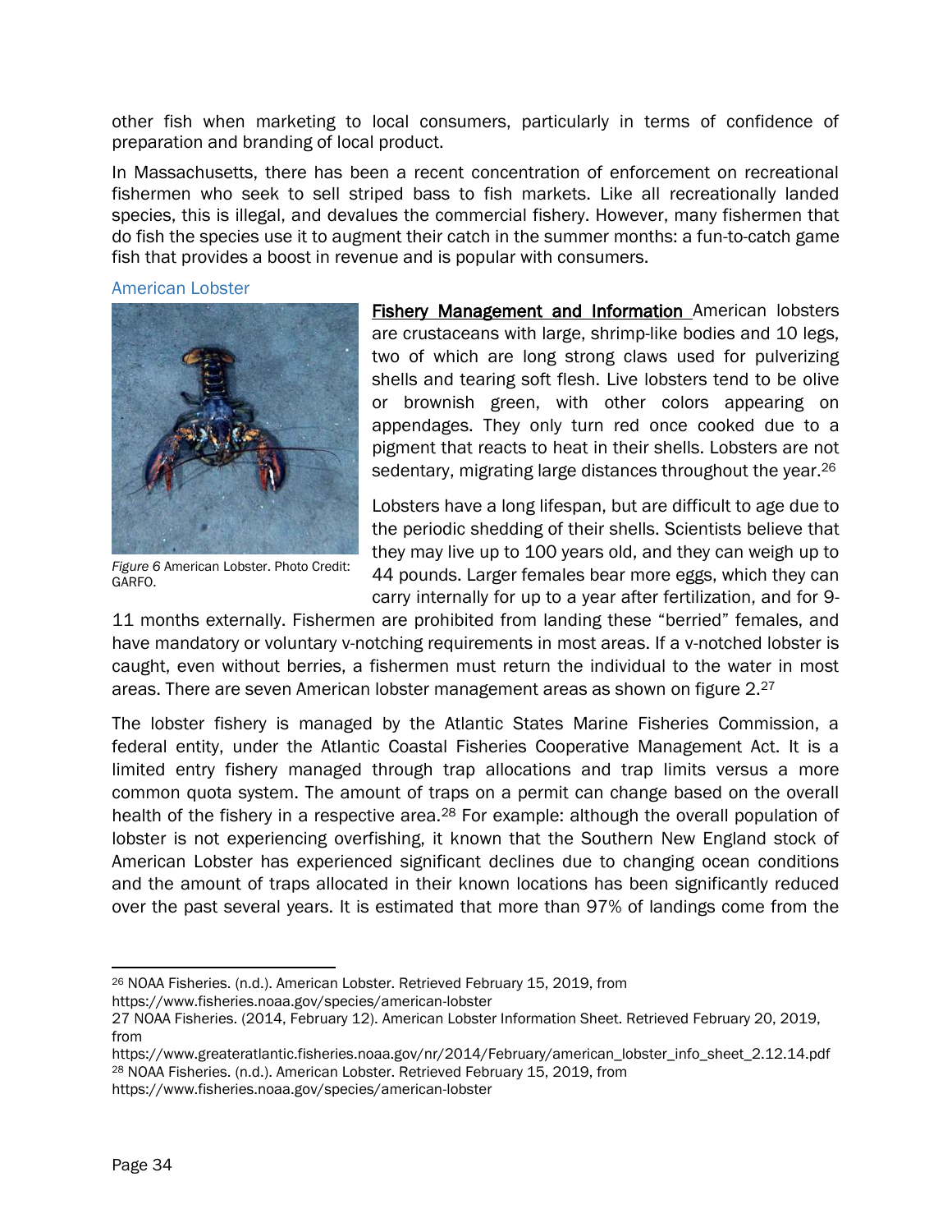other fish when marketing to local consumers, particularly in terms of confidence of preparation and branding of local product.

In Massachusetts, there has been a recent concentration of enforcement on recreational fishermen who seek to sell striped bass to fish markets. Like all recreationally landed species, this is illegal, and devalues the commercial fishery. However, many fishermen that do fish the species use it to augment their catch in the summer months: a fun-to-catch game fish that provides a boost in revenue and is popular with consumers.

### American Lobster

*Figure 6* American Lobster. Photo Credit: GARFO.

**Fishery Management and Information** American lobsters are crustaceans with large, shrimp-like bodies and 10 legs, two of which are long strong claws used for pulverizing shells and tearing soft flesh. Live lobsters tend to be olive or brownish green, with other colors appearing on appendages. They only turn red once cooked due to a pigment that reacts to heat in their shells. Lobsters are not sedentary, migrating large distances throughout the year.[26]

Lobsters have a long lifespan, but are difficult to age due to the periodic shedding of their shells. Scientists believe that they may live up to 100 years old, and they can weigh up to 44 pounds. Larger females bear more eggs, which they can carry internally for up to a year after fertilization, and for 9-11 months externally. Fishermen are prohibited from landing these "berried" females, and have mandatory or voluntary v-notching requirements in most areas. If a v-notched lobster is caught, even without berries, a fishermen must return the individual to the water in most areas. There are seven American lobster management areas as shown on figure 2.[27]

The lobster fishery is managed by the Atlantic States Marine Fisheries Commission, a federal entity, under the Atlantic Coastal Fisheries Cooperative Management Act. It is a limited entry fishery managed through trap allocations and trap limits versus a more common quota system. The amount of traps on a permit can change based on the overall health of the fishery in a respective area.[28] For example: although the overall population of lobster is not experiencing overfishing, it known that the Southern New England stock of American Lobster has experienced significant declines due to changing ocean conditions and the amount of traps allocated in their known locations has been significantly reduced over the past several years. It is estimated that more than 97% of landings come from the

---

[26] NOAA Fisheries. (n.d.). American Lobster. Retrieved February 15, 2019, from https://www.fisheries.noaa.gov/species/american-lobster

[27] NOAA Fisheries. (2014, February 12). American Lobster Information Sheet. Retrieved February 20, 2019, from https://www.greateratlantic.fisheries.noaa.gov/nr/2014/February/american_lobster_info_sheet_2.12.14.pdf

[28] NOAA Fisheries. (n.d.). American Lobster. Retrieved February 15, 2019, from https://www.fisheries.noaa.gov/species/american-lobster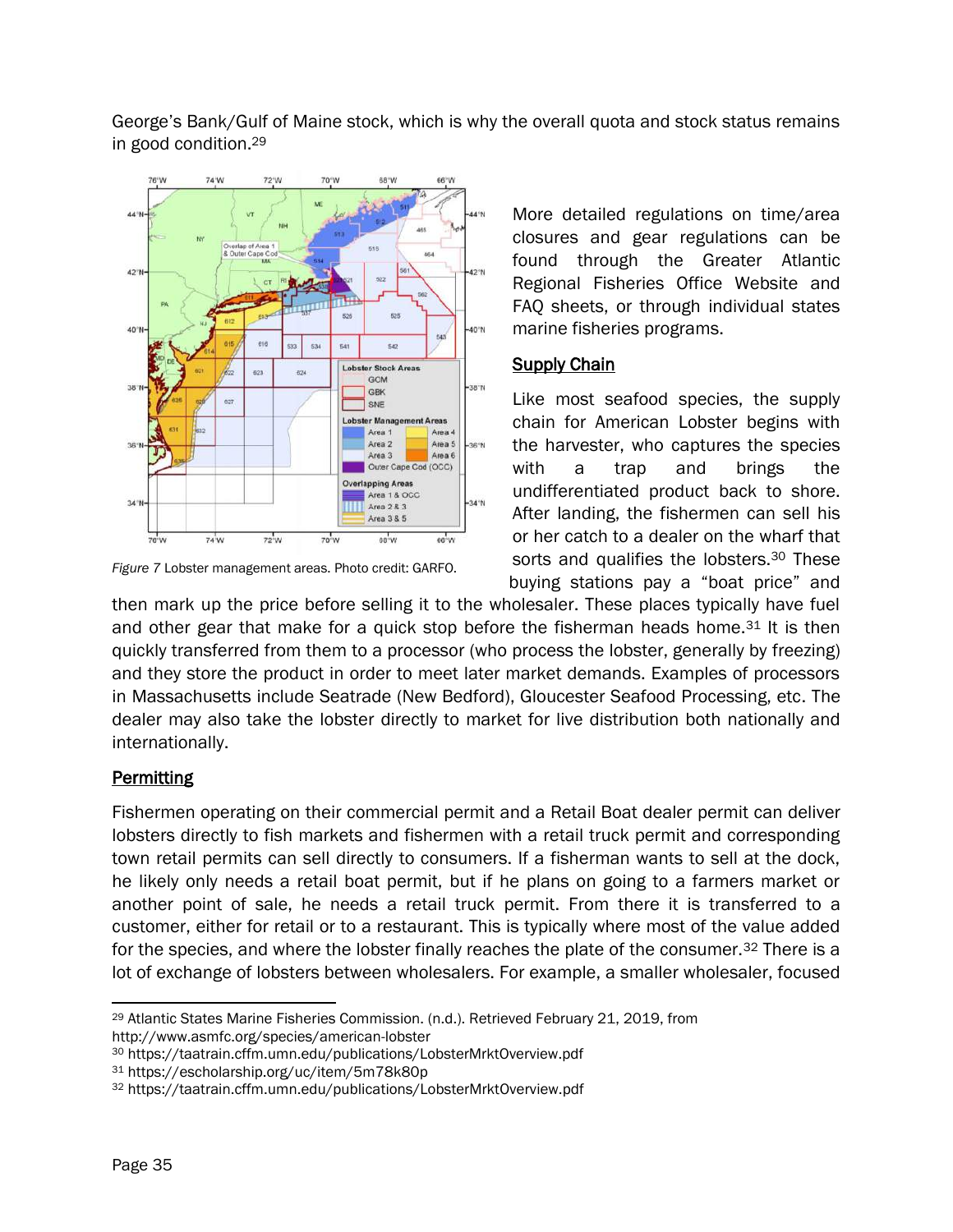George's Bank/Gulf of Maine stock, which is why the overall quota and stock status remains in good condition.[29]

*Figure 7* Lobster management areas. Photo credit: GARFO.

More detailed regulations on time/area closures and gear regulations can be found through the Greater Atlantic Regional Fisheries Office Website and FAQ sheets, or through individual states marine fisheries programs.

## Supply Chain

Like most seafood species, the supply chain for American Lobster begins with the harvester, who captures the species with a trap and brings the undifferentiated product back to shore. After landing, the fishermen can sell his or her catch to a dealer on the wharf that sorts and qualifies the lobsters.[30] These buying stations pay a "boat price" and then mark up the price before selling it to the wholesaler. These places typically have fuel and other gear that make for a quick stop before the fisherman heads home.[31] It is then quickly transferred from them to a processor (who process the lobster, generally by freezing) and they store the product in order to meet later market demands. Examples of processors in Massachusetts include Seatrade (New Bedford), Gloucester Seafood Processing, etc. The dealer may also take the lobster directly to market for live distribution both nationally and internationally.

## Permitting

Fishermen operating on their commercial permit and a Retail Boat dealer permit can deliver lobsters directly to fish markets and fishermen with a retail truck permit and corresponding town retail permits can sell directly to consumers. If a fisherman wants to sell at the dock, he likely only needs a retail boat permit, but if he plans on going to a farmers market or another point of sale, he needs a retail truck permit. From there it is transferred to a customer, either for retail or to a restaurant. This is typically where most of the value added for the species, and where the lobster finally reaches the plate of the consumer.[32] There is a lot of exchange of lobsters between wholesalers. For example, a smaller wholesaler, focused

---

[29] Atlantic States Marine Fisheries Commission. (n.d.). Retrieved February 21, 2019, from http://www.asmfc.org/species/american-lobster

[30] https://taatrain.cffm.umn.edu/publications/LobsterMrktOverview.pdf

[31] https://escholarship.org/uc/item/5m78k80p

[32] https://taatrain.cffm.umn.edu/publications/LobsterMrktOverview.pdf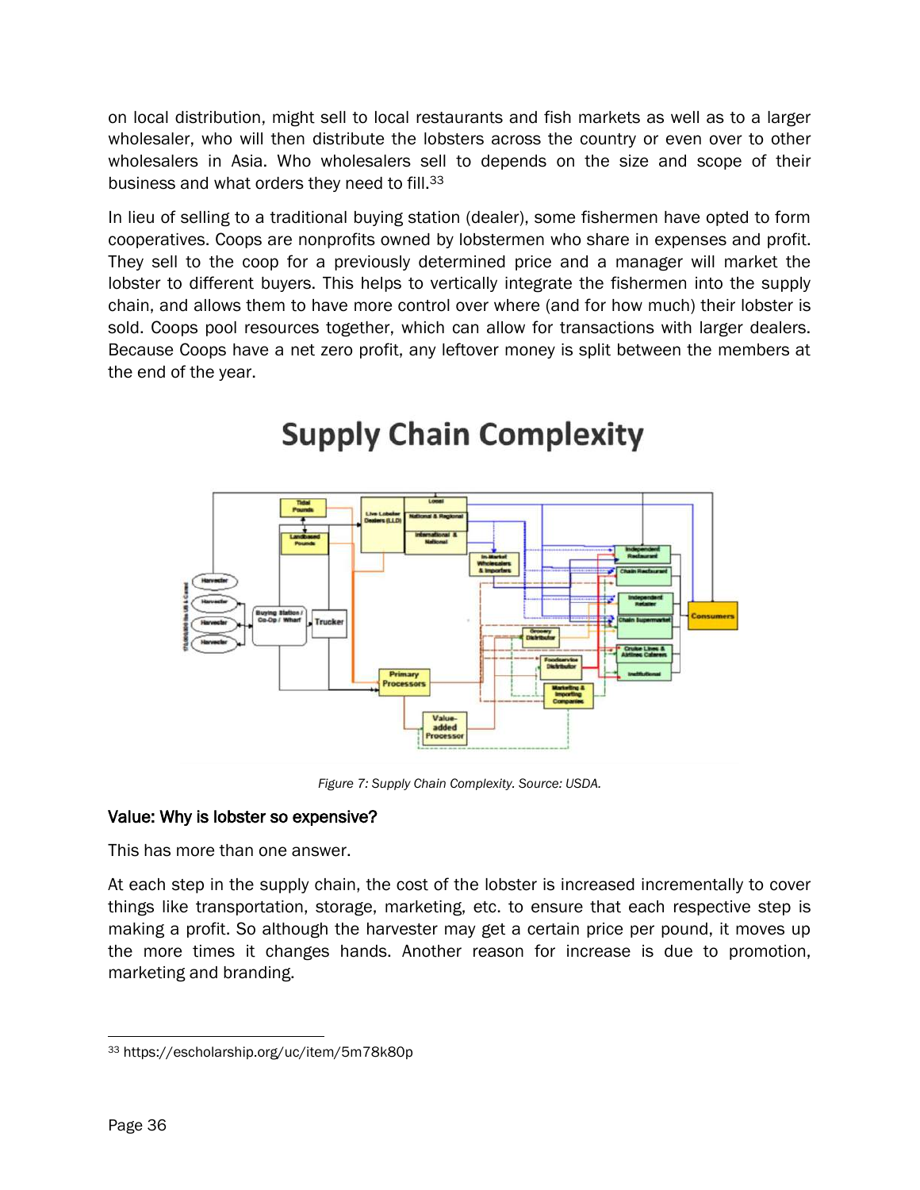on local distribution, might sell to local restaurants and fish markets as well as to a larger wholesaler, who will then distribute the lobsters across the country or even over to other wholesalers in Asia. Who wholesalers sell to depends on the size and scope of their business and what orders they need to fill.[33]

In lieu of selling to a traditional buying station (dealer), some fishermen have opted to form cooperatives. Coops are nonprofits owned by lobstermen who share in expenses and profit. They sell to the coop for a previously determined price and a manager will market the lobster to different buyers. This helps to vertically integrate the fishermen into the supply chain, and allows them to have more control over where (and for how much) their lobster is sold. Coops pool resources together, which can allow for transactions with larger dealers. Because Coops have a net zero profit, any leftover money is split between the members at the end of the year.

*Figure 7: Supply Chain Complexity. Source: USDA.*

### Value: Why is lobster so expensive?

This has more than one answer.

At each step in the supply chain, the cost of the lobster is increased incrementally to cover things like transportation, storage, marketing, etc. to ensure that each respective step is making a profit. So although the harvester may get a certain price per pound, it moves up the more times it changes hands. Another reason for increase is due to promotion, marketing and branding.

---

[33] https://escholarship.org/uc/item/5m78k80p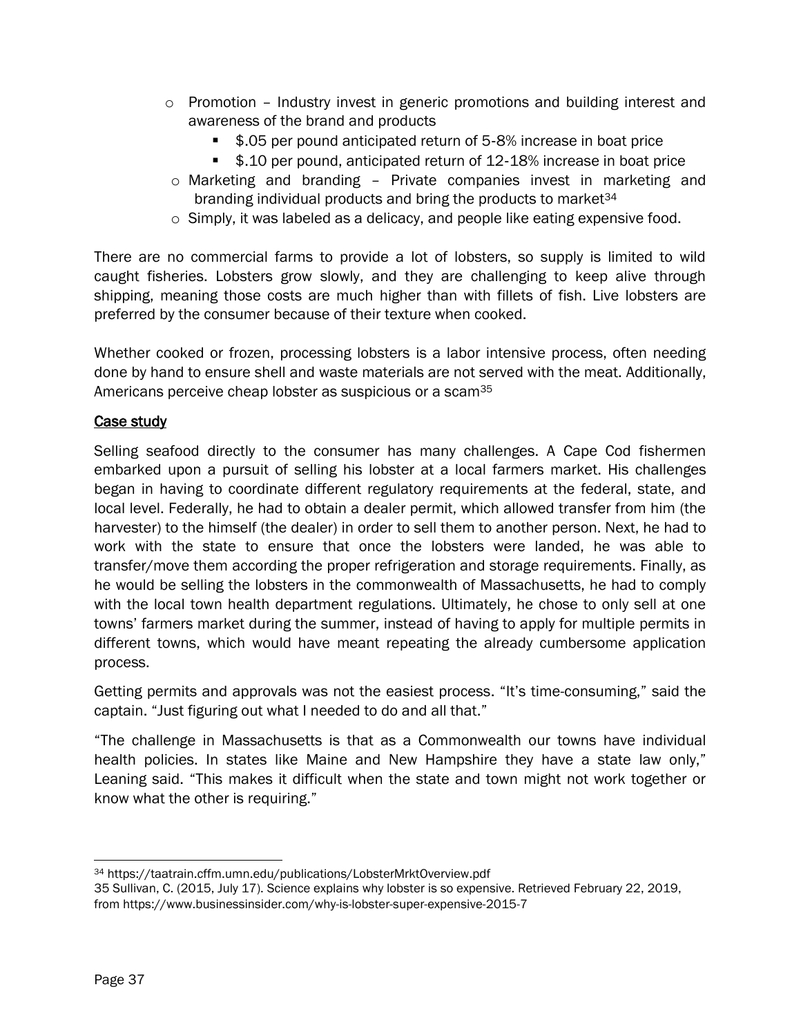- Promotion – Industry invest in generic promotions and building interest and awareness of the brand and products
  - $.05 per pound anticipated return of 5-8% increase in boat price
  - $.10 per pound, anticipated return of 12-18% increase in boat price
- Marketing and branding – Private companies invest in marketing and branding individual products and bring the products to market[34]
- Simply, it was labeled as a delicacy, and people like eating expensive food.

There are no commercial farms to provide a lot of lobsters, so supply is limited to wild caught fisheries. Lobsters grow slowly, and they are challenging to keep alive through shipping, meaning those costs are much higher than with fillets of fish. Live lobsters are preferred by the consumer because of their texture when cooked.

Whether cooked or frozen, processing lobsters is a labor intensive process, often needing done by hand to ensure shell and waste materials are not served with the meat. Additionally, Americans perceive cheap lobster as suspicious or a scam[35]

## Case study

Selling seafood directly to the consumer has many challenges. A Cape Cod fishermen embarked upon a pursuit of selling his lobster at a local farmers market. His challenges began in having to coordinate different regulatory requirements at the federal, state, and local level. Federally, he had to obtain a dealer permit, which allowed transfer from him (the harvester) to the himself (the dealer) in order to sell them to another person. Next, he had to work with the state to ensure that once the lobsters were landed, he was able to transfer/move them according the proper refrigeration and storage requirements. Finally, as he would be selling the lobsters in the commonwealth of Massachusetts, he had to comply with the local town health department regulations. Ultimately, he chose to only sell at one towns' farmers market during the summer, instead of having to apply for multiple permits in different towns, which would have meant repeating the already cumbersome application process.

Getting permits and approvals was not the easiest process. "It's time-consuming," said the captain. "Just figuring out what I needed to do and all that."

"The challenge in Massachusetts is that as a Commonwealth our towns have individual health policies. In states like Maine and New Hampshire they have a state law only," Leaning said. "This makes it difficult when the state and town might not work together or know what the other is requiring."

---

[34] https://taatrain.cffm.umn.edu/publications/LobsterMrktOverview.pdf

35 Sullivan, C. (2015, July 17). Science explains why lobster is so expensive. Retrieved February 22, 2019, from https://www.businessinsider.com/why-is-lobster-super-expensive-2015-7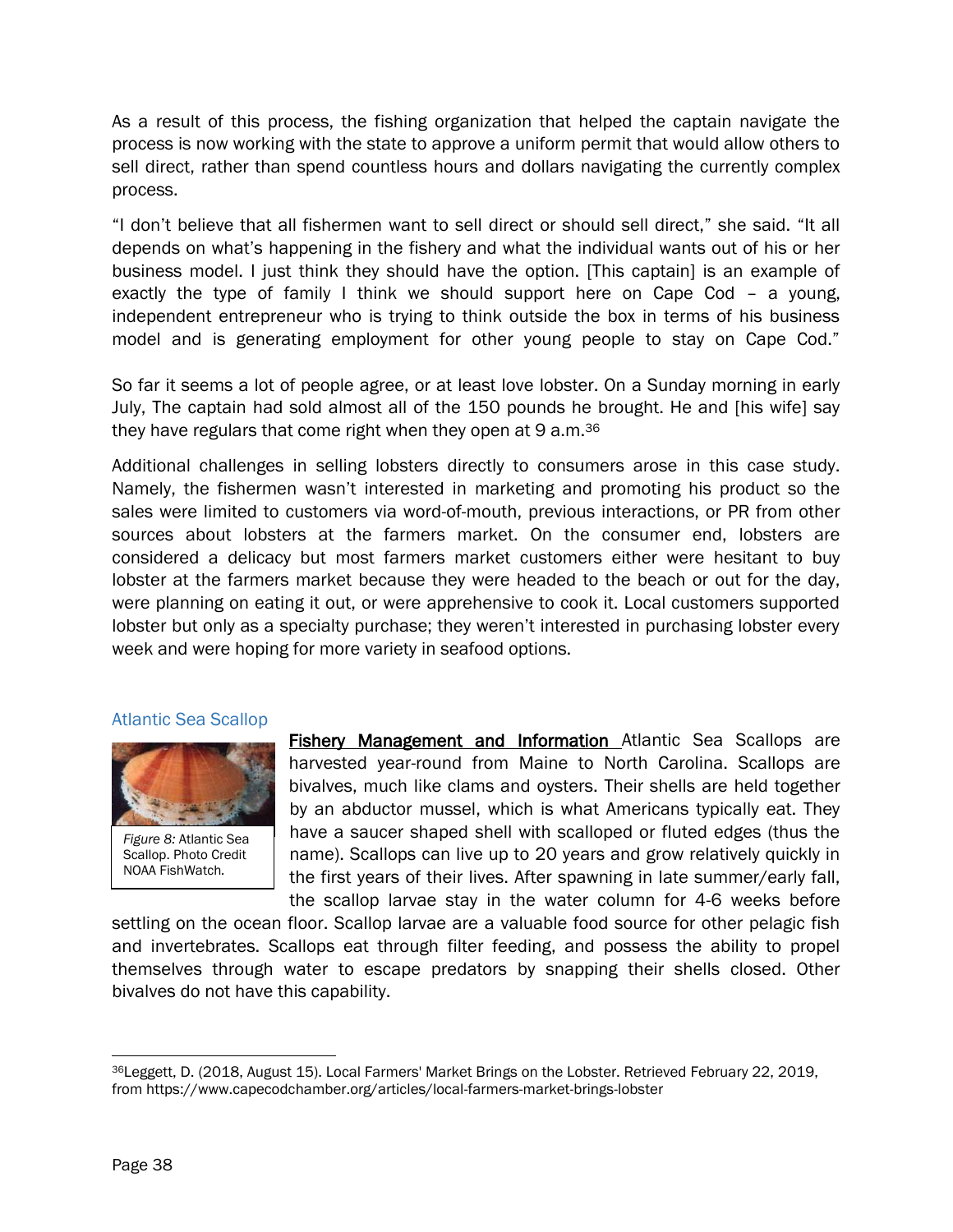As a result of this process, the fishing organization that helped the captain navigate the process is now working with the state to approve a uniform permit that would allow others to sell direct, rather than spend countless hours and dollars navigating the currently complex process.

"I don't believe that all fishermen want to sell direct or should sell direct," she said. "It all depends on what's happening in the fishery and what the individual wants out of his or her business model. I just think they should have the option. [This captain] is an example of exactly the type of family I think we should support here on Cape Cod – a young, independent entrepreneur who is trying to think outside the box in terms of his business model and is generating employment for other young people to stay on Cape Cod."

So far it seems a lot of people agree, or at least love lobster. On a Sunday morning in early July, The captain had sold almost all of the 150 pounds he brought. He and [his wife] say they have regulars that come right when they open at 9 a.m.[36]

Additional challenges in selling lobsters directly to consumers arose in this case study. Namely, the fishermen wasn't interested in marketing and promoting his product so the sales were limited to customers via word-of-mouth, previous interactions, or PR from other sources about lobsters at the farmers market. On the consumer end, lobsters are considered a delicacy but most farmers market customers either were hesitant to buy lobster at the farmers market because they were headed to the beach or out for the day, were planning on eating it out, or were apprehensive to cook it. Local customers supported lobster but only as a specialty purchase; they weren't interested in purchasing lobster every week and were hoping for more variety in seafood options.

### Atlantic Sea Scallop

*Figure 8:* Atlantic Sea Scallop. Photo Credit NOAA FishWatch.

**Fishery Management and Information** Atlantic Sea Scallops are harvested year-round from Maine to North Carolina. Scallops are bivalves, much like clams and oysters. Their shells are held together by an abductor mussel, which is what Americans typically eat. They have a saucer shaped shell with scalloped or fluted edges (thus the name). Scallops can live up to 20 years and grow relatively quickly in the first years of their lives. After spawning in late summer/early fall, the scallop larvae stay in the water column for 4-6 weeks before settling on the ocean floor. Scallop larvae are a valuable food source for other pelagic fish and invertebrates. Scallops eat through filter feeding, and possess the ability to propel themselves through water to escape predators by snapping their shells closed. Other bivalves do not have this capability.

[36] Leggett, D. (2018, August 15). Local Farmers' Market Brings on the Lobster. Retrieved February 22, 2019, from https://www.capecodchamber.org/articles/local-farmers-market-brings-lobster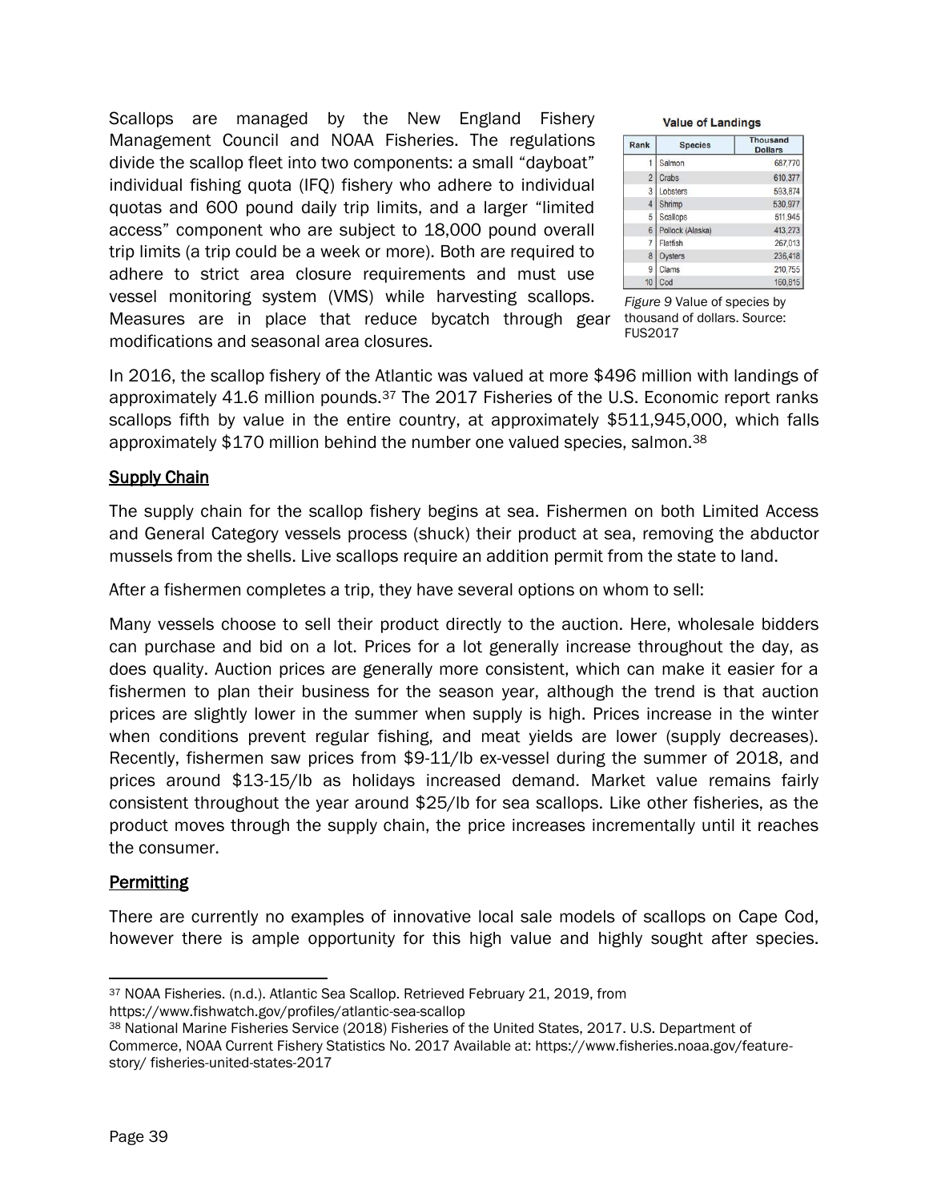Scallops are managed by the New England Fishery Management Council and NOAA Fisheries. The regulations divide the scallop fleet into two components: a small "dayboat" individual fishing quota (IFQ) fishery who adhere to individual quotas and 600 pound daily trip limits, and a larger "limited access" component who are subject to 18,000 pound overall trip limits (a trip could be a week or more). Both are required to adhere to strict area closure requirements and must use vessel monitoring system (VMS) while harvesting scallops. Measures are in place that reduce bycatch through gear modifications and seasonal area closures.

**Value of Landings**

| Rank | Species | Thousand Dollars |
|---|---|---|
| 1 | Salmon | 687,770 |
| 2 | Crabs | 610,377 |
| 3 | Lobsters | 593,874 |
| 4 | Shrimp | 530,977 |
| 5 | Scallops | 511,945 |
| 6 | Pollock (Alaska) | 413,273 |
| 7 | Flatfish | 267,013 |
| 8 | Oysters | 236,418 |
| 9 | Clams | 210,755 |
| 10 | Cod | 160,815 |

*Figure 9* Value of species by thousand of dollars. Source: FUS2017

In 2016, the scallop fishery of the Atlantic was valued at more $496 million with landings of approximately 41.6 million pounds.[37] The 2017 Fisheries of the U.S. Economic report ranks scallops fifth by value in the entire country, at approximately $511,945,000, which falls approximately $170 million behind the number one valued species, salmon.[38]

## Supply Chain

The supply chain for the scallop fishery begins at sea. Fishermen on both Limited Access and General Category vessels process (shuck) their product at sea, removing the abductor mussels from the shells. Live scallops require an addition permit from the state to land.

After a fishermen completes a trip, they have several options on whom to sell:

Many vessels choose to sell their product directly to the auction. Here, wholesale bidders can purchase and bid on a lot. Prices for a lot generally increase throughout the day, as does quality. Auction prices are generally more consistent, which can make it easier for a fishermen to plan their business for the season year, although the trend is that auction prices are slightly lower in the summer when supply is high. Prices increase in the winter when conditions prevent regular fishing, and meat yields are lower (supply decreases). Recently, fishermen saw prices from $9-11/lb ex-vessel during the summer of 2018, and prices around $13-15/lb as holidays increased demand. Market value remains fairly consistent throughout the year around $25/lb for sea scallops. Like other fisheries, as the product moves through the supply chain, the price increases incrementally until it reaches the consumer.

## Permitting

There are currently no examples of innovative local sale models of scallops on Cape Cod, however there is ample opportunity for this high value and highly sought after species.

---

[37] NOAA Fisheries. (n.d.). Atlantic Sea Scallop. Retrieved February 21, 2019, from https://www.fishwatch.gov/profiles/atlantic-sea-scallop

[38] National Marine Fisheries Service (2018) Fisheries of the United States, 2017. U.S. Department of Commerce, NOAA Current Fishery Statistics No. 2017 Available at: https://www.fisheries.noaa.gov/feature-story/ fisheries-united-states-2017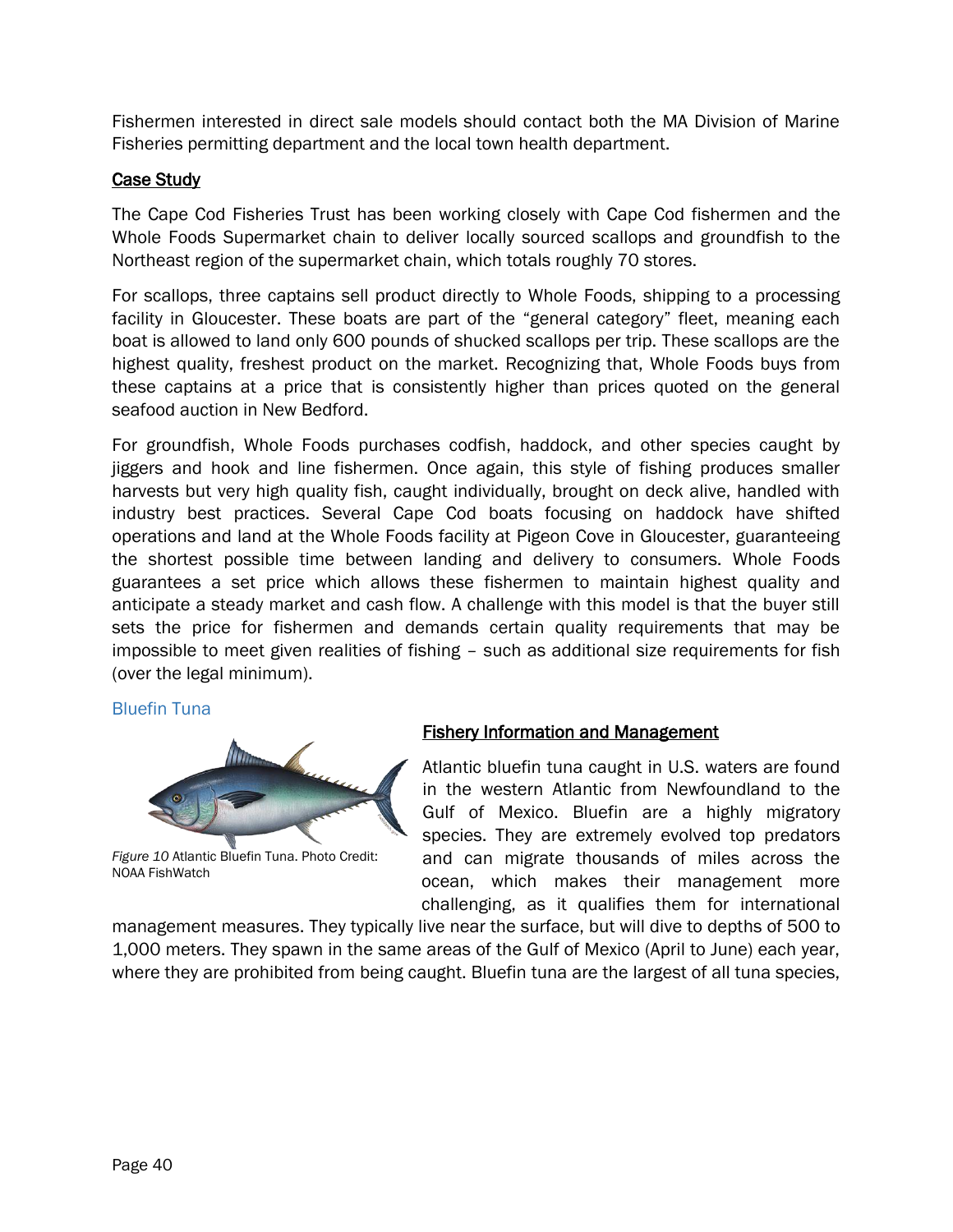Fishermen interested in direct sale models should contact both the MA Division of Marine Fisheries permitting department and the local town health department.

**Case Study**

The Cape Cod Fisheries Trust has been working closely with Cape Cod fishermen and the Whole Foods Supermarket chain to deliver locally sourced scallops and groundfish to the Northeast region of the supermarket chain, which totals roughly 70 stores.

For scallops, three captains sell product directly to Whole Foods, shipping to a processing facility in Gloucester. These boats are part of the "general category" fleet, meaning each boat is allowed to land only 600 pounds of shucked scallops per trip. These scallops are the highest quality, freshest product on the market. Recognizing that, Whole Foods buys from these captains at a price that is consistently higher than prices quoted on the general seafood auction in New Bedford.

For groundfish, Whole Foods purchases codfish, haddock, and other species caught by jiggers and hook and line fishermen. Once again, this style of fishing produces smaller harvests but very high quality fish, caught individually, brought on deck alive, handled with industry best practices. Several Cape Cod boats focusing on haddock have shifted operations and land at the Whole Foods facility at Pigeon Cove in Gloucester, guaranteeing the shortest possible time between landing and delivery to consumers. Whole Foods guarantees a set price which allows these fishermen to maintain highest quality and anticipate a steady market and cash flow. A challenge with this model is that the buyer still sets the price for fishermen and demands certain quality requirements that may be impossible to meet given realities of fishing – such as additional size requirements for fish (over the legal minimum).

### Bluefin Tuna

*Figure 10* Atlantic Bluefin Tuna. Photo Credit: NOAA FishWatch

**Fishery Information and Management**

Atlantic bluefin tuna caught in U.S. waters are found in the western Atlantic from Newfoundland to the Gulf of Mexico. Bluefin are a highly migratory species. They are extremely evolved top predators and can migrate thousands of miles across the ocean, which makes their management more challenging, as it qualifies them for international management measures. They typically live near the surface, but will dive to depths of 500 to 1,000 meters. They spawn in the same areas of the Gulf of Mexico (April to June) each year, where they are prohibited from being caught. Bluefin tuna are the largest of all tuna species,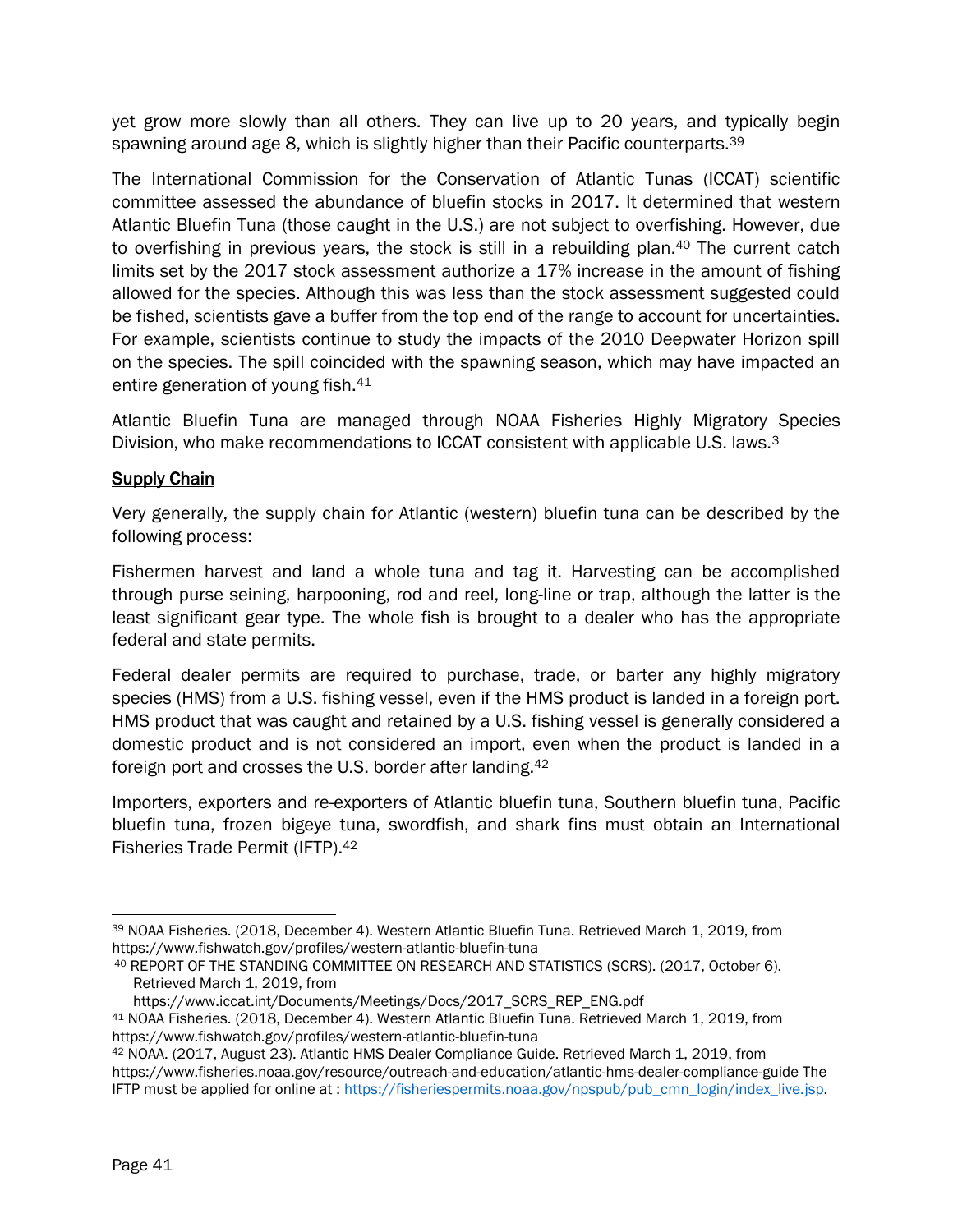yet grow more slowly than all others. They can live up to 20 years, and typically begin spawning around age 8, which is slightly higher than their Pacific counterparts.[39]

The International Commission for the Conservation of Atlantic Tunas (ICCAT) scientific committee assessed the abundance of bluefin stocks in 2017. It determined that western Atlantic Bluefin Tuna (those caught in the U.S.) are not subject to overfishing. However, due to overfishing in previous years, the stock is still in a rebuilding plan.[40] The current catch limits set by the 2017 stock assessment authorize a 17% increase in the amount of fishing allowed for the species. Although this was less than the stock assessment suggested could be fished, scientists gave a buffer from the top end of the range to account for uncertainties. For example, scientists continue to study the impacts of the 2010 Deepwater Horizon spill on the species. The spill coincided with the spawning season, which may have impacted an entire generation of young fish.[41]

Atlantic Bluefin Tuna are managed through NOAA Fisheries Highly Migratory Species Division, who make recommendations to ICCAT consistent with applicable U.S. laws.[3]

## Supply Chain

Very generally, the supply chain for Atlantic (western) bluefin tuna can be described by the following process:

Fishermen harvest and land a whole tuna and tag it. Harvesting can be accomplished through purse seining, harpooning, rod and reel, long-line or trap, although the latter is the least significant gear type. The whole fish is brought to a dealer who has the appropriate federal and state permits.

Federal dealer permits are required to purchase, trade, or barter any highly migratory species (HMS) from a U.S. fishing vessel, even if the HMS product is landed in a foreign port. HMS product that was caught and retained by a U.S. fishing vessel is generally considered a domestic product and is not considered an import, even when the product is landed in a foreign port and crosses the U.S. border after landing.[42]

Importers, exporters and re-exporters of Atlantic bluefin tuna, Southern bluefin tuna, Pacific bluefin tuna, frozen bigeye tuna, swordfish, and shark fins must obtain an International Fisheries Trade Permit (IFTP).[42]

---

[39] NOAA Fisheries. (2018, December 4). Western Atlantic Bluefin Tuna. Retrieved March 1, 2019, from https://www.fishwatch.gov/profiles/western-atlantic-bluefin-tuna

[40] REPORT OF THE STANDING COMMITTEE ON RESEARCH AND STATISTICS (SCRS). (2017, October 6). Retrieved March 1, 2019, from https://www.iccat.int/Documents/Meetings/Docs/2017_SCRS_REP_ENG.pdf

[41] NOAA Fisheries. (2018, December 4). Western Atlantic Bluefin Tuna. Retrieved March 1, 2019, from https://www.fishwatch.gov/profiles/western-atlantic-bluefin-tuna

[42] NOAA. (2017, August 23). Atlantic HMS Dealer Compliance Guide. Retrieved March 1, 2019, from https://www.fisheries.noaa.gov/resource/outreach-and-education/atlantic-hms-dealer-compliance-guide The IFTP must be applied for online at : https://fisheriespermits.noaa.gov/npspub/pub_cmn_login/index_live.jsp.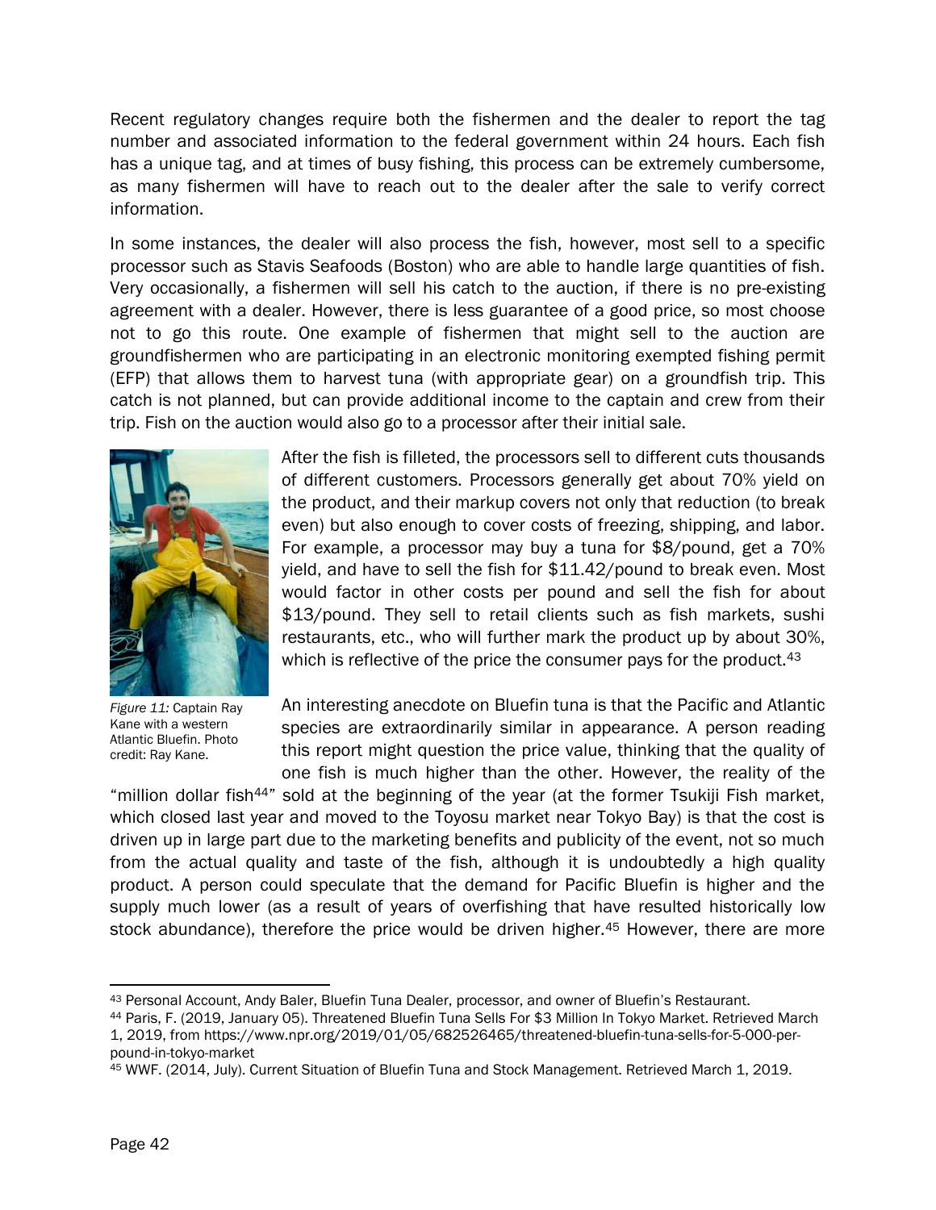Recent regulatory changes require both the fishermen and the dealer to report the tag number and associated information to the federal government within 24 hours. Each fish has a unique tag, and at times of busy fishing, this process can be extremely cumbersome, as many fishermen will have to reach out to the dealer after the sale to verify correct information.

In some instances, the dealer will also process the fish, however, most sell to a specific processor such as Stavis Seafoods (Boston) who are able to handle large quantities of fish. Very occasionally, a fishermen will sell his catch to the auction, if there is no pre-existing agreement with a dealer. However, there is less guarantee of a good price, so most choose not to go this route. One example of fishermen that might sell to the auction are groundfishermen who are participating in an electronic monitoring exempted fishing permit (EFP) that allows them to harvest tuna (with appropriate gear) on a groundfish trip. This catch is not planned, but can provide additional income to the captain and crew from their trip. Fish on the auction would also go to a processor after their initial sale.

*Figure 11:* Captain Ray Kane with a western Atlantic Bluefin. Photo credit: Ray Kane.

After the fish is filleted, the processors sell to different cuts thousands of different customers. Processors generally get about 70% yield on the product, and their markup covers not only that reduction (to break even) but also enough to cover costs of freezing, shipping, and labor. For example, a processor may buy a tuna for $8/pound, get a 70% yield, and have to sell the fish for $11.42/pound to break even. Most would factor in other costs per pound and sell the fish for about $13/pound. They sell to retail clients such as fish markets, sushi restaurants, etc., who will further mark the product up by about 30%, which is reflective of the price the consumer pays for the product.[43]

An interesting anecdote on Bluefin tuna is that the Pacific and Atlantic species are extraordinarily similar in appearance. A person reading this report might question the price value, thinking that the quality of one fish is much higher than the other. However, the reality of the "million dollar fish[44]" sold at the beginning of the year (at the former Tsukiji Fish market, which closed last year and moved to the Toyosu market near Tokyo Bay) is that the cost is driven up in large part due to the marketing benefits and publicity of the event, not so much from the actual quality and taste of the fish, although it is undoubtedly a high quality product. A person could speculate that the demand for Pacific Bluefin is higher and the supply much lower (as a result of years of overfishing that have resulted historically low stock abundance), therefore the price would be driven higher.[45] However, there are more

---

[43] Personal Account, Andy Baler, Bluefin Tuna Dealer, processor, and owner of Bluefin's Restaurant.

[44] Paris, F. (2019, January 05). Threatened Bluefin Tuna Sells For $3 Million In Tokyo Market. Retrieved March 1, 2019, from https://www.npr.org/2019/01/05/682526465/threatened-bluefin-tuna-sells-for-5-000-per-pound-in-tokyo-market

[45] WWF. (2014, July). Current Situation of Bluefin Tuna and Stock Management. Retrieved March 1, 2019.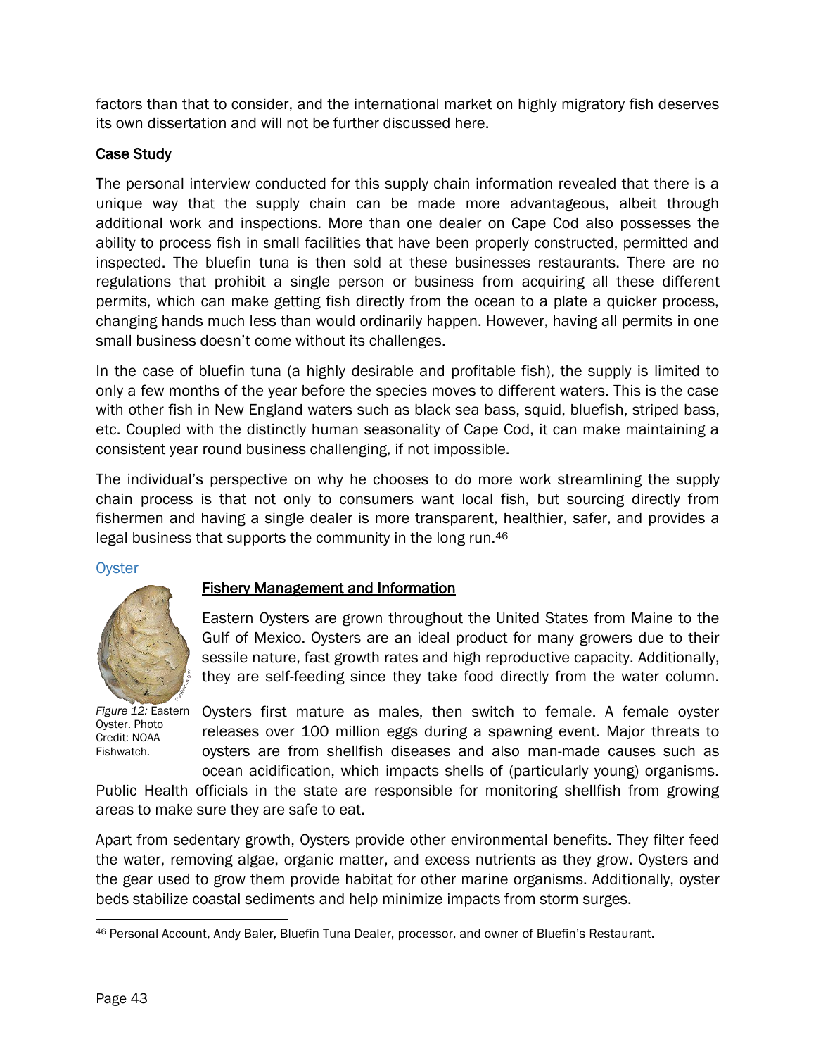factors than that to consider, and the international market on highly migratory fish deserves its own dissertation and will not be further discussed here.

## Case Study

The personal interview conducted for this supply chain information revealed that there is a unique way that the supply chain can be made more advantageous, albeit through additional work and inspections. More than one dealer on Cape Cod also possesses the ability to process fish in small facilities that have been properly constructed, permitted and inspected. The bluefin tuna is then sold at these businesses restaurants. There are no regulations that prohibit a single person or business from acquiring all these different permits, which can make getting fish directly from the ocean to a plate a quicker process, changing hands much less than would ordinarily happen. However, having all permits in one small business doesn't come without its challenges.

In the case of bluefin tuna (a highly desirable and profitable fish), the supply is limited to only a few months of the year before the species moves to different waters. This is the case with other fish in New England waters such as black sea bass, squid, bluefish, striped bass, etc. Coupled with the distinctly human seasonality of Cape Cod, it can make maintaining a consistent year round business challenging, if not impossible.

The individual's perspective on why he chooses to do more work streamlining the supply chain process is that not only to consumers want local fish, but sourcing directly from fishermen and having a single dealer is more transparent, healthier, safer, and provides a legal business that supports the community in the long run.[46]

### Oyster

*Figure 12:* Eastern Oyster. Photo Credit: NOAA Fishwatch.

## Fishery Management and Information

Eastern Oysters are grown throughout the United States from Maine to the Gulf of Mexico. Oysters are an ideal product for many growers due to their sessile nature, fast growth rates and high reproductive capacity. Additionally, they are self-feeding since they take food directly from the water column. Oysters first mature as males, then switch to female. A female oyster releases over 100 million eggs during a spawning event. Major threats to oysters are from shellfish diseases and also man-made causes such as ocean acidification, which impacts shells of (particularly young) organisms. Public Health officials in the state are responsible for monitoring shellfish from growing areas to make sure they are safe to eat.

Apart from sedentary growth, Oysters provide other environmental benefits. They filter feed the water, removing algae, organic matter, and excess nutrients as they grow. Oysters and the gear used to grow them provide habitat for other marine organisms. Additionally, oyster beds stabilize coastal sediments and help minimize impacts from storm surges.

[46] Personal Account, Andy Baler, Bluefin Tuna Dealer, processor, and owner of Bluefin's Restaurant.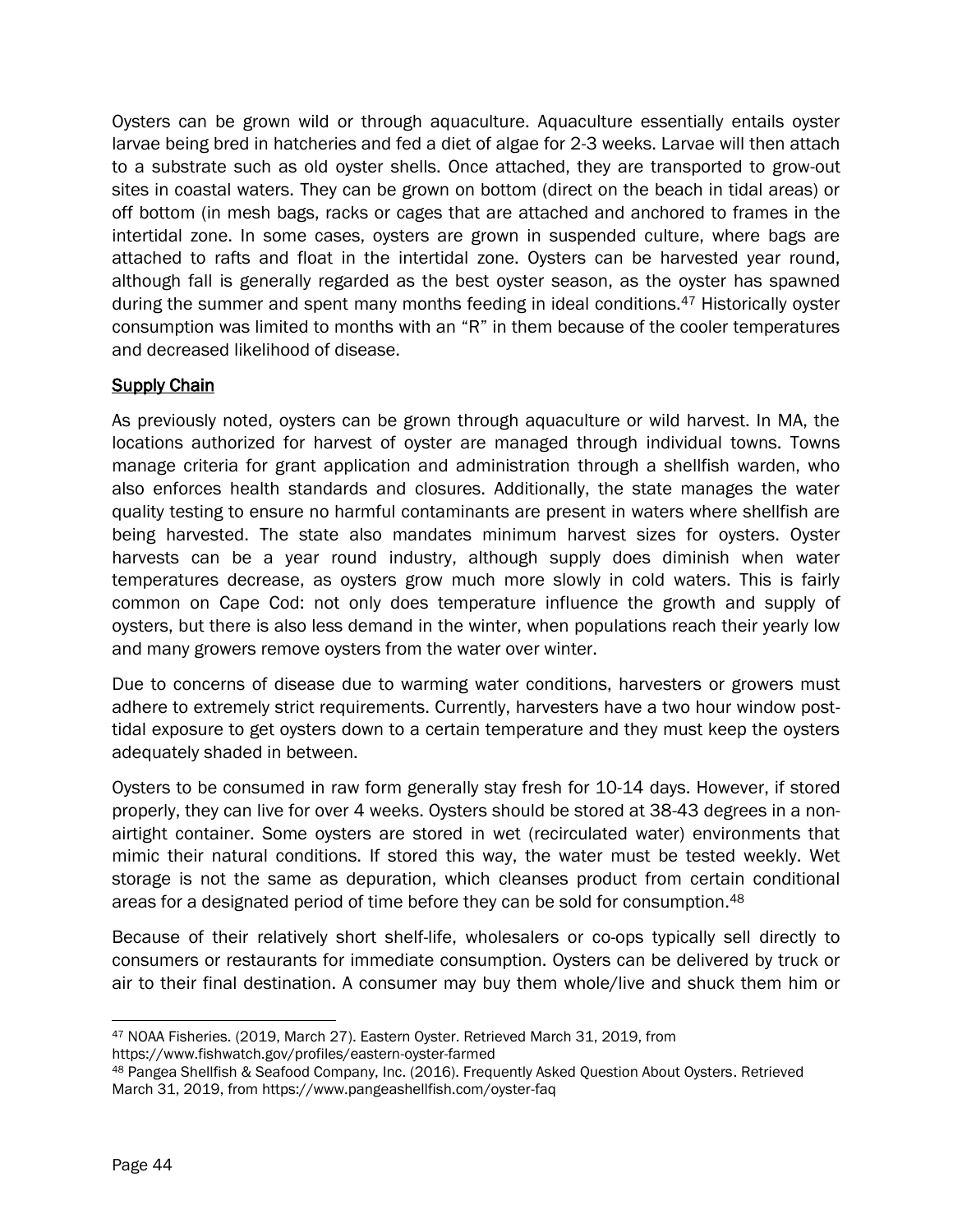Oysters can be grown wild or through aquaculture. Aquaculture essentially entails oyster larvae being bred in hatcheries and fed a diet of algae for 2-3 weeks. Larvae will then attach to a substrate such as old oyster shells. Once attached, they are transported to grow-out sites in coastal waters. They can be grown on bottom (direct on the beach in tidal areas) or off bottom (in mesh bags, racks or cages that are attached and anchored to frames in the intertidal zone. In some cases, oysters are grown in suspended culture, where bags are attached to rafts and float in the intertidal zone. Oysters can be harvested year round, although fall is generally regarded as the best oyster season, as the oyster has spawned during the summer and spent many months feeding in ideal conditions.[47] Historically oyster consumption was limited to months with an "R" in them because of the cooler temperatures and decreased likelihood of disease.

## Supply Chain

As previously noted, oysters can be grown through aquaculture or wild harvest. In MA, the locations authorized for harvest of oyster are managed through individual towns. Towns manage criteria for grant application and administration through a shellfish warden, who also enforces health standards and closures. Additionally, the state manages the water quality testing to ensure no harmful contaminants are present in waters where shellfish are being harvested. The state also mandates minimum harvest sizes for oysters. Oyster harvests can be a year round industry, although supply does diminish when water temperatures decrease, as oysters grow much more slowly in cold waters. This is fairly common on Cape Cod: not only does temperature influence the growth and supply of oysters, but there is also less demand in the winter, when populations reach their yearly low and many growers remove oysters from the water over winter.

Due to concerns of disease due to warming water conditions, harvesters or growers must adhere to extremely strict requirements. Currently, harvesters have a two hour window post-tidal exposure to get oysters down to a certain temperature and they must keep the oysters adequately shaded in between.

Oysters to be consumed in raw form generally stay fresh for 10-14 days. However, if stored properly, they can live for over 4 weeks. Oysters should be stored at 38-43 degrees in a non-airtight container. Some oysters are stored in wet (recirculated water) environments that mimic their natural conditions. If stored this way, the water must be tested weekly. Wet storage is not the same as depuration, which cleanses product from certain conditional areas for a designated period of time before they can be sold for consumption.[48]

Because of their relatively short shelf-life, wholesalers or co-ops typically sell directly to consumers or restaurants for immediate consumption. Oysters can be delivered by truck or air to their final destination. A consumer may buy them whole/live and shuck them him or

[47] NOAA Fisheries. (2019, March 27). Eastern Oyster. Retrieved March 31, 2019, from https://www.fishwatch.gov/profiles/eastern-oyster-farmed

[48] Pangea Shellfish & Seafood Company, Inc. (2016). Frequently Asked Question About Oysters. Retrieved March 31, 2019, from https://www.pangeashellfish.com/oyster-faq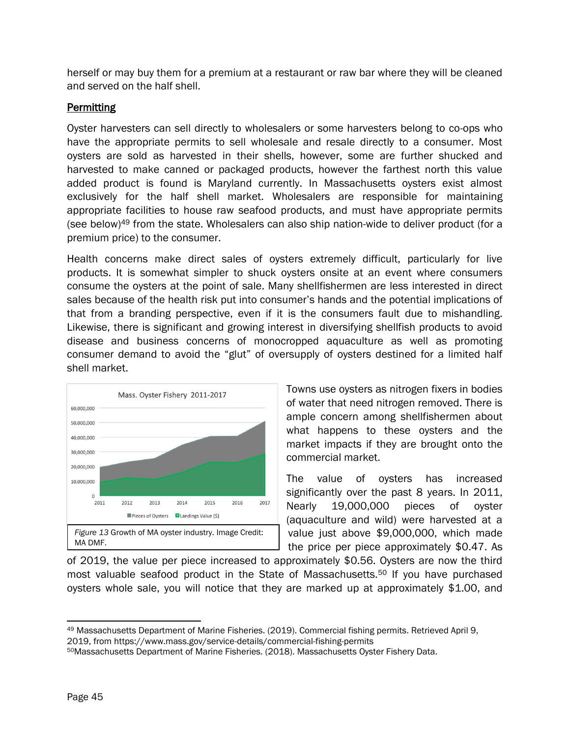herself or may buy them for a premium at a restaurant or raw bar where they will be cleaned and served on the half shell.

## Permitting

Oyster harvesters can sell directly to wholesalers or some harvesters belong to co-ops who have the appropriate permits to sell wholesale and resale directly to a consumer. Most oysters are sold as harvested in their shells, however, some are further shucked and harvested to make canned or packaged products, however the farthest north this value added product is found is Maryland currently. In Massachusetts oysters exist almost exclusively for the half shell market. Wholesalers are responsible for maintaining appropriate facilities to house raw seafood products, and must have appropriate permits (see below)[49] from the state. Wholesalers can also ship nation-wide to deliver product (for a premium price) to the consumer.

Health concerns make direct sales of oysters extremely difficult, particularly for live products. It is somewhat simpler to shuck oysters onsite at an event where consumers consume the oysters at the point of sale. Many shellfishermen are less interested in direct sales because of the health risk put into consumer's hands and the potential implications of that from a branding perspective, even if it is the consumers fault due to mishandling. Likewise, there is significant and growing interest in diversifying shellfish products to avoid disease and business concerns of monocropped aquaculture as well as promoting consumer demand to avoid the "glut" of oversupply of oysters destined for a limited half shell market.

*Figure 13* Growth of MA oyster industry. Image Credit: MA DMF.

Towns use oysters as nitrogen fixers in bodies of water that need nitrogen removed. There is ample concern among shellfishermen about what happens to these oysters and the market impacts if they are brought onto the commercial market.

The value of oysters has increased significantly over the past 8 years. In 2011, Nearly 19,000,000 pieces of oyster (aquaculture and wild) were harvested at a value just above $9,000,000, which made the price per piece approximately $0.47. As of 2019, the value per piece increased to approximately $0.56. Oysters are now the third most valuable seafood product in the State of Massachusetts.[50] If you have purchased oysters whole sale, you will notice that they are marked up at approximately $1.00, and

[49] Massachusetts Department of Marine Fisheries. (2019). Commercial fishing permits. Retrieved April 9, 2019, from https://www.mass.gov/service-details/commercial-fishing-permits

[50] Massachusetts Department of Marine Fisheries. (2018). Massachusetts Oyster Fishery Data.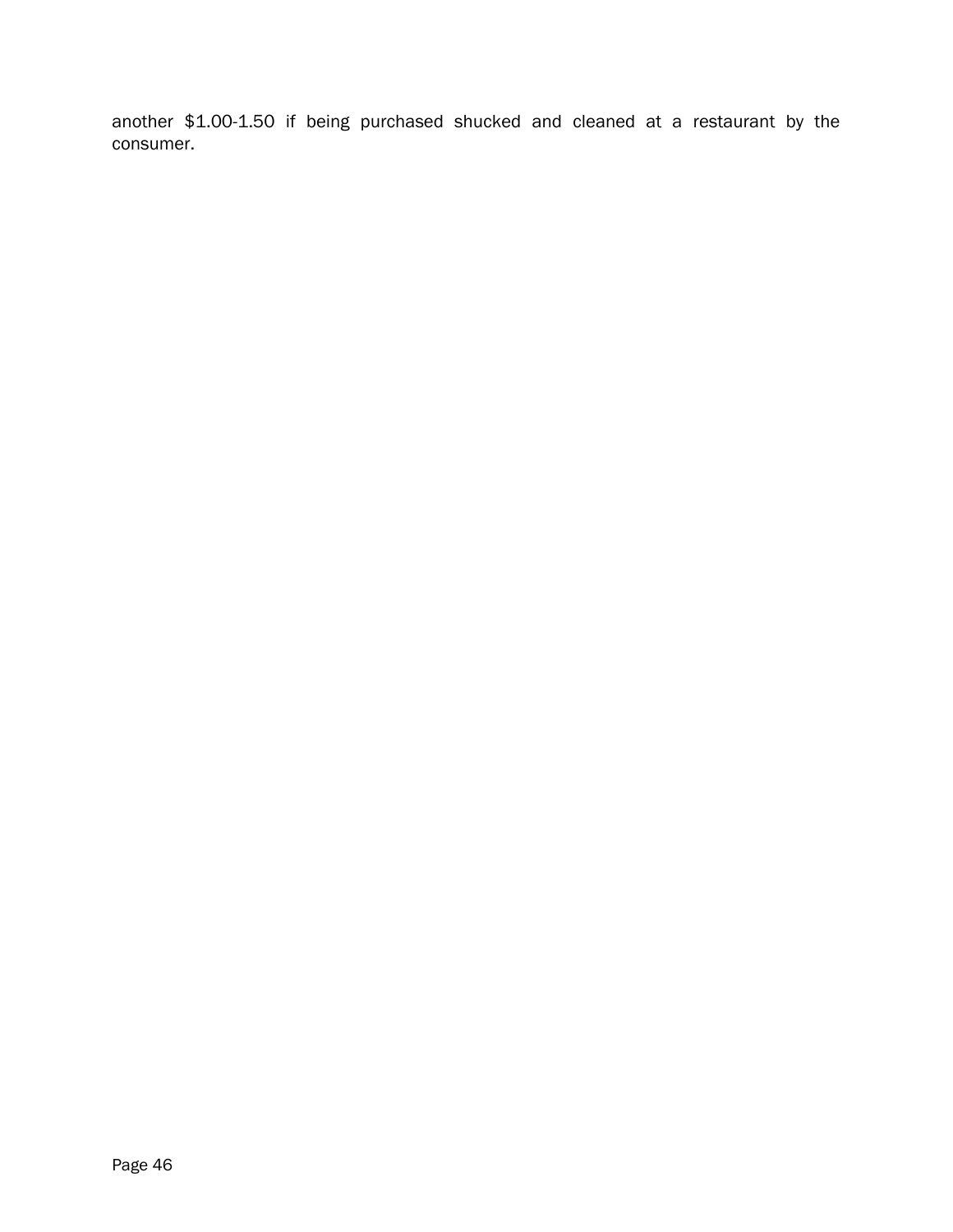another $1.00-1.50 if being purchased shucked and cleaned at a restaurant by the consumer.